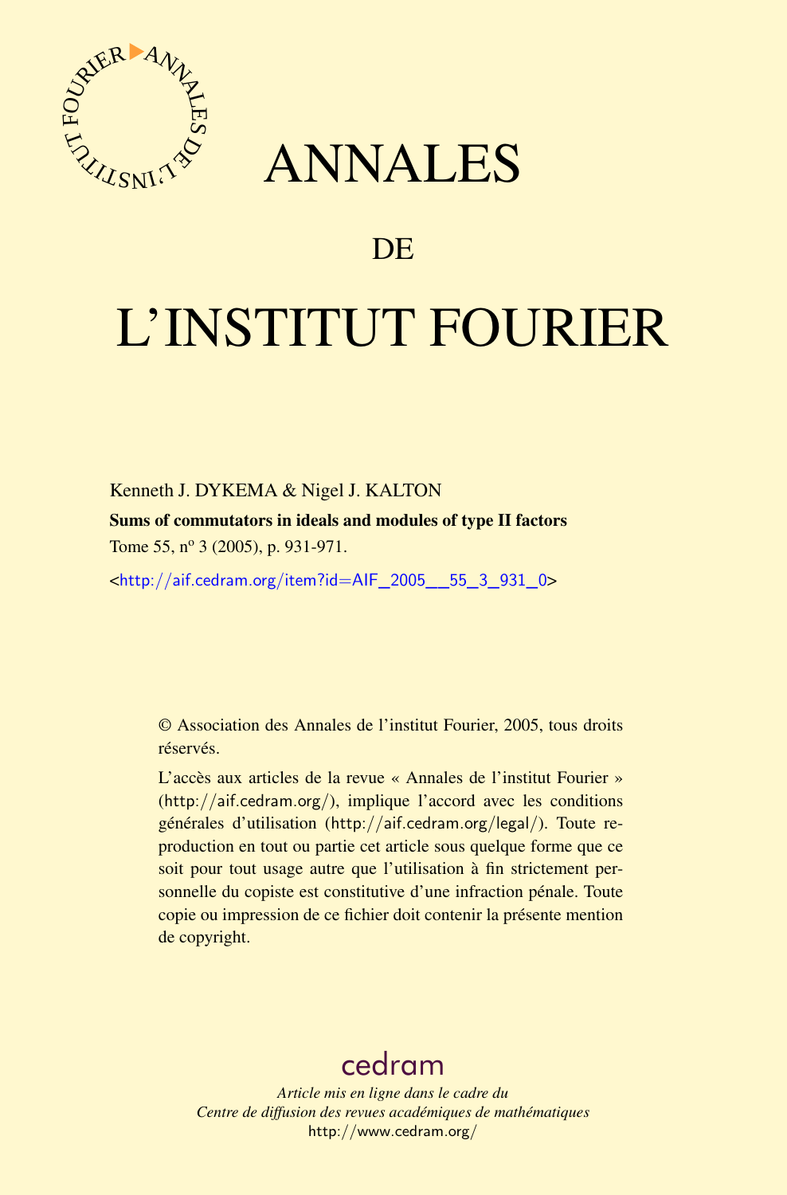# ANNALES

## DE

# L'INSTITUT FOURIER

Kenneth J. DYKEMA & Nigel J. KALTON

**Sums of commutators in ideals and modules of type II factors**

Tome 55, n° 3 (2005), p. 931-971.

<http://aif.cedram.org/item?id=AIF_2005__55_3_931_0>

© Association des Annales de l'institut Fourier, 2005, tous droits réservés.

L'accès aux articles de la revue « Annales de l'institut Fourier » (http://aif.cedram.org/), implique l'accord avec les conditions générales d'utilisation (http://aif.cedram.org/legal/). Toute reproduction en tout ou partie cet article sous quelque forme que ce soit pour tout usage autre que l'utilisation à fin strictement personnelle du copiste est constitutive d'une infraction pénale. Toute copie ou impression de ce fichier doit contenir la présente mention de copyright.

cedram

*Article mis en ligne dans le cadre du*
*Centre de diffusion des revues académiques de mathématiques*
http://www.cedram.org/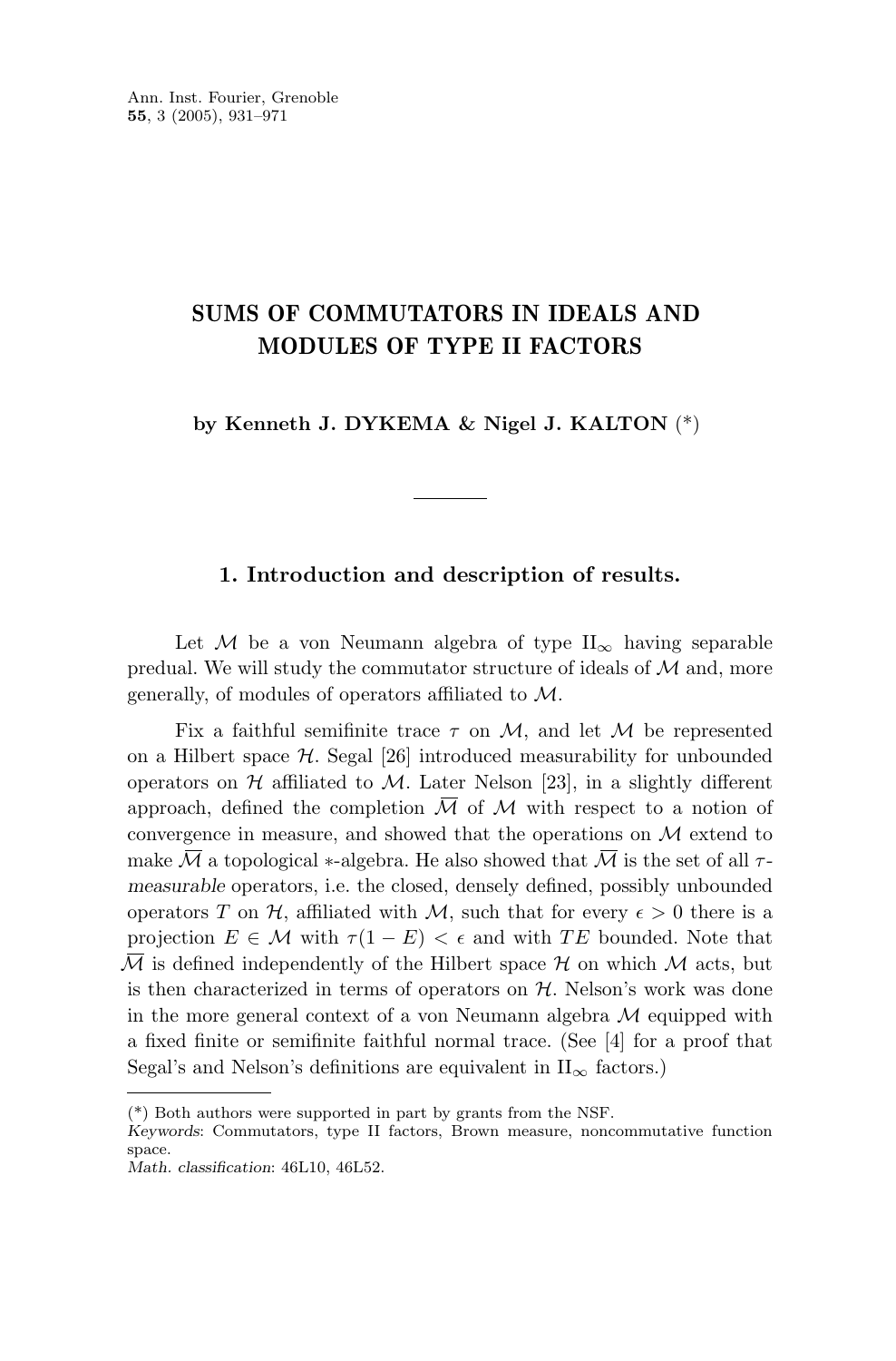# SUMS OF COMMUTATORS IN IDEALS AND MODULES OF TYPE II FACTORS

**by Kenneth J. DYKEMA & Nigel J. KALTON** (*)

## 1. Introduction and description of results.

Let $\mathcal{M}$ be a von Neumann algebra of type $\mathrm{II}_\infty$ having separable predual. We will study the commutator structure of ideals of $\mathcal{M}$ and, more generally, of modules of operators affiliated to $\mathcal{M}$.

Fix a faithful semifinite trace $\tau$ on $\mathcal{M}$, and let $\mathcal{M}$ be represented on a Hilbert space $\mathcal{H}$. Segal [26] introduced measurability for unbounded operators on $\mathcal{H}$ affiliated to $\mathcal{M}$. Later Nelson [23], in a slightly different approach, defined the completion $\overline{\mathcal{M}}$ of $\mathcal{M}$ with respect to a notion of convergence in measure, and showed that the operations on $\mathcal{M}$ extend to make $\overline{\mathcal{M}}$ a topological $*$-algebra. He also showed that $\overline{\mathcal{M}}$ is the set of all $\tau$-*measurable* operators, i.e. the closed, densely defined, possibly unbounded operators $T$ on $\mathcal{H}$, affiliated with $\mathcal{M}$, such that for every $\epsilon > 0$ there is a projection $E \in \mathcal{M}$ with $\tau(1 - E) < \epsilon$ and with $TE$ bounded. Note that $\overline{\mathcal{M}}$ is defined independently of the Hilbert space $\mathcal{H}$ on which $\mathcal{M}$ acts, but is then characterized in terms of operators on $\mathcal{H}$. Nelson's work was done in the more general context of a von Neumann algebra $\mathcal{M}$ equipped with a fixed finite or semifinite faithful normal trace. (See [4] for a proof that Segal's and Nelson's definitions are equivalent in $\mathrm{II}_\infty$ factors.)

(*) Both authors were supported in part by grants from the NSF.
*Keywords*: Commutators, type II factors, Brown measure, noncommutative function space.
*Math. classification*: 46L10, 46L52.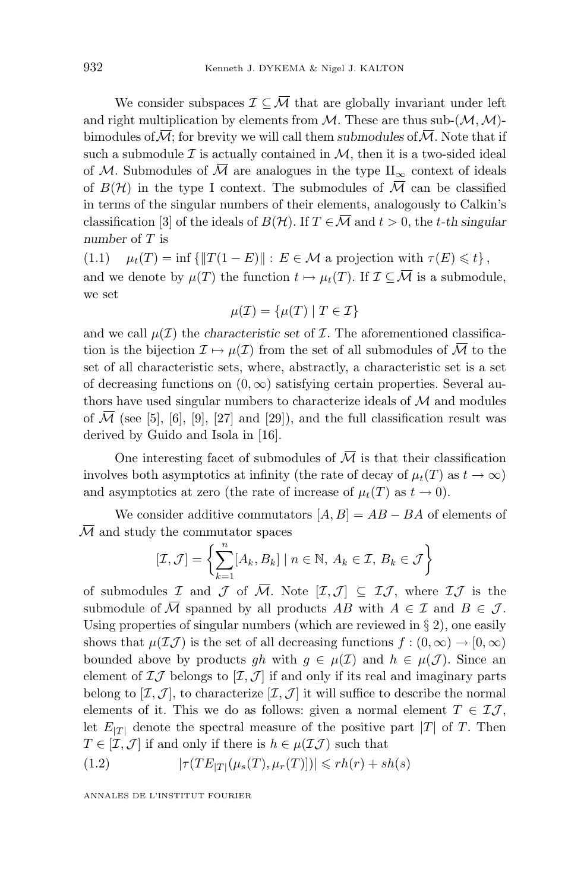We consider subspaces $\mathcal{I} \subseteq \overline{\mathcal{M}}$ that are globally invariant under left and right multiplication by elements from $\mathcal{M}$. These are thus sub-$(\mathcal{M},\mathcal{M})$-bimodules of $\overline{\mathcal{M}}$; for brevity we will call them *submodules* of $\overline{\mathcal{M}}$. Note that if such a submodule $\mathcal{I}$ is actually contained in $\mathcal{M}$, then it is a two-sided ideal of $\mathcal{M}$. Submodules of $\overline{\mathcal{M}}$ are analogues in the type $\mathrm{II}_\infty$ context of ideals of $B(\mathcal{H})$ in the type I context. The submodules of $\overline{\mathcal{M}}$ can be classified in terms of the singular numbers of their elements, analogously to Calkin's classification [3] of the ideals of $B(\mathcal{H})$. If $T \in \overline{\mathcal{M}}$ and $t > 0$, the *t-th singular number* of $T$ is

$$\mu_t(T) = \inf\left\{\|T(1-E)\| : E \in \mathcal{M} \text{ a projection with } \tau(E) \leqslant t\right\}, \tag{1.1}$$

and we denote by $\mu(T)$ the function $t \mapsto \mu_t(T)$. If $\mathcal{I} \subseteq \overline{\mathcal{M}}$ is a submodule, we set

$$\mu(\mathcal{I}) = \{\mu(T) \mid T \in \mathcal{I}\}$$

and we call $\mu(\mathcal{I})$ the *characteristic set* of $\mathcal{I}$. The aforementioned classification is the bijection $\mathcal{I} \mapsto \mu(\mathcal{I})$ from the set of all submodules of $\overline{\mathcal{M}}$ to the set of all characteristic sets, where, abstractly, a characteristic set is a set of decreasing functions on $(0,\infty)$ satisfying certain properties. Several authors have used singular numbers to characterize ideals of $\mathcal{M}$ and modules of $\overline{\mathcal{M}}$ (see [5], [6], [9], [27] and [29]), and the full classification result was derived by Guido and Isola in [16].

One interesting facet of submodules of $\overline{\mathcal{M}}$ is that their classification involves both asymptotics at infinity (the rate of decay of $\mu_t(T)$ as $t \to \infty$) and asymptotics at zero (the rate of increase of $\mu_t(T)$ as $t \to 0$).

We consider additive commutators $[A,B] = AB - BA$ of elements of $\overline{\mathcal{M}}$ and study the commutator spaces

$$[\mathcal{I},\mathcal{J}] = \left\{\sum_{k=1}^{n}[A_k,B_k] \mid n \in \mathbb{N},\ A_k \in \mathcal{I},\ B_k \in \mathcal{J}\right\}$$

of submodules $\mathcal{I}$ and $\mathcal{J}$ of $\overline{\mathcal{M}}$. Note $[\mathcal{I},\mathcal{J}] \subseteq \mathcal{I}\mathcal{J}$, where $\mathcal{I}\mathcal{J}$ is the submodule of $\overline{\mathcal{M}}$ spanned by all products $AB$ with $A \in \mathcal{I}$ and $B \in \mathcal{J}$. Using properties of singular numbers (which are reviewed in § 2), one easily shows that $\mu(\mathcal{I}\mathcal{J})$ is the set of all decreasing functions $f : (0,\infty) \to [0,\infty)$ bounded above by products $gh$ with $g \in \mu(\mathcal{I})$ and $h \in \mu(\mathcal{J})$. Since an element of $\mathcal{I}\mathcal{J}$ belongs to $[\mathcal{I},\mathcal{J}]$ if and only if its real and imaginary parts belong to $[\mathcal{I},\mathcal{J}]$, to characterize $[\mathcal{I},\mathcal{J}]$ it will suffice to describe the normal elements of it. This we do as follows: given a normal element $T \in \mathcal{I}\mathcal{J}$, let $E_{|T|}$ denote the spectral measure of the positive part $|T|$ of $T$. Then $T \in [\mathcal{I},\mathcal{J}]$ if and only if there is $h \in \mu(\mathcal{I}\mathcal{J})$ such that

$$|\tau(TE_{|T|}(\mu_s(T),\mu_r(T)])| \leqslant rh(r) + sh(s) \tag{1.2}$$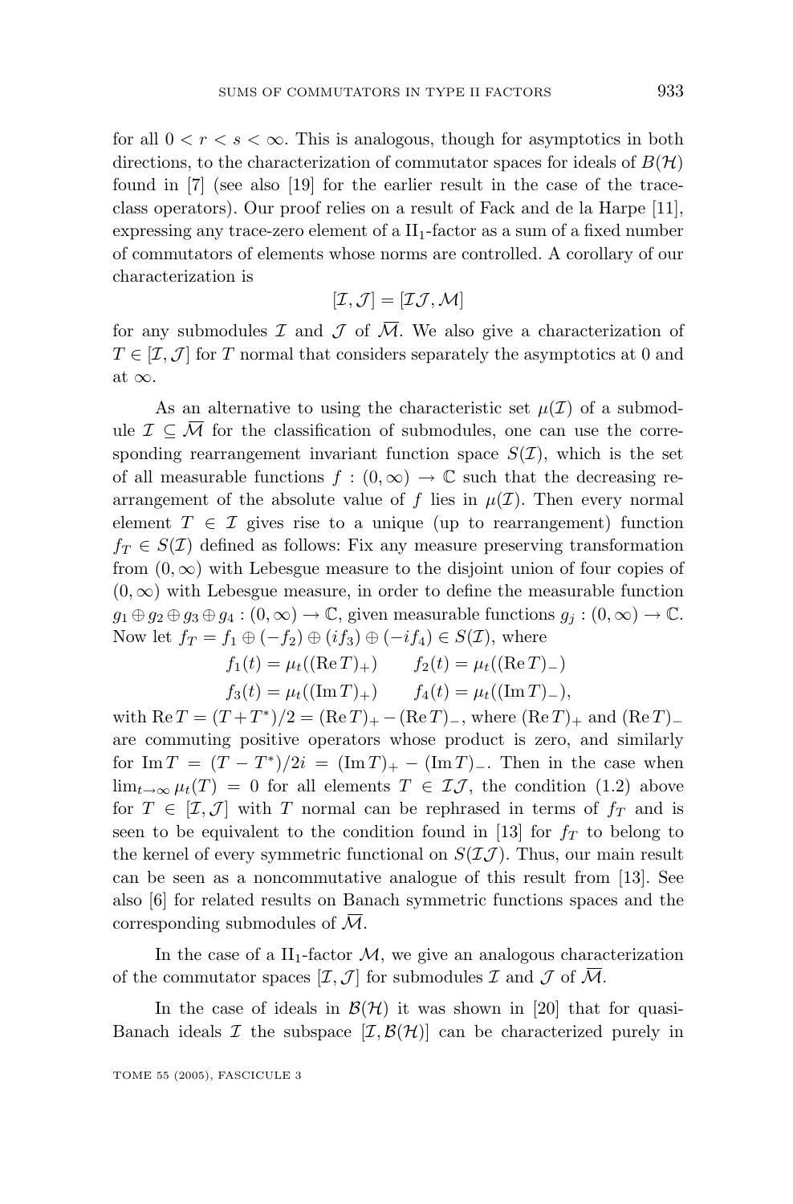for all $0 < r < s < \infty$. This is analogous, though for asymptotics in both directions, to the characterization of commutator spaces for ideals of $B(\mathcal{H})$ found in [7] (see also [19] for the earlier result in the case of the trace-class operators). Our proof relies on a result of Fack and de la Harpe [11], expressing any trace-zero element of a $\mathrm{II}_1$-factor as a sum of a fixed number of commutators of elements whose norms are controlled. A corollary of our characterization is

$$[\mathcal{I},\mathcal{J}] = [\mathcal{I}\mathcal{J},\mathcal{M}]$$

for any submodules $\mathcal{I}$ and $\mathcal{J}$ of $\overline{\mathcal{M}}$. We also give a characterization of $T \in [\mathcal{I},\mathcal{J}]$ for $T$ normal that considers separately the asymptotics at 0 and at $\infty$.

As an alternative to using the characteristic set $\mu(\mathcal{I})$ of a submodule $\mathcal{I} \subseteq \overline{\mathcal{M}}$ for the classification of submodules, one can use the corresponding rearrangement invariant function space $S(\mathcal{I})$, which is the set of all measurable functions $f : (0,\infty) \to \mathbb{C}$ such that the decreasing rearrangement of the absolute value of $f$ lies in $\mu(\mathcal{I})$. Then every normal element $T \in \mathcal{I}$ gives rise to a unique (up to rearrangement) function $f_T \in S(\mathcal{I})$ defined as follows: Fix any measure preserving transformation from $(0,\infty)$ with Lebesgue measure to the disjoint union of four copies of $(0,\infty)$ with Lebesgue measure, in order to define the measurable function $g_1 \oplus g_2 \oplus g_3 \oplus g_4 : (0,\infty) \to \mathbb{C}$, given measurable functions $g_j : (0,\infty) \to \mathbb{C}$. Now let $f_T = f_1 \oplus (-f_2) \oplus (if_3) \oplus (-if_4) \in S(\mathcal{I})$, where

$$f_1(t) = \mu_t((\operatorname{Re} T)_+) \qquad f_2(t) = \mu_t((\operatorname{Re} T)_-)$$
$$f_3(t) = \mu_t((\operatorname{Im} T)_+) \qquad f_4(t) = \mu_t((\operatorname{Im} T)_-),$$

with $\operatorname{Re} T = (T + T^*)/2 = (\operatorname{Re} T)_+ - (\operatorname{Re} T)_-$, where $(\operatorname{Re} T)_+$ and $(\operatorname{Re} T)_-$ are commuting positive operators whose product is zero, and similarly for $\operatorname{Im} T = (T - T^*)/2i = (\operatorname{Im} T)_+ - (\operatorname{Im} T)_-$. Then in the case when $\lim_{t\to\infty} \mu_t(T) = 0$ for all elements $T \in \mathcal{I}\mathcal{J}$, the condition (1.2) above for $T \in [\mathcal{I},\mathcal{J}]$ with $T$ normal can be rephrased in terms of $f_T$ and is seen to be equivalent to the condition found in [13] for $f_T$ to belong to the kernel of every symmetric functional on $S(\mathcal{I}\mathcal{J})$. Thus, our main result can be seen as a noncommutative analogue of this result from [13]. See also [6] for related results on Banach symmetric functions spaces and the corresponding submodules of $\overline{\mathcal{M}}$.

In the case of a $\mathrm{II}_1$-factor $\mathcal{M}$, we give an analogous characterization of the commutator spaces $[\mathcal{I},\mathcal{J}]$ for submodules $\mathcal{I}$ and $\mathcal{J}$ of $\overline{\mathcal{M}}$.

In the case of ideals in $\mathcal{B}(\mathcal{H})$ it was shown in [20] that for quasi-Banach ideals $\mathcal{I}$ the subspace $[\mathcal{I},\mathcal{B}(\mathcal{H})]$ can be characterized purely in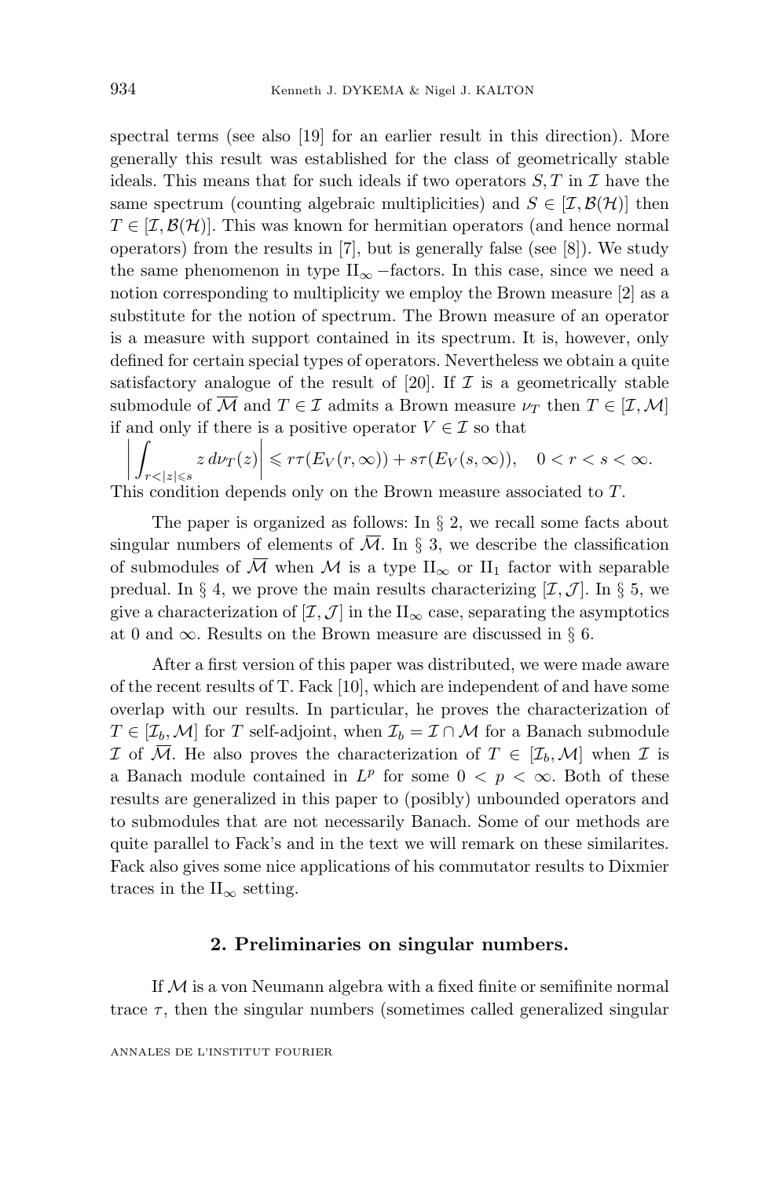spectral terms (see also [19] for an earlier result in this direction). More generally this result was established for the class of geometrically stable ideals. This means that for such ideals if two operators $S, T$ in $\mathcal{I}$ have the same spectrum (counting algebraic multiplicities) and $S \in [\mathcal{I}, \mathcal{B}(\mathcal{H})]$ then $T \in [\mathcal{I}, \mathcal{B}(\mathcal{H})]$. This was known for hermitian operators (and hence normal operators) from the results in [7], but is generally false (see [8]). We study the same phenomenon in type $\mathrm{II}_\infty$ −factors. In this case, since we need a notion corresponding to multiplicity we employ the Brown measure [2] as a substitute for the notion of spectrum. The Brown measure of an operator is a measure with support contained in its spectrum. It is, however, only defined for certain special types of operators. Nevertheless we obtain a quite satisfactory analogue of the result of [20]. If $\mathcal{I}$ is a geometrically stable submodule of $\overline{\mathcal{M}}$ and $T \in \mathcal{I}$ admits a Brown measure $\nu_T$ then $T \in [\mathcal{I}, \mathcal{M}]$ if and only if there is a positive operator $V \in \mathcal{I}$ so that

$$\left| \int_{r<|z|\leqslant s} z \, d\nu_T(z) \right| \leqslant r\tau(E_V(r,\infty)) + s\tau(E_V(s,\infty)), \quad 0 < r < s < \infty.$$

This condition depends only on the Brown measure associated to $T$.

The paper is organized as follows: In § 2, we recall some facts about singular numbers of elements of $\overline{\mathcal{M}}$. In § 3, we describe the classification of submodules of $\overline{\mathcal{M}}$ when $\mathcal{M}$ is a type $\mathrm{II}_\infty$ or $\mathrm{II}_1$ factor with separable predual. In § 4, we prove the main results characterizing $[\mathcal{I}, \mathcal{J}]$. In § 5, we give a characterization of $[\mathcal{I}, \mathcal{J}]$ in the $\mathrm{II}_\infty$ case, separating the asymptotics at 0 and $\infty$. Results on the Brown measure are discussed in § 6.

After a first version of this paper was distributed, we were made aware of the recent results of T. Fack [10], which are independent of and have some overlap with our results. In particular, he proves the characterization of $T \in [\mathcal{I}_b, \mathcal{M}]$ for $T$ self-adjoint, when $\mathcal{I}_b = \mathcal{I} \cap \mathcal{M}$ for a Banach submodule $\mathcal{I}$ of $\overline{\mathcal{M}}$. He also proves the characterization of $T \in [\mathcal{I}_b, \mathcal{M}]$ when $\mathcal{I}$ is a Banach module contained in $L^p$ for some $0 < p < \infty$. Both of these results are generalized in this paper to (posibly) unbounded operators and to submodules that are not necessarily Banach. Some of our methods are quite parallel to Fack's and in the text we will remark on these similarites. Fack also gives some nice applications of his commutator results to Dixmier traces in the $\mathrm{II}_\infty$ setting.

## 2. Preliminaries on singular numbers.

If $\mathcal{M}$ is a von Neumann algebra with a fixed finite or semifinite normal trace $\tau$, then the singular numbers (sometimes called generalized singular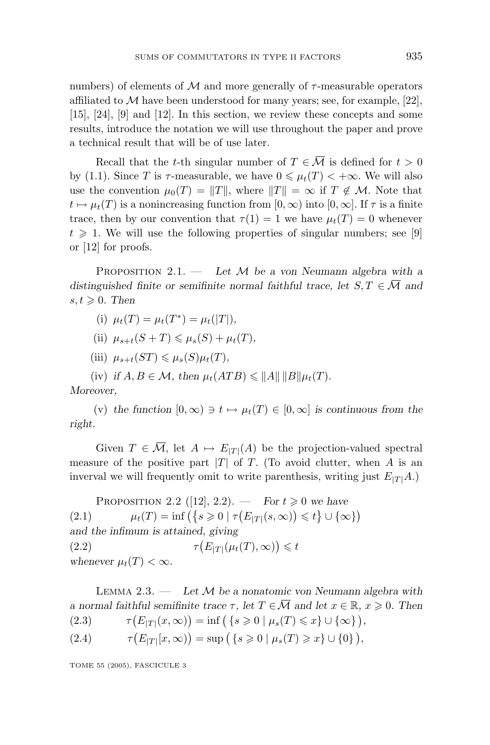numbers) of elements of $\mathcal{M}$ and more generally of $\tau$-measurable operators affiliated to $\mathcal{M}$ have been understood for many years; see, for example, [22], [15], [24], [9] and [12]. In this section, we review these concepts and some results, introduce the notation we will use throughout the paper and prove a technical result that will be of use later.

Recall that the $t$-th singular number of $T \in \overline{\mathcal{M}}$ is defined for $t > 0$ by (1.1). Since $T$ is $\tau$-measurable, we have $0 \leqslant \mu_t(T) < +\infty$. We will also use the convention $\mu_0(T) = \|T\|$, where $\|T\| = \infty$ if $T \notin \mathcal{M}$. Note that $t \mapsto \mu_t(T)$ is a nonincreasing function from $[0, \infty)$ into $[0, \infty]$. If $\tau$ is a finite trace, then by our convention that $\tau(1) = 1$ we have $\mu_t(T) = 0$ whenever $t \geqslant 1$. We will use the following properties of singular numbers; see [9] or [12] for proofs.

Proposition 2.1. — *Let $\mathcal{M}$ be a von Neumann algebra with a distinguished finite or semifinite normal faithful trace, let $S, T \in \overline{\mathcal{M}}$ and $s, t \geqslant 0$. Then*

(i) $\mu_t(T) = \mu_t(T^*) = \mu_t(|T|)$,

(ii) $\mu_{s+t}(S + T) \leqslant \mu_s(S) + \mu_t(T)$,

(iii) $\mu_{s+t}(ST) \leqslant \mu_s(S)\mu_t(T)$,

(iv) *if $A, B \in \mathcal{M}$, then $\mu_t(ATB) \leqslant \|A\|\,\|B\|\mu_t(T)$.*

*Moreover,*

(v) *the function $[0, \infty) \ni t \mapsto \mu_t(T) \in [0, \infty]$ is continuous from the right.*

Given $T \in \overline{\mathcal{M}}$, let $A \mapsto E_{|T|}(A)$ be the projection-valued spectral measure of the positive part $|T|$ of $T$. (To avoid clutter, when $A$ is an inverval we will frequently omit to write parenthesis, writing just $E_{|T|}A$.)

Proposition 2.2 ([12], 2.2). — *For $t \geqslant 0$ we have*

$$\mu_t(T) = \inf\big(\{s \geqslant 0 \mid \tau\big(E_{|T|}(s, \infty)\big) \leqslant t\} \cup \{\infty\}\big) \tag{2.1}$$

*and the infimum is attained, giving*

$$\tau\big(E_{|T|}(\mu_t(T), \infty)\big) \leqslant t \tag{2.2}$$

*whenever $\mu_t(T) < \infty$.*

Lemma 2.3. — *Let $\mathcal{M}$ be a nonatomic von Neumann algebra with a normal faithful semifinite trace $\tau$, let $T \in \overline{\mathcal{M}}$ and let $x \in \mathbb{R}$, $x \geqslant 0$. Then*

$$\tau\big(E_{|T|}(x, \infty)\big) = \inf\big(\,\{s \geqslant 0 \mid \mu_s(T) \leqslant x\} \cup \{\infty\}\,\big), \tag{2.3}$$

$$\tau\big(E_{|T|}[x, \infty)\big) = \sup\big(\,\{s \geqslant 0 \mid \mu_s(T) \geqslant x\} \cup \{0\}\,\big), \tag{2.4}$$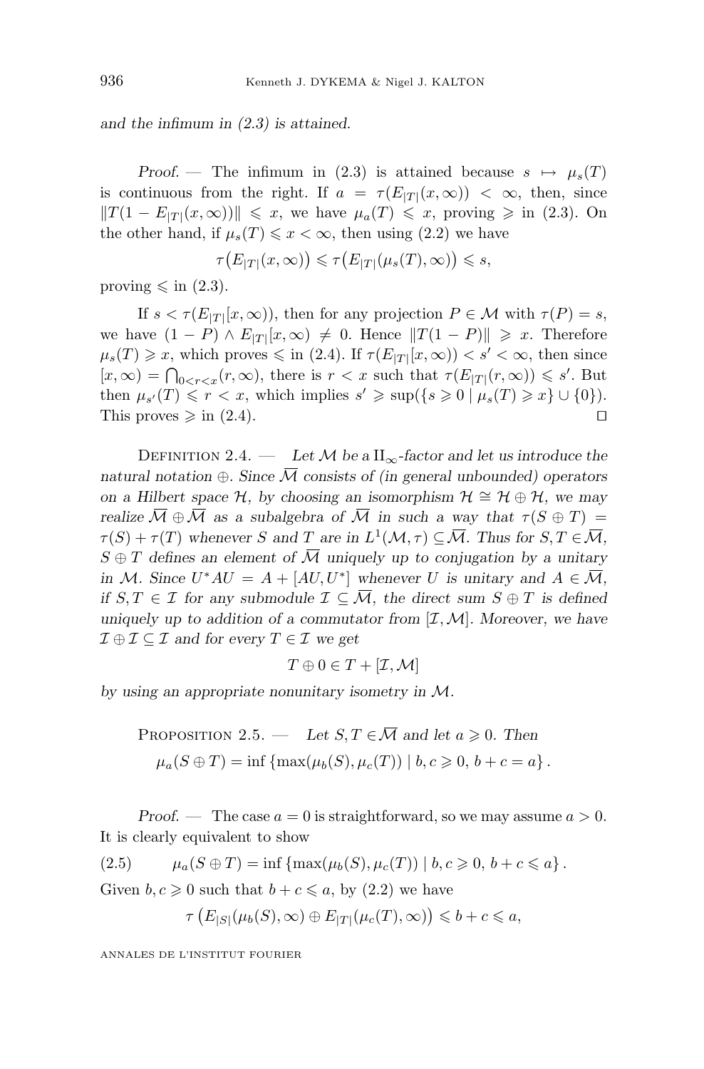*and the infimum in (2.3) is attained.*

*Proof.* — The infimum in (2.3) is attained because $s \mapsto \mu_s(T)$ is continuous from the right. If $a = \tau(E_{|T|}(x,\infty)) < \infty$, then, since $\|T(1 - E_{|T|}(x,\infty))\| \leqslant x$, we have $\mu_a(T) \leqslant x$, proving $\geqslant$ in (2.3). On the other hand, if $\mu_s(T) \leqslant x < \infty$, then using (2.2) we have

$$\tau\big(E_{|T|}(x,\infty)\big) \leqslant \tau\big(E_{|T|}(\mu_s(T),\infty)\big) \leqslant s,$$

proving $\leqslant$ in (2.3).

If $s < \tau(E_{|T|}[x,\infty))$, then for any projection $P \in \mathcal{M}$ with $\tau(P) = s$, we have $(1-P) \wedge E_{|T|}[x,\infty) \neq 0$. Hence $\|T(1-P)\| \geqslant x$. Therefore $\mu_s(T) \geqslant x$, which proves $\leqslant$ in (2.4). If $\tau(E_{|T|}[x,\infty)) < s' < \infty$, then since $[x,\infty) = \bigcap_{0<r<x}(r,\infty)$, there is $r < x$ such that $\tau(E_{|T|}(r,\infty)) \leqslant s'$. But then $\mu_{s'}(T) \leqslant r < x$, which implies $s' \geqslant \sup(\{s \geqslant 0 \mid \mu_s(T) \geqslant x\} \cup \{0\})$. This proves $\geqslant$ in (2.4). □

Definition 2.4. — *Let $\mathcal{M}$ be a $\mathrm{II}_\infty$-factor and let us introduce the natural notation $\oplus$. Since $\overline{\mathcal{M}}$ consists of (in general unbounded) operators on a Hilbert space $\mathcal{H}$, by choosing an isomorphism $\mathcal{H} \cong \mathcal{H} \oplus \mathcal{H}$, we may realize $\overline{\mathcal{M}} \oplus \overline{\mathcal{M}}$ as a subalgebra of $\overline{\mathcal{M}}$ in such a way that $\tau(S \oplus T) = \tau(S) + \tau(T)$ whenever $S$ and $T$ are in $L^1(\mathcal{M},\tau) \subseteq \overline{\mathcal{M}}$. Thus for $S, T \in \overline{\mathcal{M}}$, $S \oplus T$ defines an element of $\overline{\mathcal{M}}$ uniquely up to conjugation by a unitary in $\mathcal{M}$. Since $U^*AU = A + [AU, U^*]$ whenever $U$ is unitary and $A \in \overline{\mathcal{M}}$, if $S, T \in \mathcal{I}$ for any submodule $\mathcal{I} \subseteq \overline{\mathcal{M}}$, the direct sum $S \oplus T$ is defined uniquely up to addition of a commutator from $[\mathcal{I}, \mathcal{M}]$. Moreover, we have $\mathcal{I} \oplus \mathcal{I} \subseteq \mathcal{I}$ and for every $T \in \mathcal{I}$ we get*

$$T \oplus 0 \in T + [\mathcal{I}, \mathcal{M}]$$

*by using an appropriate nonunitary isometry in $\mathcal{M}$.*

Proposition 2.5. — *Let $S, T \in \overline{\mathcal{M}}$ and let $a \geqslant 0$. Then*

$$\mu_a(S \oplus T) = \inf\left\{\max(\mu_b(S), \mu_c(T)) \mid b, c \geqslant 0,\ b + c = a\right\}.$$

*Proof.* — The case $a = 0$ is straightforward, so we may assume $a > 0$. It is clearly equivalent to show

$$\mu_a(S \oplus T) = \inf\left\{\max(\mu_b(S), \mu_c(T)) \mid b, c \geqslant 0,\ b + c \leqslant a\right\}. \tag{2.5}$$

Given $b, c \geqslant 0$ such that $b + c \leqslant a$, by (2.2) we have

$$\tau\left(E_{|S|}(\mu_b(S),\infty) \oplus E_{|T|}(\mu_c(T),\infty)\right) \leqslant b + c \leqslant a,$$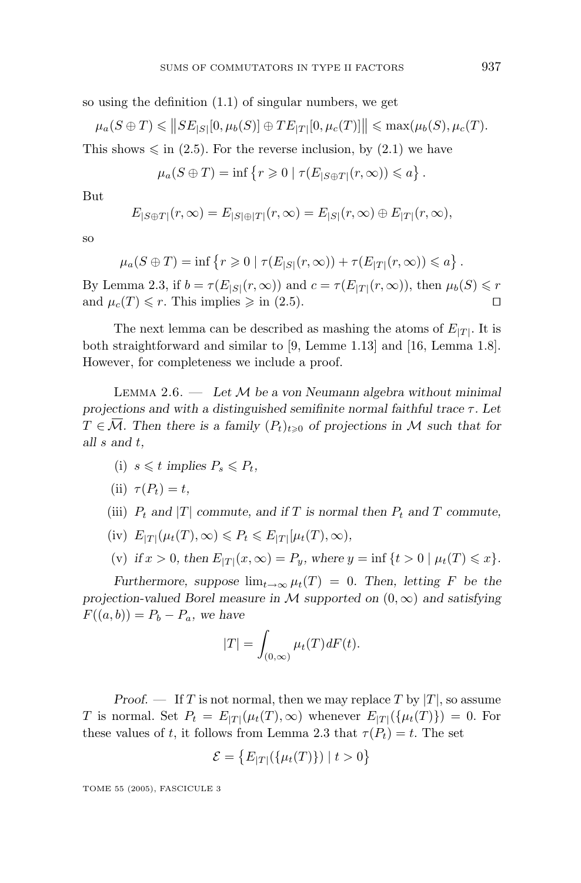so using the definition (1.1) of singular numbers, we get

$$\mu_a(S \oplus T) \leqslant \left\| S E_{|S|}[0, \mu_b(S)] \oplus T E_{|T|}[0, \mu_c(T)] \right\| \leqslant \max(\mu_b(S), \mu_c(T).$$

This shows $\leqslant$ in (2.5). For the reverse inclusion, by (2.1) we have

$$\mu_a(S \oplus T) = \inf \left\{ r \geqslant 0 \mid \tau(E_{|S \oplus T|}(r, \infty)) \leqslant a \right\}.$$

But

$$E_{|S \oplus T|}(r, \infty) = E_{|S| \oplus |T|}(r, \infty) = E_{|S|}(r, \infty) \oplus E_{|T|}(r, \infty),$$

so

$$\mu_a(S \oplus T) = \inf \left\{ r \geqslant 0 \mid \tau(E_{|S|}(r, \infty)) + \tau(E_{|T|}(r, \infty)) \leqslant a \right\}.$$

By Lemma 2.3, if $b = \tau(E_{|S|}(r, \infty))$ and $c = \tau(E_{|T|}(r, \infty))$, then $\mu_b(S) \leqslant r$ and $\mu_c(T) \leqslant r$. This implies $\geqslant$ in (2.5). ◻

The next lemma can be described as mashing the atoms of $E_{|T|}$. It is both straightforward and similar to [9, Lemme 1.13] and [16, Lemma 1.8]. However, for completeness we include a proof.

Lemma 2.6. — *Let $\mathcal{M}$ be a von Neumann algebra without minimal projections and with a distinguished semifinite normal faithful trace $\tau$. Let $T \in \overline{\mathcal{M}}$. Then there is a family $(P_t)_{t \geqslant 0}$ of projections in $\mathcal{M}$ such that for all $s$ and $t$,*

(i) *$s \leqslant t$ implies $P_s \leqslant P_t$,*

(ii) *$\tau(P_t) = t$,*

(iii) *$P_t$ and $|T|$ commute, and if $T$ is normal then $P_t$ and $T$ commute,*

(iv) *$E_{|T|}(\mu_t(T), \infty) \leqslant P_t \leqslant E_{|T|}[\mu_t(T), \infty)$,*

(v) *if $x > 0$, then $E_{|T|}(x, \infty) = P_y$, where $y = \inf \{ t > 0 \mid \mu_t(T) \leqslant x \}$.*

*Furthermore, suppose $\lim_{t \to \infty} \mu_t(T) = 0$. Then, letting $F$ be the projection-valued Borel measure in $\mathcal{M}$ supported on $(0, \infty)$ and satisfying $F((a, b)) = P_b - P_a$, we have*

$$|T| = \int_{(0,\infty)} \mu_t(T) dF(t).$$

*Proof.* — If $T$ is not normal, then we may replace $T$ by $|T|$, so assume $T$ is normal. Set $P_t = E_{|T|}(\mu_t(T), \infty)$ whenever $E_{|T|}(\{\mu_t(T)\}) = 0$. For these values of $t$, it follows from Lemma 2.3 that $\tau(P_t) = t$. The set

$$\mathcal{E} = \left\{ E_{|T|}(\{\mu_t(T)\}) \mid t > 0 \right\}$$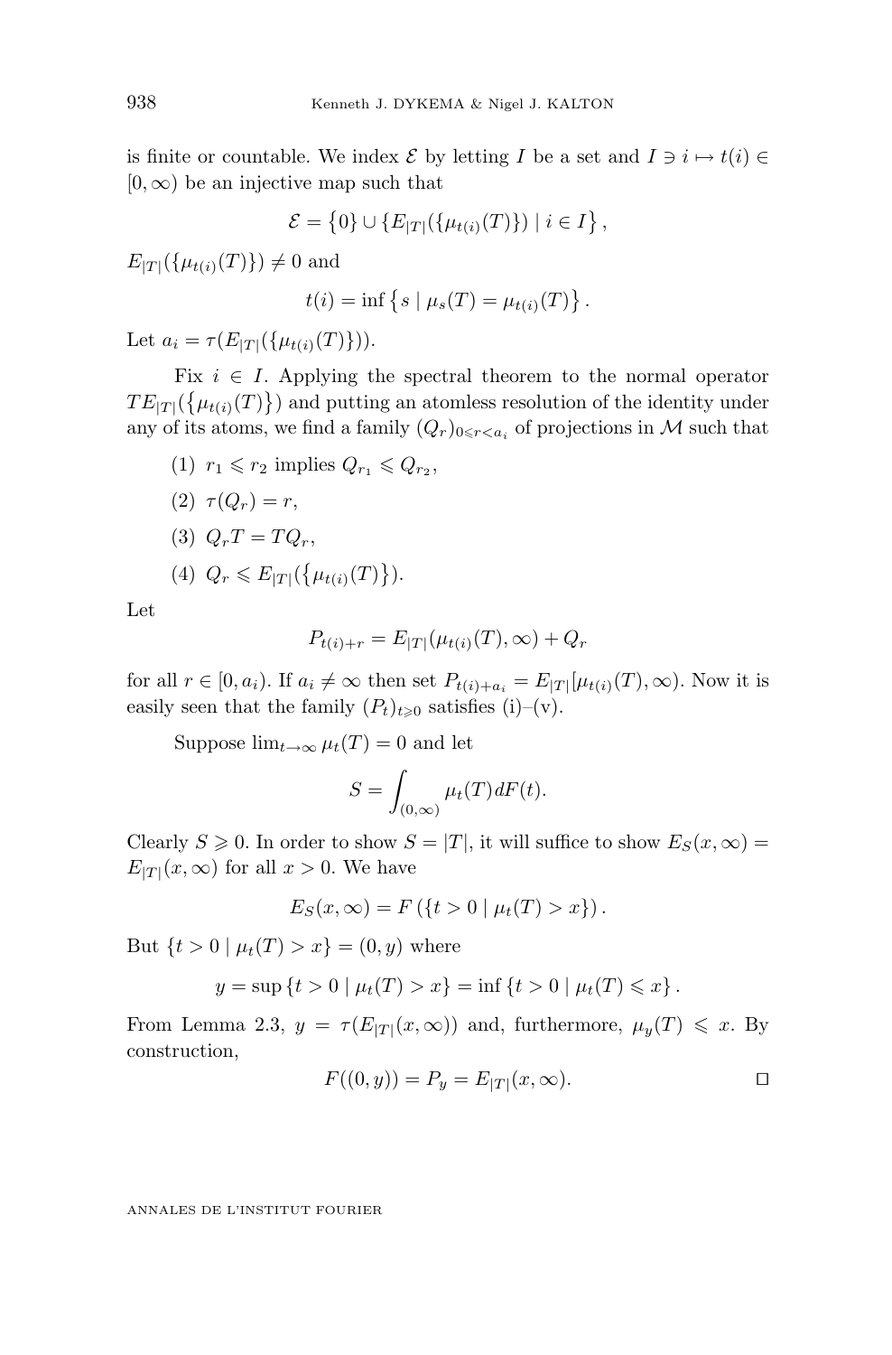is finite or countable. We index $\mathcal{E}$ by letting $I$ be a set and $I \ni i \mapsto t(i) \in [0,\infty)$ be an injective map such that

$$\mathcal{E} = \{0\} \cup \{E_{|T|}(\{\mu_{t(i)}(T)\}) \mid i \in I\},$$

$E_{|T|}(\{\mu_{t(i)}(T)\}) \neq 0$ and

$$t(i) = \inf\{s \mid \mu_s(T) = \mu_{t(i)}(T)\}.$$

Let $a_i = \tau(E_{|T|}(\{\mu_{t(i)}(T)\}))$.

Fix $i \in I$. Applying the spectral theorem to the normal operator $TE_{|T|}(\{\mu_{t(i)}(T)\})$ and putting an atomless resolution of the identity under any of its atoms, we find a family $(Q_r)_{0 \leqslant r < a_i}$ of projections in $\mathcal{M}$ such that

(1) $r_1 \leqslant r_2$ implies $Q_{r_1} \leqslant Q_{r_2}$,

(2) $\tau(Q_r) = r$,

(3) $Q_r T = T Q_r$,

(4) $Q_r \leqslant E_{|T|}(\{\mu_{t(i)}(T)\})$.

Let

$$P_{t(i)+r} = E_{|T|}(\mu_{t(i)}(T),\infty) + Q_r$$

for all $r \in [0,a_i)$. If $a_i \neq \infty$ then set $P_{t(i)+a_i} = E_{|T|}[\mu_{t(i)}(T),\infty)$. Now it is easily seen that the family $(P_t)_{t \geqslant 0}$ satisfies (i)–(v).

Suppose $\lim_{t\to\infty} \mu_t(T) = 0$ and let

$$S = \int_{(0,\infty)} \mu_t(T)\, dF(t).$$

Clearly $S \geqslant 0$. In order to show $S = |T|$, it will suffice to show $E_S(x,\infty) = E_{|T|}(x,\infty)$ for all $x > 0$. We have

$$E_S(x,\infty) = F(\{t > 0 \mid \mu_t(T) > x\}).$$

But $\{t > 0 \mid \mu_t(T) > x\} = (0,y)$ where

$$y = \sup\{t > 0 \mid \mu_t(T) > x\} = \inf\{t > 0 \mid \mu_t(T) \leqslant x\}.$$

From Lemma 2.3, $y = \tau(E_{|T|}(x,\infty))$ and, furthermore, $\mu_y(T) \leqslant x$. By construction,

$$F((0,y)) = P_y = E_{|T|}(x,\infty). \qquad \square$$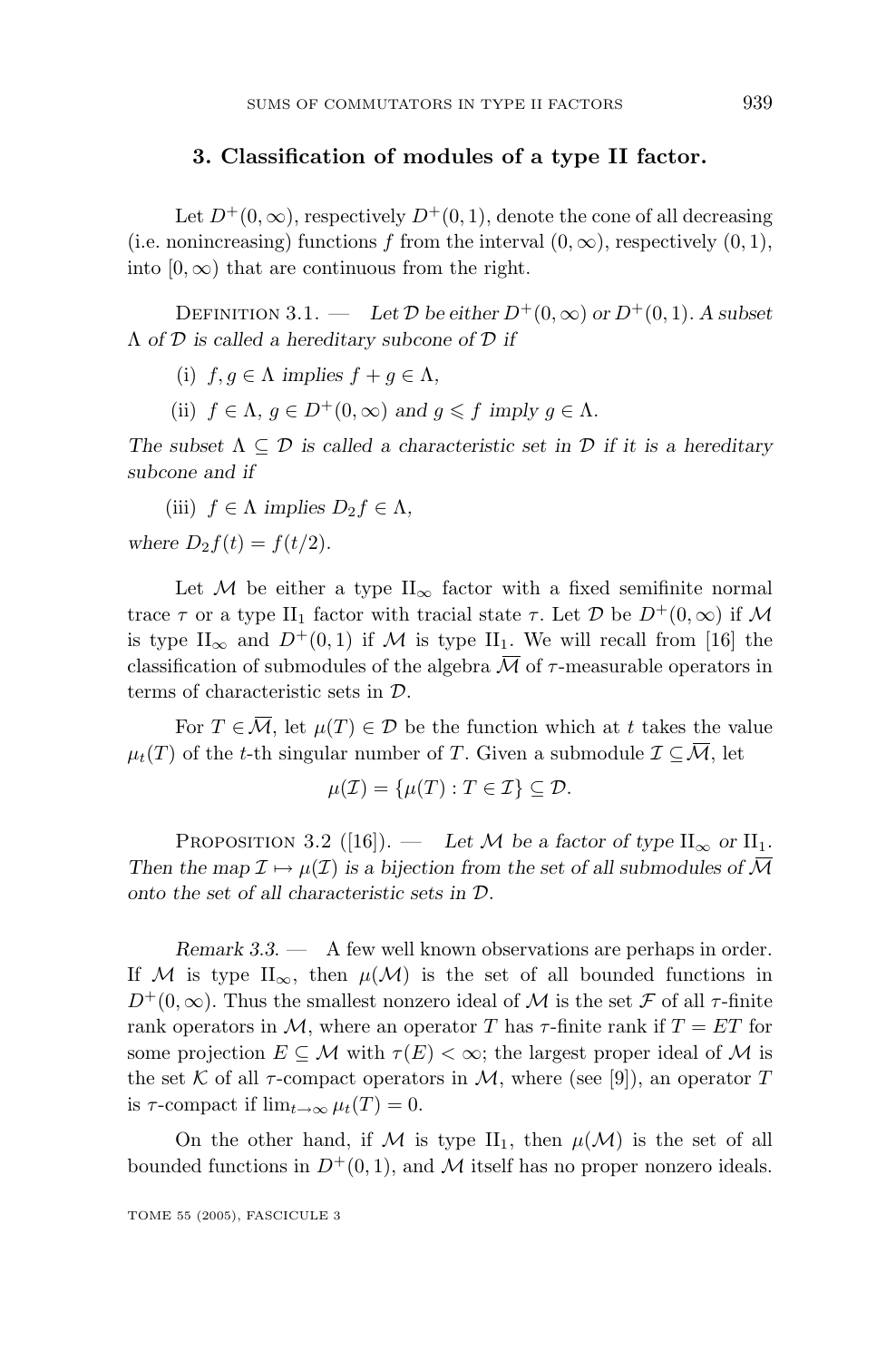## 3. Classification of modules of a type II factor.

Let $D^+(0,\infty)$, respectively $D^+(0,1)$, denote the cone of all decreasing (i.e. nonincreasing) functions $f$ from the interval $(0,\infty)$, respectively $(0,1)$, into $[0,\infty)$ that are continuous from the right.

Definition 3.1. — *Let $\mathcal{D}$ be either $D^+(0,\infty)$ or $D^+(0,1)$. A subset $\Lambda$ of $\mathcal{D}$ is called a hereditary subcone of $\mathcal{D}$ if*

(i) *$f, g \in \Lambda$ implies $f+g \in \Lambda$,*

(ii) *$f \in \Lambda$, $g \in D^+(0,\infty)$ and $g \leqslant f$ imply $g \in \Lambda$.*

*The subset $\Lambda \subseteq \mathcal{D}$ is called a characteristic set in $\mathcal{D}$ if it is a hereditary subcone and if*

(iii) *$f \in \Lambda$ implies $D_2 f \in \Lambda$,*

*where $D_2 f(t) = f(t/2)$.*

Let $\mathcal{M}$ be either a type $\mathrm{II}_\infty$ factor with a fixed semifinite normal trace $\tau$ or a type $\mathrm{II}_1$ factor with tracial state $\tau$. Let $\mathcal{D}$ be $D^+(0,\infty)$ if $\mathcal{M}$ is type $\mathrm{II}_\infty$ and $D^+(0,1)$ if $\mathcal{M}$ is type $\mathrm{II}_1$. We will recall from [16] the classification of submodules of the algebra $\overline{\mathcal{M}}$ of $\tau$-measurable operators in terms of characteristic sets in $\mathcal{D}$.

For $T \in \overline{\mathcal{M}}$, let $\mu(T) \in \mathcal{D}$ be the function which at $t$ takes the value $\mu_t(T)$ of the $t$-th singular number of $T$. Given a submodule $\mathcal{I} \subseteq \overline{\mathcal{M}}$, let

$$\mu(\mathcal{I}) = \{\mu(T) : T \in \mathcal{I}\} \subseteq \mathcal{D}.$$

Proposition 3.2 ([16]). — *Let $\mathcal{M}$ be a factor of type $\mathrm{II}_\infty$ or $\mathrm{II}_1$. Then the map $\mathcal{I} \mapsto \mu(\mathcal{I})$ is a bijection from the set of all submodules of $\overline{\mathcal{M}}$ onto the set of all characteristic sets in $\mathcal{D}$.*

*Remark 3.3.* — A few well known observations are perhaps in order. If $\mathcal{M}$ is type $\mathrm{II}_\infty$, then $\mu(\mathcal{M})$ is the set of all bounded functions in $D^+(0,\infty)$. Thus the smallest nonzero ideal of $\mathcal{M}$ is the set $\mathcal{F}$ of all $\tau$-finite rank operators in $\mathcal{M}$, where an operator $T$ has $\tau$-finite rank if $T = ET$ for some projection $E \subseteq \mathcal{M}$ with $\tau(E) < \infty$; the largest proper ideal of $\mathcal{M}$ is the set $\mathcal{K}$ of all $\tau$-compact operators in $\mathcal{M}$, where (see [9]), an operator $T$ is $\tau$-compact if $\lim_{t\to\infty} \mu_t(T) = 0$.

On the other hand, if $\mathcal{M}$ is type $\mathrm{II}_1$, then $\mu(\mathcal{M})$ is the set of all bounded functions in $D^+(0,1)$, and $\mathcal{M}$ itself has no proper nonzero ideals.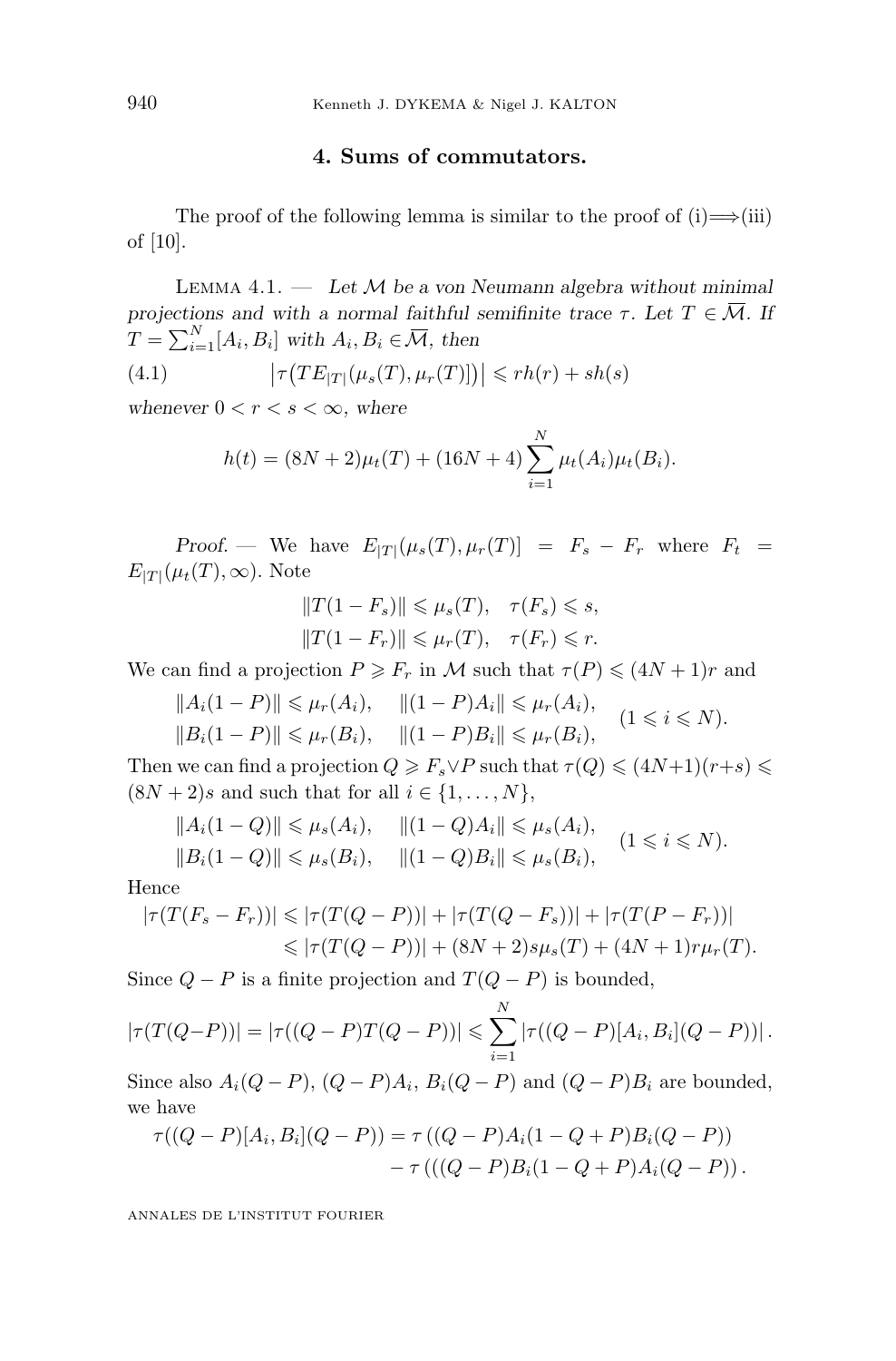## 4. Sums of commutators.

The proof of the following lemma is similar to the proof of (i)$\Longrightarrow$(iii) of [10].

Lemma 4.1. — *Let $\mathcal{M}$ be a von Neumann algebra without minimal projections and with a normal faithful semifinite trace $\tau$. Let $T \in \overline{\mathcal{M}}$. If $T = \sum_{i=1}^{N}[A_i, B_i]$ with $A_i, B_i \in \overline{\mathcal{M}}$, then*

$$
\left|\tau\big(TE_{|T|}(\mu_s(T), \mu_r(T)]\big)\right| \leqslant rh(r) + sh(s) \tag{4.1}
$$

*whenever $0 < r < s < \infty$, where*

$$
h(t) = (8N+2)\mu_t(T) + (16N+4)\sum_{i=1}^{N}\mu_t(A_i)\mu_t(B_i).
$$

*Proof.* — We have $E_{|T|}(\mu_s(T), \mu_r(T)] = F_s - F_r$ where $F_t = E_{|T|}(\mu_t(T), \infty)$. Note

$$
\begin{aligned}
\|T(1-F_s)\| \leqslant \mu_s(T), \quad \tau(F_s) \leqslant s, \\
\|T(1-F_r)\| \leqslant \mu_r(T), \quad \tau(F_r) \leqslant r.
\end{aligned}
$$

We can find a projection $P \geqslant F_r$ in $\mathcal{M}$ such that $\tau(P) \leqslant (4N+1)r$ and

$$
\begin{aligned}
\|A_i(1-P)\| \leqslant \mu_r(A_i), \quad \|(1-P)A_i\| \leqslant \mu_r(A_i), \\
\|B_i(1-P)\| \leqslant \mu_r(B_i), \quad \|(1-P)B_i\| \leqslant \mu_r(B_i),
\end{aligned}
\quad (1 \leqslant i \leqslant N).
$$

Then we can find a projection $Q \geqslant F_s \vee P$ such that $\tau(Q) \leqslant (4N+1)(r+s) \leqslant (8N+2)s$ and such that for all $i \in \{1, \ldots, N\}$,

$$
\begin{aligned}
\|A_i(1-Q)\| \leqslant \mu_s(A_i), \quad \|(1-Q)A_i\| \leqslant \mu_s(A_i), \\
\|B_i(1-Q)\| \leqslant \mu_s(B_i), \quad \|(1-Q)B_i\| \leqslant \mu_s(B_i),
\end{aligned}
\quad (1 \leqslant i \leqslant N).
$$

Hence

$$
\begin{aligned}
|\tau(T(F_s - F_r))| &\leqslant |\tau(T(Q-P))| + |\tau(T(Q-F_s))| + |\tau(T(P-F_r))| \\
&\leqslant |\tau(T(Q-P))| + (8N+2)s\mu_s(T) + (4N+1)r\mu_r(T).
\end{aligned}
$$

Since $Q - P$ is a finite projection and $T(Q-P)$ is bounded,

$$
|\tau(T(Q-P))| = |\tau((Q-P)T(Q-P))| \leqslant \sum_{i=1}^{N} |\tau((Q-P)[A_i, B_i](Q-P))|.
$$

Since also $A_i(Q-P)$, $(Q-P)A_i$, $B_i(Q-P)$ and $(Q-P)B_i$ are bounded, we have

$$
\begin{aligned}
\tau((Q-P)[A_i, B_i](Q-P)) = \tau\left((Q-P)A_i(1-Q+P)B_i(Q-P)\right) \\
- \tau\left(((Q-P)B_i(1-Q+P)A_i(Q-P)\right).
\end{aligned}
$$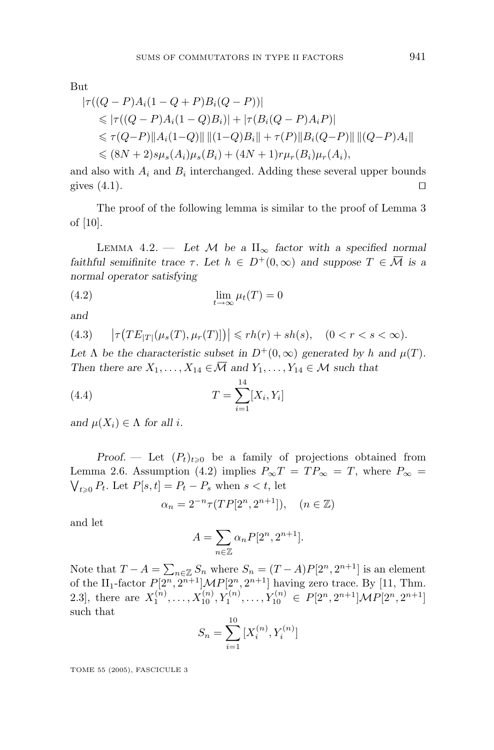But

$$
\begin{aligned}
&|\tau((Q-P)A_i(1-Q+P)B_i(Q-P))| \\
&\quad \leqslant |\tau((Q-P)A_i(1-Q)B_i)| + |\tau(B_i(Q-P)A_iP)| \\
&\quad \leqslant \tau(Q-P)\|A_i(1-Q)\|\,\|(1-Q)B_i\| + \tau(P)\|B_i(Q-P)\|\,\|(Q-P)A_i\| \\
&\quad \leqslant (8N+2)s\mu_s(A_i)\mu_s(B_i) + (4N+1)r\mu_r(B_i)\mu_r(A_i),
\end{aligned}
$$

and also with $A_i$ and $B_i$ interchanged. Adding these several upper bounds gives (4.1). ◻

The proof of the following lemma is similar to the proof of Lemma 3 of [10].

Lemma 4.2. — *Let $\mathcal{M}$ be a $\mathrm{II}_\infty$ factor with a specified normal faithful semifinite trace $\tau$. Let $h \in D^+(0,\infty)$ and suppose $T \in \overline{\mathcal{M}}$ is a normal operator satisfying*

$$
\lim_{t\to\infty} \mu_t(T) = 0 \tag{4.2}
$$

*and*

$$
\left|\tau\big(TE_{|T|}(\mu_s(T),\mu_r(T)]\big)\right| \leqslant rh(r) + sh(s), \quad (0 < r < s < \infty). \tag{4.3}
$$

*Let $\Lambda$ be the characteristic subset in $D^+(0,\infty)$ generated by $h$ and $\mu(T)$. Then there are $X_1,\ldots,X_{14} \in \overline{\mathcal{M}}$ and $Y_1,\ldots,Y_{14} \in \mathcal{M}$ such that*

$$
T = \sum_{i=1}^{14} [X_i, Y_i] \tag{4.4}
$$

*and $\mu(X_i) \in \Lambda$ for all $i$.*

*Proof.* — Let $(P_t)_{t\geqslant 0}$ be a family of projections obtained from Lemma 2.6. Assumption (4.2) implies $P_\infty T = TP_\infty = T$, where $P_\infty = \bigvee_{t\geqslant 0} P_t$. Let $P[s,t] = P_t - P_s$ when $s < t$, let

$$
\alpha_n = 2^{-n}\tau(TP[2^n,2^{n+1}]), \quad (n \in \mathbb{Z})
$$

and let

$$
A = \sum_{n\in\mathbb{Z}} \alpha_n P[2^n, 2^{n+1}].
$$

Note that $T - A = \sum_{n\in\mathbb{Z}} S_n$ where $S_n = (T-A)P[2^n,2^{n+1}]$ is an element of the $\mathrm{II}_1$-factor $P[2^n,2^{n+1}]\mathcal{M}P[2^n,2^{n+1}]$ having zero trace. By [11, Thm. 2.3], there are $X_1^{(n)},\ldots,X_{10}^{(n)},Y_1^{(n)},\ldots,Y_{10}^{(n)} \in P[2^n,2^{n+1}]\mathcal{M}P[2^n,2^{n+1}]$ such that

$$
S_n = \sum_{i=1}^{10} [X_i^{(n)}, Y_i^{(n)}]
$$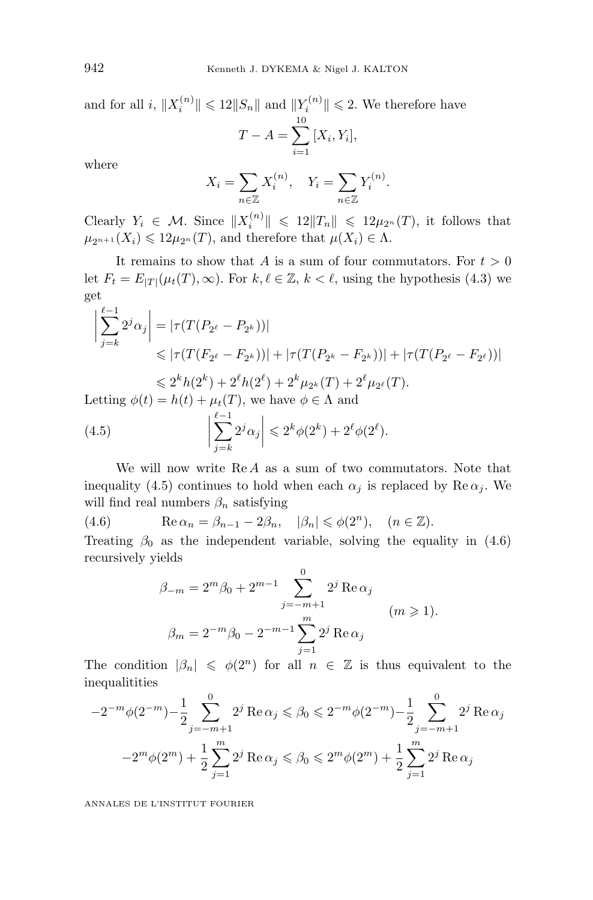and for all $i$, $\|X_i^{(n)}\| \leqslant 12\|S_n\|$ and $\|Y_i^{(n)}\| \leqslant 2$. We therefore have

$$T - A = \sum_{i=1}^{10} [X_i, Y_i],$$

where

$$X_i = \sum_{n\in\mathbb{Z}} X_i^{(n)}, \quad Y_i = \sum_{n\in\mathbb{Z}} Y_i^{(n)}.$$

Clearly $Y_i \in \mathcal{M}$. Since $\|X_i^{(n)}\| \leqslant 12\|T_n\| \leqslant 12\mu_{2^n}(T)$, it follows that $\mu_{2^{n+1}}(X_i) \leqslant 12\mu_{2^n}(T)$, and therefore that $\mu(X_i) \in \Lambda$.

It remains to show that $A$ is a sum of four commutators. For $t > 0$ let $F_t = E_{|T|}(\mu_t(T), \infty)$. For $k, \ell \in \mathbb{Z}$, $k < \ell$, using the hypothesis (4.3) we get

$$\begin{aligned}
\Big|\sum_{j=k}^{\ell-1} 2^j \alpha_j\Big| &= |\tau(T(P_{2^\ell} - P_{2^k}))| \\
&\leqslant |\tau(T(F_{2^\ell} - F_{2^k}))| + |\tau(T(P_{2^k} - F_{2^k}))| + |\tau(T(P_{2^\ell} - F_{2^\ell}))| \\
&\leqslant 2^k h(2^k) + 2^\ell h(2^\ell) + 2^k \mu_{2^k}(T) + 2^\ell \mu_{2^\ell}(T).
\end{aligned}$$

Letting $\phi(t) = h(t) + \mu_t(T)$, we have $\phi \in \Lambda$ and

$$\Big|\sum_{j=k}^{\ell-1} 2^j \alpha_j\Big| \leqslant 2^k \phi(2^k) + 2^\ell \phi(2^\ell). \tag{4.5}$$

We will now write $\operatorname{Re} A$ as a sum of two commutators. Note that inequality (4.5) continues to hold when each $\alpha_j$ is replaced by $\operatorname{Re}\alpha_j$. We will find real numbers $\beta_n$ satisfying

$$\operatorname{Re}\alpha_n = \beta_{n-1} - 2\beta_n, \quad |\beta_n| \leqslant \phi(2^n), \quad (n \in \mathbb{Z}). \tag{4.6}$$

Treating $\beta_0$ as the independent variable, solving the equality in (4.6) recursively yields

$$\left.\begin{aligned}
\beta_{-m} &= 2^m \beta_0 + 2^{m-1} \sum_{j=-m+1}^{0} 2^j \operatorname{Re}\alpha_j \\
\beta_m &= 2^{-m}\beta_0 - 2^{-m-1} \sum_{j=1}^{m} 2^j \operatorname{Re}\alpha_j
\end{aligned}\right\} \quad (m \geqslant 1).$$

The condition $|\beta_n| \leqslant \phi(2^n)$ for all $n \in \mathbb{Z}$ is thus equivalent to the inequalitities

$$-2^{-m}\phi(2^{-m}) - \frac{1}{2}\sum_{j=-m+1}^{0} 2^j \operatorname{Re}\alpha_j \leqslant \beta_0 \leqslant 2^{-m}\phi(2^{-m}) - \frac{1}{2}\sum_{j=-m+1}^{0} 2^j \operatorname{Re}\alpha_j$$

$$-2^m \phi(2^m) + \frac{1}{2}\sum_{j=1}^{m} 2^j \operatorname{Re}\alpha_j \leqslant \beta_0 \leqslant 2^m\phi(2^m) + \frac{1}{2}\sum_{j=1}^{m} 2^j \operatorname{Re}\alpha_j$$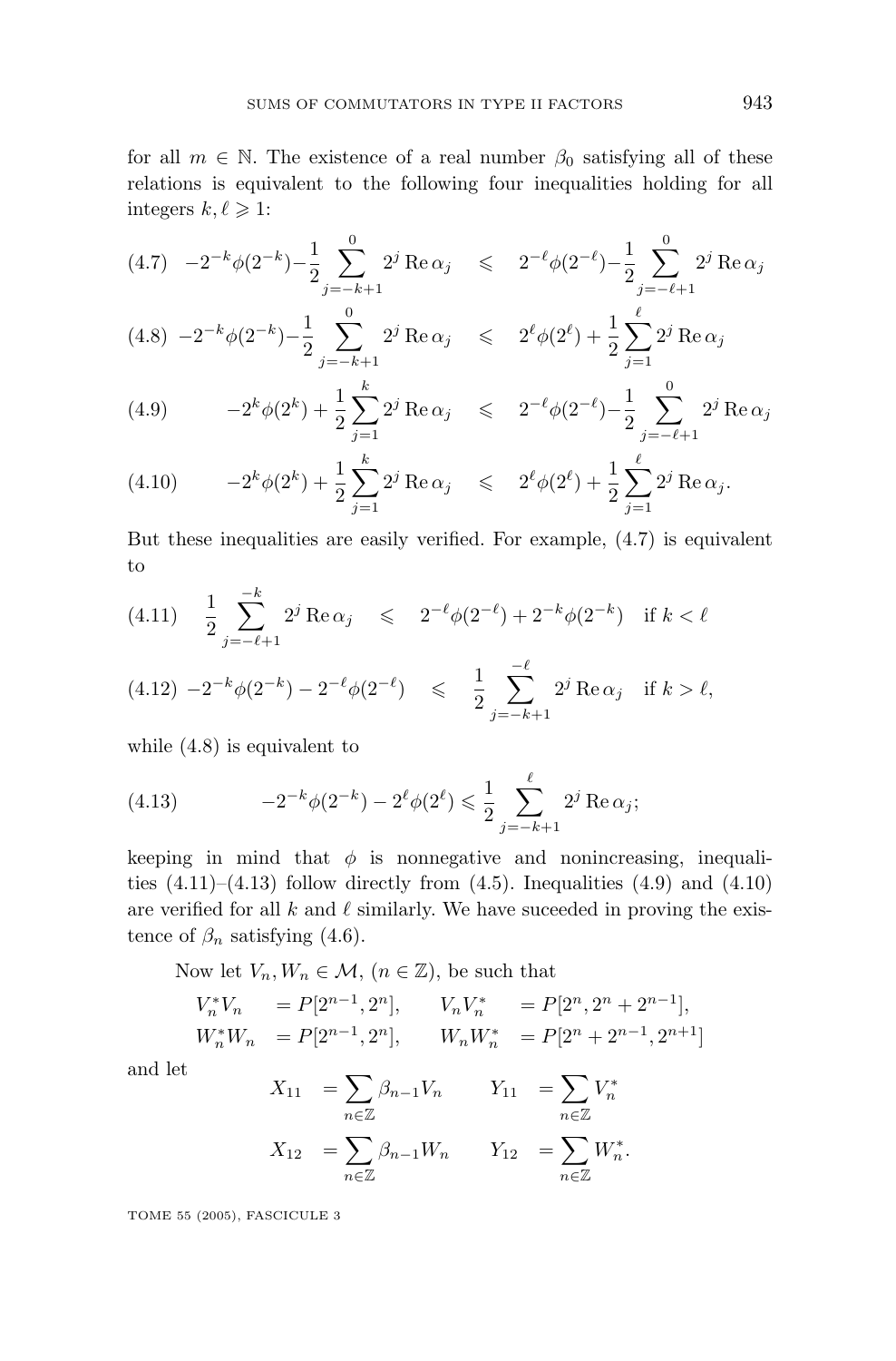for all $m \in \mathbb{N}$. The existence of a real number $\beta_0$ satisfying all of these relations is equivalent to the following four inequalities holding for all integers $k, \ell \geqslant 1$:

$$-2^{-k}\phi(2^{-k}) - \frac{1}{2}\sum_{j=-k+1}^{0} 2^j \operatorname{Re}\alpha_j \leqslant 2^{-\ell}\phi(2^{-\ell}) - \frac{1}{2}\sum_{j=-\ell+1}^{0} 2^j \operatorname{Re}\alpha_j \tag{4.7}$$

$$-2^{-k}\phi(2^{-k}) - \frac{1}{2}\sum_{j=-k+1}^{0} 2^j \operatorname{Re}\alpha_j \leqslant 2^{\ell}\phi(2^{\ell}) + \frac{1}{2}\sum_{j=1}^{\ell} 2^j \operatorname{Re}\alpha_j \tag{4.8}$$

$$-2^{k}\phi(2^{k}) + \frac{1}{2}\sum_{j=1}^{k} 2^j \operatorname{Re}\alpha_j \leqslant 2^{-\ell}\phi(2^{-\ell}) - \frac{1}{2}\sum_{j=-\ell+1}^{0} 2^j \operatorname{Re}\alpha_j \tag{4.9}$$

$$-2^{k}\phi(2^{k}) + \frac{1}{2}\sum_{j=1}^{k} 2^j \operatorname{Re}\alpha_j \leqslant 2^{\ell}\phi(2^{\ell}) + \frac{1}{2}\sum_{j=1}^{\ell} 2^j \operatorname{Re}\alpha_j. \tag{4.10}$$

But these inequalities are easily verified. For example, (4.7) is equivalent to

$$\frac{1}{2}\sum_{j=-\ell+1}^{-k} 2^j \operatorname{Re}\alpha_j \leqslant 2^{-\ell}\phi(2^{-\ell}) + 2^{-k}\phi(2^{-k}) \quad \text{if } k < \ell \tag{4.11}$$

$$-2^{-k}\phi(2^{-k}) - 2^{-\ell}\phi(2^{-\ell}) \leqslant \frac{1}{2}\sum_{j=-k+1}^{-\ell} 2^j \operatorname{Re}\alpha_j \quad \text{if } k > \ell, \tag{4.12}$$

while (4.8) is equivalent to

$$-2^{-k}\phi(2^{-k}) - 2^{\ell}\phi(2^{\ell}) \leqslant \frac{1}{2}\sum_{j=-k+1}^{\ell} 2^j \operatorname{Re}\alpha_j; \tag{4.13}$$

keeping in mind that $\phi$ is nonnegative and nonincreasing, inequalities (4.11)–(4.13) follow directly from (4.5). Inequalities (4.9) and (4.10) are verified for all $k$ and $\ell$ similarly. We have suceeded in proving the existence of $\beta_n$ satisfying (4.6).

Now let $V_n, W_n \in \mathcal{M}$, $(n \in \mathbb{Z})$, be such that

$$\begin{aligned} V_n^* V_n &= P[2^{n-1}, 2^n], \qquad & V_n V_n^* &= P[2^n, 2^n + 2^{n-1}], \\ W_n^* W_n &= P[2^{n-1}, 2^n], \qquad & W_n W_n^* &= P[2^n + 2^{n-1}, 2^{n+1}] \end{aligned}$$

and let

$$\begin{aligned} X_{11} &= \sum_{n\in\mathbb{Z}} \beta_{n-1} V_n \qquad & Y_{11} &= \sum_{n\in\mathbb{Z}} V_n^* \\ X_{12} &= \sum_{n\in\mathbb{Z}} \beta_{n-1} W_n \qquad & Y_{12} &= \sum_{n\in\mathbb{Z}} W_n^*. \end{aligned}$$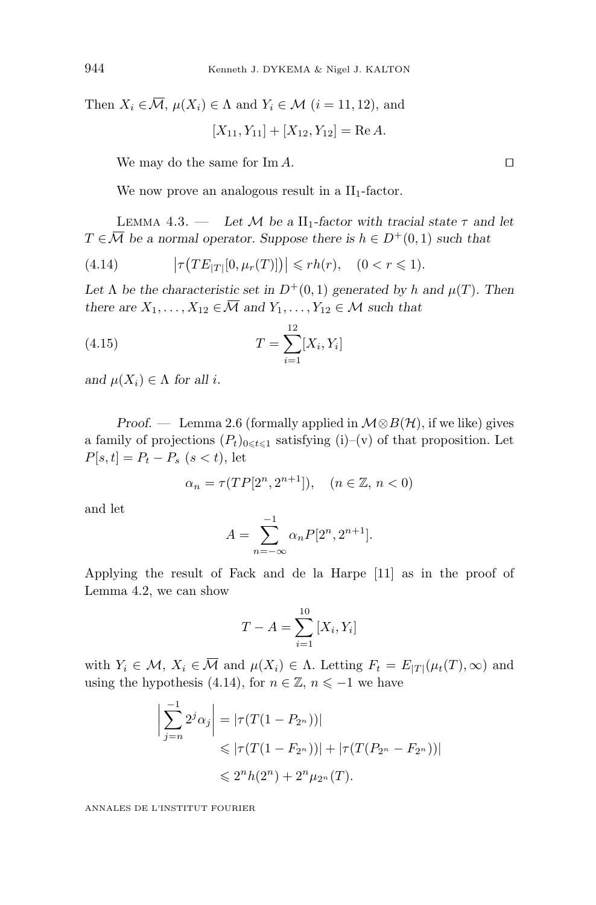Then $X_i \in \overline{\mathcal{M}}$, $\mu(X_i) \in \Lambda$ and $Y_i \in \mathcal{M}$ $(i = 11, 12)$, and

$$[X_{11}, Y_{11}] + [X_{12}, Y_{12}] = \operatorname{Re} A.$$

We may do the same for $\operatorname{Im} A$. ☐

We now prove an analogous result in a $\mathrm{II}_1$-factor.

Lemma 4.3. — *Let $\mathcal{M}$ be a $\mathrm{II}_1$-factor with tracial state $\tau$ and let $T \in \overline{\mathcal{M}}$ be a normal operator. Suppose there is $h \in D^+(0,1)$ such that*

$$\big|\tau\big(TE_{|T|}[0, \mu_r(T)]\big)\big| \leqslant rh(r), \quad (0 < r \leqslant 1). \tag{4.14}$$

*Let $\Lambda$ be the characteristic set in $D^+(0,1)$ generated by $h$ and $\mu(T)$. Then there are $X_1, \dots, X_{12} \in \overline{\mathcal{M}}$ and $Y_1, \dots, Y_{12} \in \mathcal{M}$ such that*

$$T = \sum_{i=1}^{12} [X_i, Y_i] \tag{4.15}$$

*and $\mu(X_i) \in \Lambda$ for all $i$.*

*Proof.* — Lemma 2.6 (formally applied in $\mathcal{M} \otimes B(\mathcal{H})$, if we like) gives a family of projections $(P_t)_{0 \leqslant t \leqslant 1}$ satisfying (i)–(v) of that proposition. Let $P[s,t] = P_t - P_s$ $(s < t)$, let

$$\alpha_n = \tau(TP[2^n, 2^{n+1}]), \quad (n \in \mathbb{Z},\ n < 0)$$

and let

$$A = \sum_{n=-\infty}^{-1} \alpha_n P[2^n, 2^{n+1}].$$

Applying the result of Fack and de la Harpe [11] as in the proof of Lemma 4.2, we can show

$$T - A = \sum_{i=1}^{10} [X_i, Y_i]$$

with $Y_i \in \mathcal{M}$, $X_i \in \overline{\mathcal{M}}$ and $\mu(X_i) \in \Lambda$. Letting $F_t = E_{|T|}(\mu_t(T), \infty)$ and using the hypothesis (4.14), for $n \in \mathbb{Z}$, $n \leqslant -1$ we have

$$\begin{aligned}
\Big| \sum_{j=n}^{-1} 2^j \alpha_j \Big| &= |\tau(T(1 - P_{2^n}))| \\
&\leqslant |\tau(T(1 - F_{2^n}))| + |\tau(T(P_{2^n} - F_{2^n}))| \\
&\leqslant 2^n h(2^n) + 2^n \mu_{2^n}(T).
\end{aligned}$$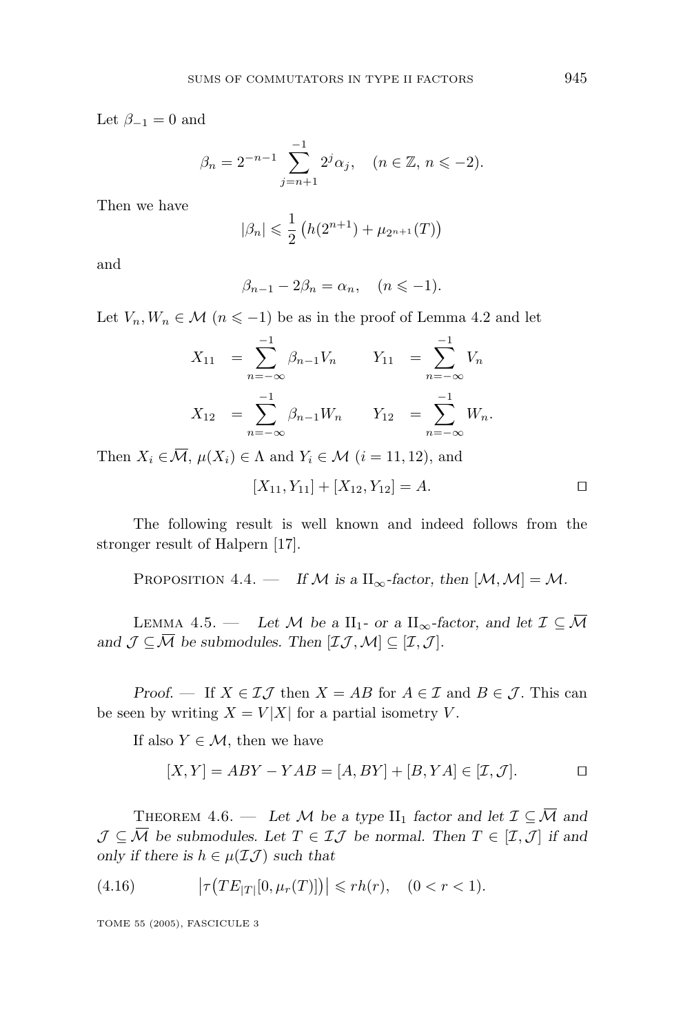Let $\beta_{-1} = 0$ and

$$\beta_n = 2^{-n-1} \sum_{j=n+1}^{-1} 2^j \alpha_j, \quad (n \in \mathbb{Z},\, n \leqslant -2).$$

Then we have

$$|\beta_n| \leqslant \frac{1}{2} \left( h(2^{n+1}) + \mu_{2^{n+1}}(T) \right)$$

and

$$\beta_{n-1} - 2\beta_n = \alpha_n, \quad (n \leqslant -1).$$

Let $V_n, W_n \in \mathcal{M}$ $(n \leqslant -1)$ be as in the proof of Lemma 4.2 and let

$$\begin{aligned} X_{11} &= \sum_{n=-\infty}^{-1} \beta_{n-1} V_n & \qquad Y_{11} &= \sum_{n=-\infty}^{-1} V_n \\ X_{12} &= \sum_{n=-\infty}^{-1} \beta_{n-1} W_n & \qquad Y_{12} &= \sum_{n=-\infty}^{-1} W_n. \end{aligned}$$

Then $X_i \in \overline{\mathcal{M}}$, $\mu(X_i) \in \Lambda$ and $Y_i \in \mathcal{M}$ $(i = 11, 12)$, and

$$[X_{11}, Y_{11}] + [X_{12}, Y_{12}] = A. \qquad \square$$

The following result is well known and indeed follows from the stronger result of Halpern [17].

Proposition 4.4. — *If $\mathcal{M}$ is a $\mathrm{II}_\infty$-factor, then $[\mathcal{M}, \mathcal{M}] = \mathcal{M}$.*

Lemma 4.5. — *Let $\mathcal{M}$ be a $\mathrm{II}_1$- or a $\mathrm{II}_\infty$-factor, and let $\mathcal{I} \subseteq \overline{\mathcal{M}}$ and $\mathcal{J} \subseteq \overline{\mathcal{M}}$ be submodules. Then $[\mathcal{I}\mathcal{J}, \mathcal{M}] \subseteq [\mathcal{I}, \mathcal{J}]$.*

*Proof.* — If $X \in \mathcal{I}\mathcal{J}$ then $X = AB$ for $A \in \mathcal{I}$ and $B \in \mathcal{J}$. This can be seen by writing $X = V|X|$ for a partial isometry $V$.

If also $Y \in \mathcal{M}$, then we have

$$[X, Y] = ABY - YAB = [A, BY] + [B, YA] \in [\mathcal{I}, \mathcal{J}]. \qquad \square$$

Theorem 4.6. — *Let $\mathcal{M}$ be a type $\mathrm{II}_1$ factor and let $\mathcal{I} \subseteq \overline{\mathcal{M}}$ and $\mathcal{J} \subseteq \overline{\mathcal{M}}$ be submodules. Let $T \in \mathcal{I}\mathcal{J}$ be normal. Then $T \in [\mathcal{I}, \mathcal{J}]$ if and only if there is $h \in \mu(\mathcal{I}\mathcal{J})$ such that*

$$\left| \tau\big(TE_{|T|}[0, \mu_r(T)]\big) \right| \leqslant r h(r), \quad (0 < r < 1). \tag{4.16}$$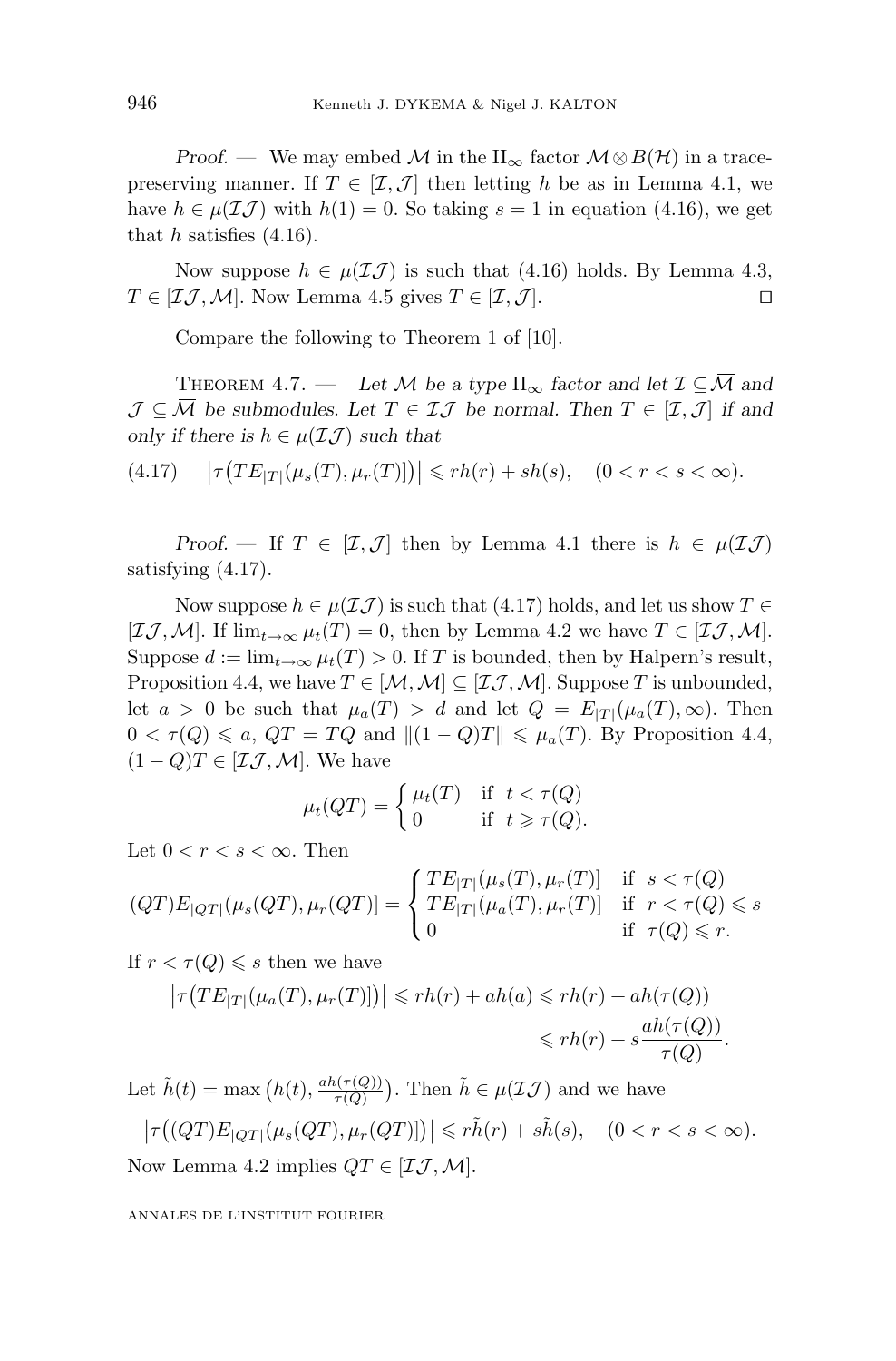*Proof.* — We may embed $\mathcal{M}$ in the $\mathrm{II}_\infty$ factor $\mathcal{M} \otimes B(\mathcal{H})$ in a trace-preserving manner. If $T \in [\mathcal{I}, \mathcal{J}]$ then letting $h$ be as in Lemma 4.1, we have $h \in \mu(\mathcal{I}\mathcal{J})$ with $h(1) = 0$. So taking $s = 1$ in equation (4.16), we get that $h$ satisfies (4.16).

Now suppose $h \in \mu(\mathcal{I}\mathcal{J})$ is such that (4.16) holds. By Lemma 4.3, $T \in [\mathcal{I}\mathcal{J}, \mathcal{M}]$. Now Lemma 4.5 gives $T \in [\mathcal{I}, \mathcal{J}]$. ◻

Compare the following to Theorem 1 of [10].

Theorem 4.7. — *Let $\mathcal{M}$ be a type $\mathrm{II}_\infty$ factor and let $\mathcal{I} \subseteq \overline{\mathcal{M}}$ and $\mathcal{J} \subseteq \overline{\mathcal{M}}$ be submodules. Let $T \in \mathcal{I}\mathcal{J}$ be normal. Then $T \in [\mathcal{I}, \mathcal{J}]$ if and only if there is $h \in \mu(\mathcal{I}\mathcal{J})$ such that*

$$\left|\tau\big(TE_{|T|}(\mu_s(T), \mu_r(T)]\big)\right| \leqslant rh(r) + sh(s), \quad (0 < r < s < \infty). \tag{4.17}$$

*Proof.* — If $T \in [\mathcal{I}, \mathcal{J}]$ then by Lemma 4.1 there is $h \in \mu(\mathcal{I}\mathcal{J})$ satisfying (4.17).

Now suppose $h \in \mu(\mathcal{I}\mathcal{J})$ is such that (4.17) holds, and let us show $T \in [\mathcal{I}\mathcal{J}, \mathcal{M}]$. If $\lim_{t\to\infty} \mu_t(T) = 0$, then by Lemma 4.2 we have $T \in [\mathcal{I}\mathcal{J}, \mathcal{M}]$. Suppose $d := \lim_{t\to\infty} \mu_t(T) > 0$. If $T$ is bounded, then by Halpern's result, Proposition 4.4, we have $T \in [\mathcal{M}, \mathcal{M}] \subseteq [\mathcal{I}\mathcal{J}, \mathcal{M}]$. Suppose $T$ is unbounded, let $a > 0$ be such that $\mu_a(T) > d$ and let $Q = E_{|T|}(\mu_a(T), \infty)$. Then $0 < \tau(Q) \leqslant a$, $QT = TQ$ and $\|(1 - Q)T\| \leqslant \mu_a(T)$. By Proposition 4.4, $(1 - Q)T \in [\mathcal{I}\mathcal{J}, \mathcal{M}]$. We have

$$\mu_t(QT) = \begin{cases} \mu_t(T) & \text{if } \ t < \tau(Q) \\ 0 & \text{if } \ t \geqslant \tau(Q). \end{cases}$$

Let $0 < r < s < \infty$. Then

$$(QT)E_{|QT|}(\mu_s(QT), \mu_r(QT)] = \begin{cases} TE_{|T|}(\mu_s(T), \mu_r(T)] & \text{if } \ s < \tau(Q) \\ TE_{|T|}(\mu_a(T), \mu_r(T)] & \text{if } \ r < \tau(Q) \leqslant s \\ 0 & \text{if } \ \tau(Q) \leqslant r. \end{cases}$$

If $r < \tau(Q) \leqslant s$ then we have

$$\begin{aligned} \left|\tau\big(TE_{|T|}(\mu_a(T), \mu_r(T)]\big)\right| &\leqslant rh(r) + ah(a) \leqslant rh(r) + ah(\tau(Q)) \\ &\leqslant rh(r) + s\frac{ah(\tau(Q))}{\tau(Q)}. \end{aligned}$$

Let $\tilde{h}(t) = \max\big(h(t), \frac{ah(\tau(Q))}{\tau(Q)}\big)$. Then $\tilde{h} \in \mu(\mathcal{I}\mathcal{J})$ and we have

$$\left|\tau\big((QT)E_{|QT|}(\mu_s(QT), \mu_r(QT)]\big)\right| \leqslant r\tilde{h}(r) + s\tilde{h}(s), \quad (0 < r < s < \infty).$$

Now Lemma 4.2 implies $QT \in [\mathcal{I}\mathcal{J}, \mathcal{M}]$.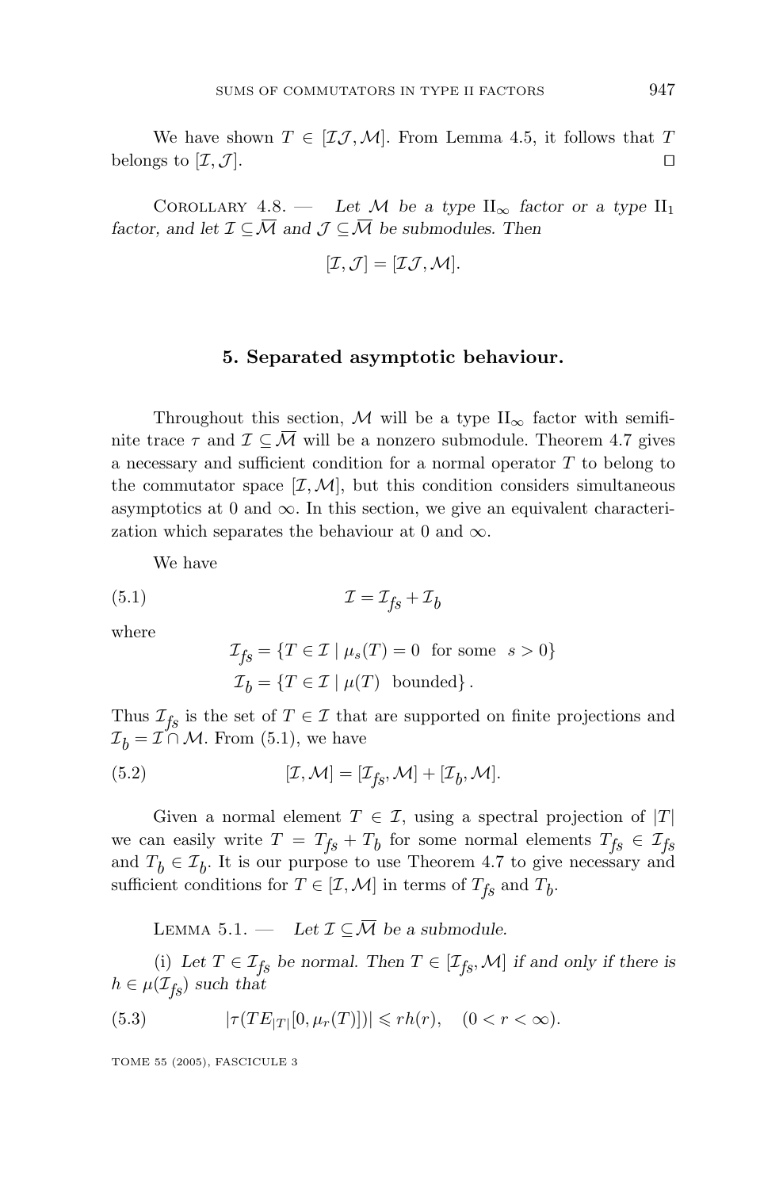We have shown $T \in [\mathcal{I}\mathcal{J}, \mathcal{M}]$. From Lemma 4.5, it follows that $T$ belongs to $[\mathcal{I}, \mathcal{J}]$. $\square$

COROLLARY 4.8. — *Let $\mathcal{M}$ be a type $\mathrm{II}_\infty$ factor or a type $\mathrm{II}_1$ factor, and let $\mathcal{I} \subseteq \overline{\mathcal{M}}$ and $\mathcal{J} \subseteq \overline{\mathcal{M}}$ be submodules. Then*

$$[\mathcal{I}, \mathcal{J}] = [\mathcal{I}\mathcal{J}, \mathcal{M}].$$

## 5. Separated asymptotic behaviour.

Throughout this section, $\mathcal{M}$ will be a type $\mathrm{II}_\infty$ factor with semifinite trace $\tau$ and $\mathcal{I} \subseteq \overline{\mathcal{M}}$ will be a nonzero submodule. Theorem 4.7 gives a necessary and sufficient condition for a normal operator $T$ to belong to the commutator space $[\mathcal{I}, \mathcal{M}]$, but this condition considers simultaneous asymptotics at 0 and $\infty$. In this section, we give an equivalent characterization which separates the behaviour at 0 and $\infty$.

We have

$$\mathcal{I} = \mathcal{I}_{fs} + \mathcal{I}_b \tag{5.1}$$

where

$$\mathcal{I}_{fs} = \{T \in \mathcal{I} \mid \mu_s(T) = 0 \ \text{ for some } \ s > 0\}$$
$$\mathcal{I}_b = \{T \in \mathcal{I} \mid \mu(T) \ \text{ bounded}\}.$$

Thus $\mathcal{I}_{fs}$ is the set of $T \in \mathcal{I}$ that are supported on finite projections and $\mathcal{I}_b = \mathcal{I} \cap \mathcal{M}$. From (5.1), we have

$$[\mathcal{I}, \mathcal{M}] = [\mathcal{I}_{fs}, \mathcal{M}] + [\mathcal{I}_b, \mathcal{M}]. \tag{5.2}$$

Given a normal element $T \in \mathcal{I}$, using a spectral projection of $|T|$ we can easily write $T = T_{fs} + T_b$ for some normal elements $T_{fs} \in \mathcal{I}_{fs}$ and $T_b \in \mathcal{I}_b$. It is our purpose to use Theorem 4.7 to give necessary and sufficient conditions for $T \in [\mathcal{I}, \mathcal{M}]$ in terms of $T_{fs}$ and $T_b$.

LEMMA 5.1. — *Let $\mathcal{I} \subseteq \overline{\mathcal{M}}$ be a submodule.*

(i) *Let $T \in \mathcal{I}_{fs}$ be normal. Then $T \in [\mathcal{I}_{fs}, \mathcal{M}]$ if and only if there is $h \in \mu(\mathcal{I}_{fs})$ such that*

$$|\tau(TE_{|T|}[0, \mu_r(T)])| \leqslant rh(r), \quad (0 < r < \infty). \tag{5.3}$$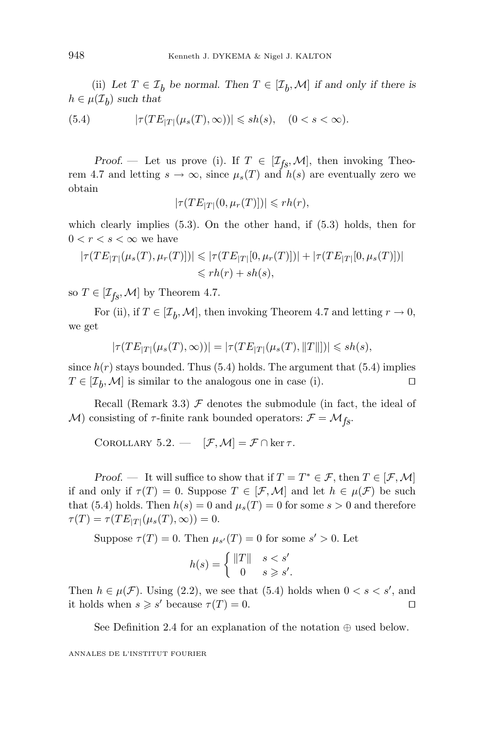(ii) *Let $T \in \mathcal{I}_b$ be normal. Then $T \in [\mathcal{I}_b, \mathcal{M}]$ if and only if there is $h \in \mu(\mathcal{I}_b)$ such that*

$$|\tau(TE_{|T|}(\mu_s(T), \infty))| \leqslant sh(s), \quad (0 < s < \infty). \tag{5.4}$$

*Proof.* — Let us prove (i). If $T \in [\mathcal{I}_{fs}, \mathcal{M}]$, then invoking Theorem 4.7 and letting $s \to \infty$, since $\mu_s(T)$ and $h(s)$ are eventually zero we obtain

$$|\tau(TE_{|T|}(0, \mu_r(T)])| \leqslant rh(r),$$

which clearly implies (5.3). On the other hand, if (5.3) holds, then for $0 < r < s < \infty$ we have

$$\begin{aligned}|\tau(TE_{|T|}(\mu_s(T), \mu_r(T)])| &\leqslant |\tau(TE_{|T|}[0, \mu_r(T)])| + |\tau(TE_{|T|}[0, \mu_s(T)])| \\ &\leqslant rh(r) + sh(s),\end{aligned}$$

so $T \in [\mathcal{I}_{fs}, \mathcal{M}]$ by Theorem 4.7.

For (ii), if $T \in [\mathcal{I}_b, \mathcal{M}]$, then invoking Theorem 4.7 and letting $r \to 0$, we get

$$|\tau(TE_{|T|}(\mu_s(T), \infty))| = |\tau(TE_{|T|}(\mu_s(T), \|T\|])| \leqslant sh(s),$$

since $h(r)$ stays bounded. Thus (5.4) holds. The argument that (5.4) implies $T \in [\mathcal{I}_b, \mathcal{M}]$ is similar to the analogous one in case (i). $\square$

Recall (Remark 3.3) $\mathcal{F}$ denotes the submodule (in fact, the ideal of $\mathcal{M}$) consisting of $\tau$-finite rank bounded operators: $\mathcal{F} = \mathcal{M}_{fs}$.

Corollary 5.2. — $[\mathcal{F}, \mathcal{M}] = \mathcal{F} \cap \ker \tau$.

*Proof.* — It will suffice to show that if $T = T^* \in \mathcal{F}$, then $T \in [\mathcal{F}, \mathcal{M}]$ if and only if $\tau(T) = 0$. Suppose $T \in [\mathcal{F}, \mathcal{M}]$ and let $h \in \mu(\mathcal{F})$ be such that (5.4) holds. Then $h(s) = 0$ and $\mu_s(T) = 0$ for some $s > 0$ and therefore $\tau(T) = \tau(TE_{|T|}(\mu_s(T), \infty)) = 0$.

Suppose $\tau(T) = 0$. Then $\mu_{s'}(T) = 0$ for some $s' > 0$. Let

$$h(s) = \begin{cases} \|T\| & s < s' \\ 0 & s \geqslant s'. \end{cases}$$

Then $h \in \mu(\mathcal{F})$. Using (2.2), we see that (5.4) holds when $0 < s < s'$, and it holds when $s \geqslant s'$ because $\tau(T) = 0$. $\square$

See Definition 2.4 for an explanation of the notation $\oplus$ used below.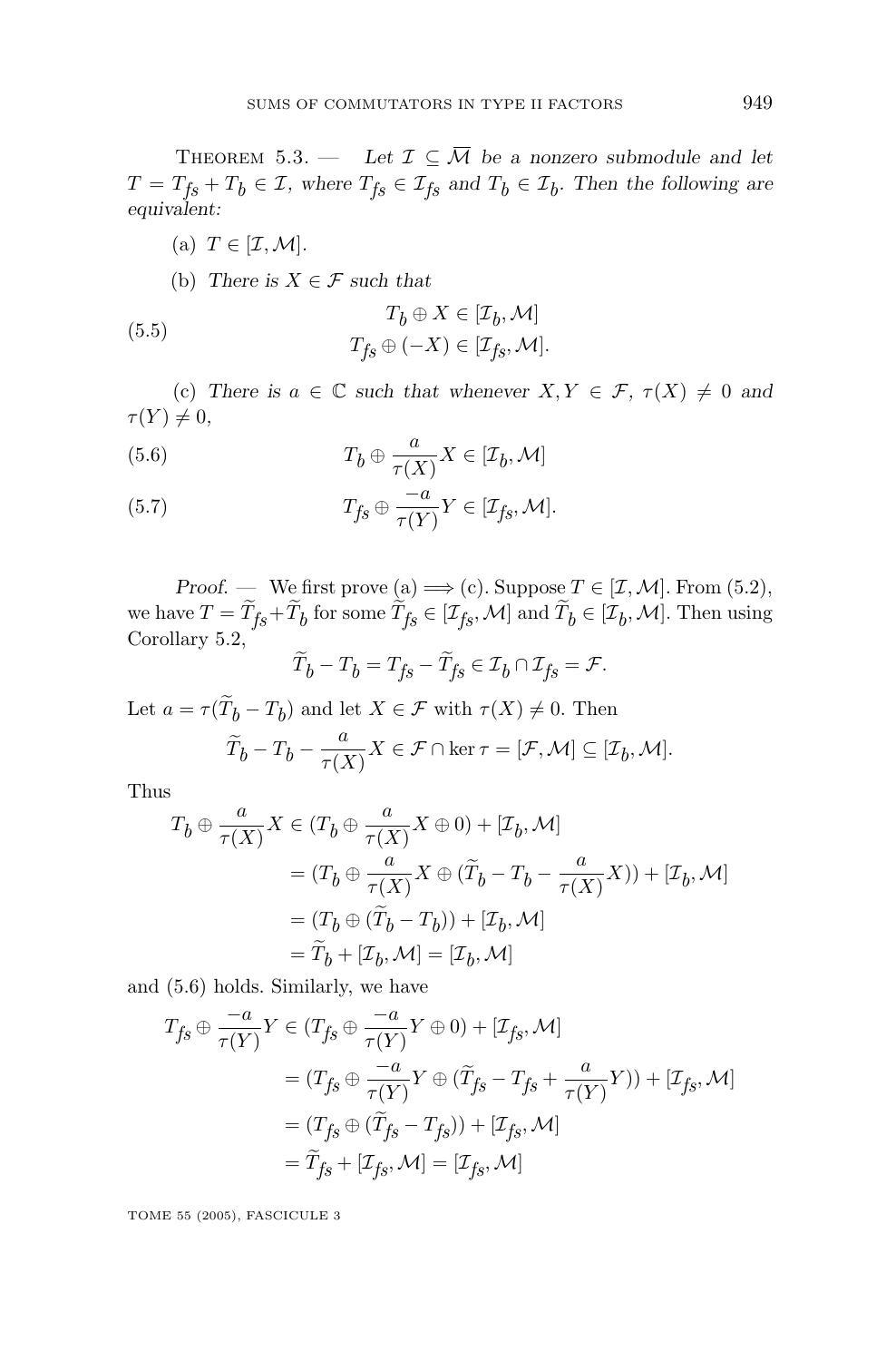Theorem 5.3. — *Let $\mathcal{I} \subseteq \overline{\mathcal{M}}$ be a nonzero submodule and let $T = T_{fs} + T_b \in \mathcal{I}$, where $T_{fs} \in \mathcal{I}_{fs}$ and $T_b \in \mathcal{I}_b$. Then the following are equivalent:*

(a) *$T \in [\mathcal{I}, \mathcal{M}]$.*

(b) *There is $X \in \mathcal{F}$ such that*

$$
\begin{aligned}
&T_b \oplus X \in [\mathcal{I}_b, \mathcal{M}] \\
&T_{fs} \oplus (-X) \in [\mathcal{I}_{fs}, \mathcal{M}].
\end{aligned}
\tag{5.5}
$$

(c) *There is $a \in \mathbb{C}$ such that whenever $X, Y \in \mathcal{F}$, $\tau(X) \neq 0$ and $\tau(Y) \neq 0$,*

$$
T_b \oplus \frac{a}{\tau(X)} X \in [\mathcal{I}_b, \mathcal{M}] \tag{5.6}
$$

$$
T_{fs} \oplus \frac{-a}{\tau(Y)} Y \in [\mathcal{I}_{fs}, \mathcal{M}]. \tag{5.7}
$$

*Proof.* — We first prove (a) $\Longrightarrow$ (c). Suppose $T \in [\mathcal{I}, \mathcal{M}]$. From (5.2), we have $T = \widetilde{T}_{fs} + \widetilde{T}_b$ for some $\widetilde{T}_{fs} \in [\mathcal{I}_{fs}, \mathcal{M}]$ and $\widetilde{T}_b \in [\mathcal{I}_b, \mathcal{M}]$. Then using Corollary 5.2,

$$
\widetilde{T}_b - T_b = T_{fs} - \widetilde{T}_{fs} \in \mathcal{I}_b \cap \mathcal{I}_{fs} = \mathcal{F}.
$$

Let $a = \tau(\widetilde{T}_b - T_b)$ and let $X \in \mathcal{F}$ with $\tau(X) \neq 0$. Then

$$
\widetilde{T}_b - T_b - \frac{a}{\tau(X)} X \in \mathcal{F} \cap \ker \tau = [\mathcal{F}, \mathcal{M}] \subseteq [\mathcal{I}_b, \mathcal{M}].
$$

Thus

$$
\begin{aligned}
T_b \oplus \frac{a}{\tau(X)} X &\in (T_b \oplus \frac{a}{\tau(X)} X \oplus 0) + [\mathcal{I}_b, \mathcal{M}] \\
&= (T_b \oplus \frac{a}{\tau(X)} X \oplus (\widetilde{T}_b - T_b - \frac{a}{\tau(X)} X)) + [\mathcal{I}_b, \mathcal{M}] \\
&= (T_b \oplus (\widetilde{T}_b - T_b)) + [\mathcal{I}_b, \mathcal{M}] \\
&= \widetilde{T}_b + [\mathcal{I}_b, \mathcal{M}] = [\mathcal{I}_b, \mathcal{M}]
\end{aligned}
$$

and (5.6) holds. Similarly, we have

$$
\begin{aligned}
T_{fs} \oplus \frac{-a}{\tau(Y)} Y &\in (T_{fs} \oplus \frac{-a}{\tau(Y)} Y \oplus 0) + [\mathcal{I}_{fs}, \mathcal{M}] \\
&= (T_{fs} \oplus \frac{-a}{\tau(Y)} Y \oplus (\widetilde{T}_{fs} - T_{fs} + \frac{a}{\tau(Y)} Y)) + [\mathcal{I}_{fs}, \mathcal{M}] \\
&= (T_{fs} \oplus (\widetilde{T}_{fs} - T_{fs})) + [\mathcal{I}_{fs}, \mathcal{M}] \\
&= \widetilde{T}_{fs} + [\mathcal{I}_{fs}, \mathcal{M}] = [\mathcal{I}_{fs}, \mathcal{M}]
\end{aligned}
$$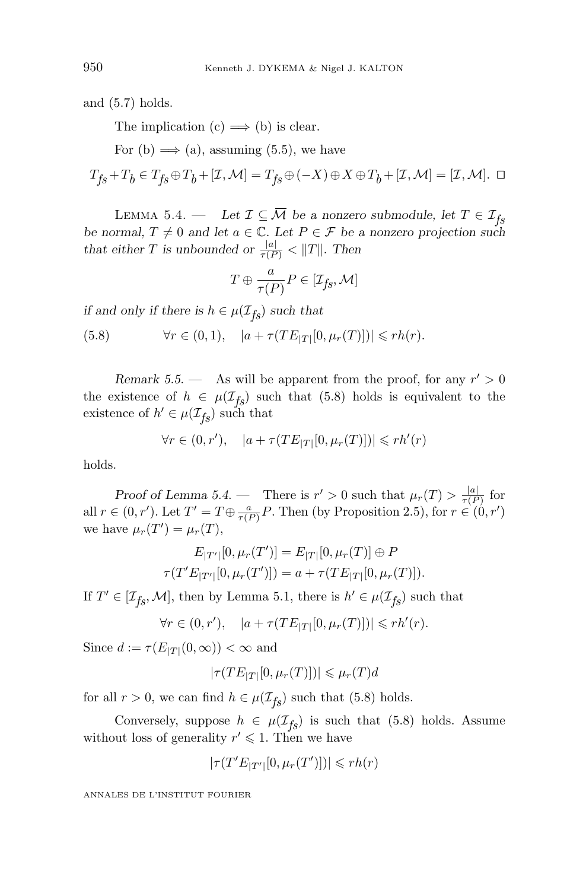and (5.7) holds.

The implication (c) $\implies$ (b) is clear.

For (b) $\implies$ (a), assuming (5.5), we have

$$T_{fs} + T_b \in T_{fs} \oplus T_b + [\mathcal{I}, \mathcal{M}] = T_{fs} \oplus (-X) \oplus X \oplus T_b + [\mathcal{I}, \mathcal{M}] = [\mathcal{I}, \mathcal{M}]. \; \square$$

Lemma 5.4. — *Let $\mathcal{I} \subseteq \overline{\mathcal{M}}$ be a nonzero submodule, let $T \in \mathcal{I}_{fs}$ be normal, $T \neq 0$ and let $a \in \mathbb{C}$. Let $P \in \mathcal{F}$ be a nonzero projection such that either $T$ is unbounded or $\frac{|a|}{\tau(P)} < \|T\|$. Then*

$$T \oplus \frac{a}{\tau(P)} P \in [\mathcal{I}_{fs}, \mathcal{M}]$$

*if and only if there is $h \in \mu(\mathcal{I}_{fs})$ such that*

$$\forall r \in (0,1), \quad |a + \tau(TE_{|T|}[0, \mu_r(T)])| \leqslant r h(r). \tag{5.8}$$

*Remark 5.5.* — As will be apparent from the proof, for any $r' > 0$ the existence of $h \in \mu(\mathcal{I}_{fs})$ such that (5.8) holds is equivalent to the existence of $h' \in \mu(\mathcal{I}_{fs})$ such that

$$\forall r \in (0, r'), \quad |a + \tau(TE_{|T|}[0, \mu_r(T)])| \leqslant r h'(r)$$

holds.

*Proof of Lemma 5.4.* — There is $r' > 0$ such that $\mu_r(T) > \frac{|a|}{\tau(P)}$ for all $r \in (0, r')$. Let $T' = T \oplus \frac{a}{\tau(P)} P$. Then (by Proposition 2.5), for $r \in (0, r')$ we have $\mu_r(T') = \mu_r(T)$,

$$E_{|T'|}[0, \mu_r(T')] = E_{|T|}[0, \mu_r(T)] \oplus P$$
$$\tau(T' E_{|T'|}[0, \mu_r(T')]) = a + \tau(TE_{|T|}[0, \mu_r(T)]).$$

If $T' \in [\mathcal{I}_{fs}, \mathcal{M}]$, then by Lemma 5.1, there is $h' \in \mu(\mathcal{I}_{fs})$ such that

$$\forall r \in (0, r'), \quad |a + \tau(TE_{|T|}[0, \mu_r(T)])| \leqslant r h'(r).$$

Since $d := \tau(E_{|T|}(0, \infty)) < \infty$ and

$$|\tau(TE_{|T|}[0, \mu_r(T)])| \leqslant \mu_r(T) d$$

for all $r > 0$, we can find $h \in \mu(\mathcal{I}_{fs})$ such that (5.8) holds.

Conversely, suppose $h \in \mu(\mathcal{I}_{fs})$ is such that (5.8) holds. Assume without loss of generality $r' \leqslant 1$. Then we have

$$|\tau(T' E_{|T'|}[0, \mu_r(T')])| \leqslant r h(r)$$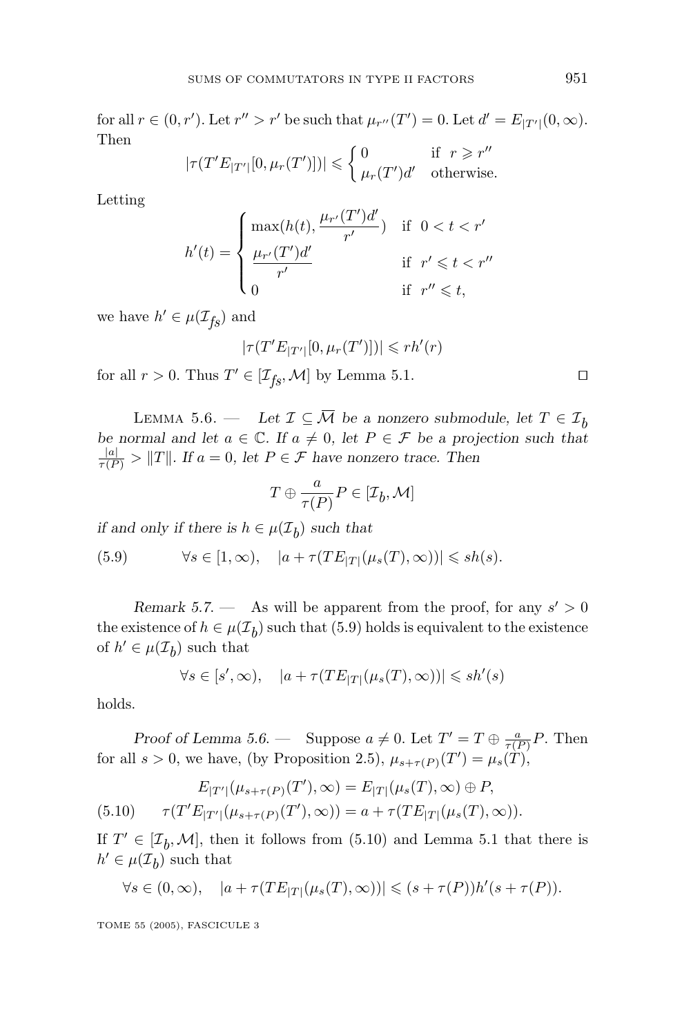for all $r \in (0, r')$. Let $r'' > r'$ be such that $\mu_{r''}(T') = 0$. Let $d' = E_{|T'|}(0, \infty)$. Then

$$|\tau(T' E_{|T'|}[0, \mu_r(T')])| \leqslant \begin{cases} 0 & \text{if } \ r \geqslant r'' \\ \mu_r(T') d' & \text{otherwise.} \end{cases}$$

Letting

$$h'(t) = \begin{cases} \max(h(t), \dfrac{\mu_{r'}(T') d'}{r'}) & \text{if } \ 0 < t < r' \\ \dfrac{\mu_{r'}(T') d'}{r'} & \text{if } \ r' \leqslant t < r'' \\ 0 & \text{if } \ r'' \leqslant t, \end{cases}$$

we have $h' \in \mu(\mathcal{I}_{fs})$ and

$$|\tau(T' E_{|T'|}[0, \mu_r(T')])| \leqslant r h'(r)$$

for all $r > 0$. Thus $T' \in [\mathcal{I}_{fs}, \mathcal{M}]$ by Lemma 5.1. □

Lemma 5.6. — *Let $\mathcal{I} \subseteq \overline{\mathcal{M}}$ be a nonzero submodule, let $T \in \mathcal{I}_b$ be normal and let $a \in \mathbb{C}$. If $a \neq 0$, let $P \in \mathcal{F}$ be a projection such that $\frac{|a|}{\tau(P)} > \|T\|$. If $a = 0$, let $P \in \mathcal{F}$ have nonzero trace. Then*

$$T \oplus \frac{a}{\tau(P)} P \in [\mathcal{I}_b, \mathcal{M}]$$

*if and only if there is $h \in \mu(\mathcal{I}_b)$ such that*

$$\forall s \in [1, \infty), \quad |a + \tau(T E_{|T|}(\mu_s(T), \infty))| \leqslant s h(s). \tag{5.9}$$

*Remark 5.7.* — As will be apparent from the proof, for any $s' > 0$ the existence of $h \in \mu(\mathcal{I}_b)$ such that (5.9) holds is equivalent to the existence of $h' \in \mu(\mathcal{I}_b)$ such that

$$\forall s \in [s', \infty), \quad |a + \tau(T E_{|T|}(\mu_s(T), \infty))| \leqslant s h'(s)$$

holds.

*Proof of Lemma 5.6.* — Suppose $a \neq 0$. Let $T' = T \oplus \frac{a}{\tau(P)} P$. Then for all $s > 0$, we have, (by Proposition 2.5), $\mu_{s+\tau(P)}(T') = \mu_s(T)$,

$$E_{|T'|}(\mu_{s+\tau(P)}(T'), \infty) = E_{|T|}(\mu_s(T), \infty) \oplus P,$$

$$\tau(T' E_{|T'|}(\mu_{s+\tau(P)}(T'), \infty)) = a + \tau(T E_{|T|}(\mu_s(T), \infty)). \tag{5.10}$$

If $T' \in [\mathcal{I}_b, \mathcal{M}]$, then it follows from (5.10) and Lemma 5.1 that there is $h' \in \mu(\mathcal{I}_b)$ such that

$$\forall s \in (0, \infty), \quad |a + \tau(T E_{|T|}(\mu_s(T), \infty))| \leqslant (s + \tau(P)) h'(s + \tau(P)).$$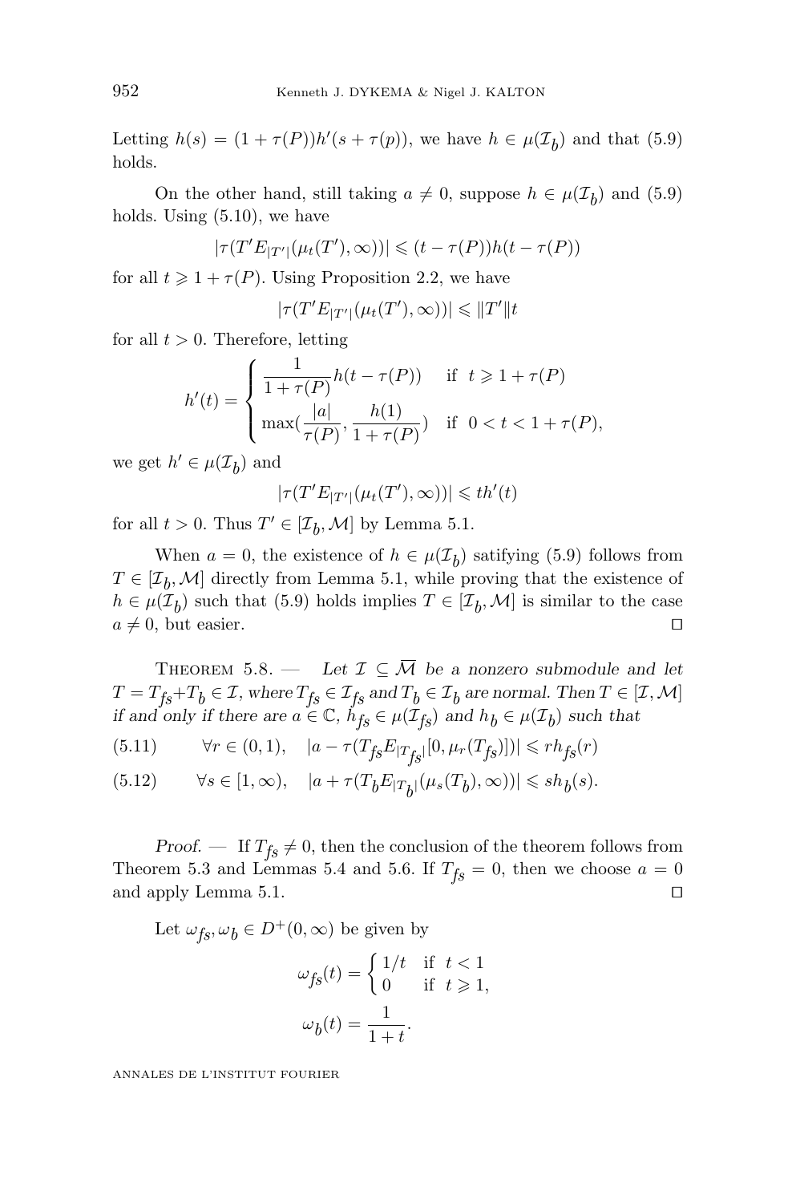Letting $h(s) = (1+\tau(P))h'(s+\tau(p))$, we have $h \in \mu(\mathcal{I}_b)$ and that (5.9) holds.

On the other hand, still taking $a \neq 0$, suppose $h \in \mu(\mathcal{I}_b)$ and (5.9) holds. Using (5.10), we have

$$|\tau(T' E_{|T'|}(\mu_t(T'), \infty))| \leqslant (t-\tau(P))h(t-\tau(P))$$

for all $t \geqslant 1+\tau(P)$. Using Proposition 2.2, we have

$$|\tau(T' E_{|T'|}(\mu_t(T'), \infty))| \leqslant \|T'\| t$$

for all $t > 0$. Therefore, letting

$$h'(t) = \begin{cases} \dfrac{1}{1+\tau(P)} h(t-\tau(P)) & \text{if } \ t \geqslant 1+\tau(P) \\ \max(\dfrac{|a|}{\tau(P)}, \dfrac{h(1)}{1+\tau(P)}) & \text{if } \ 0 < t < 1+\tau(P), \end{cases}$$

we get $h' \in \mu(\mathcal{I}_b)$ and

$$|\tau(T' E_{|T'|}(\mu_t(T'), \infty))| \leqslant t h'(t)$$

for all $t > 0$. Thus $T' \in [\mathcal{I}_b, \mathcal{M}]$ by Lemma 5.1.

When $a = 0$, the existence of $h \in \mu(\mathcal{I}_b)$ satisfying (5.9) follows from $T \in [\mathcal{I}_b, \mathcal{M}]$ directly from Lemma 5.1, while proving that the existence of $h \in \mu(\mathcal{I}_b)$ such that (5.9) holds implies $T \in [\mathcal{I}_b, \mathcal{M}]$ is similar to the case $a \neq 0$, but easier. ◻

Theorem 5.8. — *Let $\mathcal{I} \subseteq \overline{\mathcal{M}}$ be a nonzero submodule and let $T = T_{fs} + T_b \in \mathcal{I}$, where $T_{fs} \in \mathcal{I}_{fs}$ and $T_b \in \mathcal{I}_b$ are normal. Then $T \in [\mathcal{I}, \mathcal{M}]$ if and only if there are $a \in \mathbb{C}$, $h_{fs} \in \mu(\mathcal{I}_{fs})$ and $h_b \in \mu(\mathcal{I}_b)$ such that*

$$\forall r \in (0,1), \quad |a - \tau(T_{fs} E_{|T_{fs}|}[0, \mu_r(T_{fs})])| \leqslant r h_{fs}(r) \tag{5.11}$$

$$\forall s \in [1,\infty), \quad |a + \tau(T_b E_{|T_b|}(\mu_s(T_b), \infty))| \leqslant s h_b(s). \tag{5.12}$$

*Proof.* — If $T_{fs} \neq 0$, then the conclusion of the theorem follows from Theorem 5.3 and Lemmas 5.4 and 5.6. If $T_{fs} = 0$, then we choose $a = 0$ and apply Lemma 5.1. ◻

Let $\omega_{fs}, \omega_b \in D^+(0,\infty)$ be given by

$$\omega_{fs}(t) = \begin{cases} 1/t & \text{if } \ t < 1 \\ 0 & \text{if } \ t \geqslant 1, \end{cases}$$

$$\omega_b(t) = \frac{1}{1+t}.$$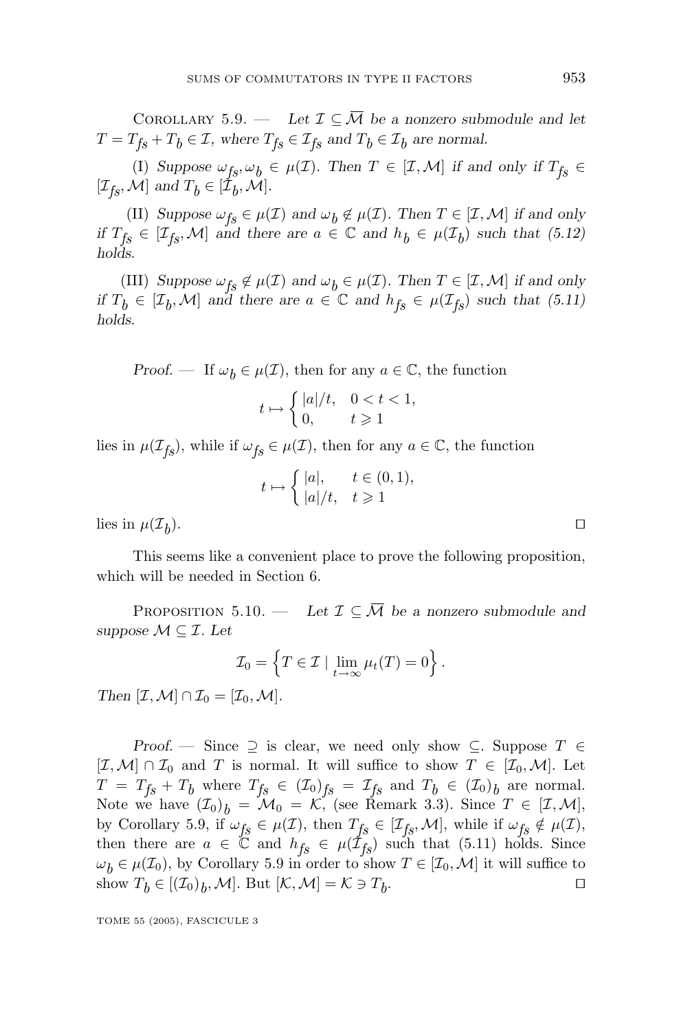Corollary 5.9. — *Let $\mathcal{I} \subseteq \overline{\mathcal{M}}$ be a nonzero submodule and let $T = T_{fs} + T_b \in \mathcal{I}$, where $T_{fs} \in \mathcal{I}_{fs}$ and $T_b \in \mathcal{I}_b$ are normal.*

(I) *Suppose $\omega_{fs}, \omega_b \in \mu(\mathcal{I})$. Then $T \in [\mathcal{I}, \mathcal{M}]$ if and only if $T_{fs} \in [\mathcal{I}_{fs}, \mathcal{M}]$ and $T_b \in [\mathcal{I}_b, \mathcal{M}]$.*

(II) *Suppose $\omega_{fs} \in \mu(\mathcal{I})$ and $\omega_b \notin \mu(\mathcal{I})$. Then $T \in [\mathcal{I}, \mathcal{M}]$ if and only if $T_{fs} \in [\mathcal{I}_{fs}, \mathcal{M}]$ and there are $a \in \mathbb{C}$ and $h_b \in \mu(\mathcal{I}_b)$ such that (5.12) holds.*

(III) *Suppose $\omega_{fs} \notin \mu(\mathcal{I})$ and $\omega_b \in \mu(\mathcal{I})$. Then $T \in [\mathcal{I}, \mathcal{M}]$ if and only if $T_b \in [\mathcal{I}_b, \mathcal{M}]$ and there are $a \in \mathbb{C}$ and $h_{fs} \in \mu(\mathcal{I}_{fs})$ such that (5.11) holds.*

*Proof.* — If $\omega_b \in \mu(\mathcal{I})$, then for any $a \in \mathbb{C}$, the function

$$t \mapsto \begin{cases} |a|/t, & 0 < t < 1, \\ 0, & t \geqslant 1 \end{cases}$$

lies in $\mu(\mathcal{I}_{fs})$, while if $\omega_{fs} \in \mu(\mathcal{I})$, then for any $a \in \mathbb{C}$, the function

$$t \mapsto \begin{cases} |a|, & t \in (0,1), \\ |a|/t, & t \geqslant 1 \end{cases}$$

lies in $\mu(\mathcal{I}_b)$. □

This seems like a convenient place to prove the following proposition, which will be needed in Section 6.

Proposition 5.10. — *Let $\mathcal{I} \subseteq \overline{\mathcal{M}}$ be a nonzero submodule and suppose $\mathcal{M} \subseteq \mathcal{I}$. Let*

$$\mathcal{I}_0 = \left\{ T \in \mathcal{I} \mid \lim_{t \to \infty} \mu_t(T) = 0 \right\}.$$

*Then $[\mathcal{I}, \mathcal{M}] \cap \mathcal{I}_0 = [\mathcal{I}_0, \mathcal{M}]$.*

*Proof.* — Since $\supseteq$ is clear, we need only show $\subseteq$. Suppose $T \in [\mathcal{I}, \mathcal{M}] \cap \mathcal{I}_0$ and $T$ is normal. It will suffice to show $T \in [\mathcal{I}_0, \mathcal{M}]$. Let $T = T_{fs} + T_b$ where $T_{fs} \in (\mathcal{I}_0)_{fs} = \mathcal{I}_{fs}$ and $T_b \in (\mathcal{I}_0)_b$ are normal. Note we have $(\mathcal{I}_0)_b = \mathcal{M}_0 = \mathcal{K}$, (see Remark 3.3). Since $T \in [\mathcal{I}, \mathcal{M}]$, by Corollary 5.9, if $\omega_{fs} \in \mu(\mathcal{I})$, then $T_{fs} \in [\mathcal{I}_{fs}, \mathcal{M}]$, while if $\omega_{fs} \notin \mu(\mathcal{I})$, then there are $a \in \mathbb{C}$ and $h_{fs} \in \mu(\mathcal{I}_{fs})$ such that (5.11) holds. Since $\omega_b \in \mu(\mathcal{I}_0)$, by Corollary 5.9 in order to show $T \in [\mathcal{I}_0, \mathcal{M}]$ it will suffice to show $T_b \in [(\mathcal{I}_0)_b, \mathcal{M}]$. But $[\mathcal{K}, \mathcal{M}] = \mathcal{K} \ni T_b$. □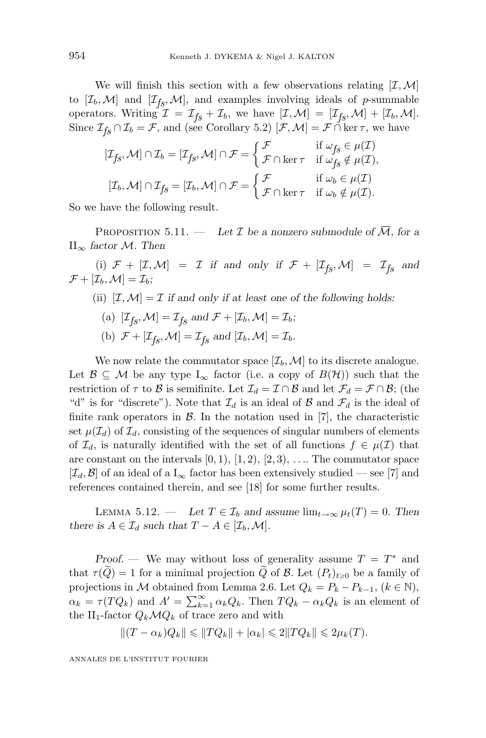We will finish this section with a few observations relating $[\mathcal{I}, \mathcal{M}]$ to $[\mathcal{I}_b, \mathcal{M}]$ and $[\mathcal{I}_{fs}, \mathcal{M}]$, and examples involving ideals of $p$-summable operators. Writing $\mathcal{I} = \mathcal{I}_{fs} + \mathcal{I}_b$, we have $[\mathcal{I}, \mathcal{M}] = [\mathcal{I}_{fs}, \mathcal{M}] + [\mathcal{I}_b, \mathcal{M}]$. Since $\mathcal{I}_{fs} \cap \mathcal{I}_b = \mathcal{F}$, and (see Corollary 5.2) $[\mathcal{F}, \mathcal{M}] = \mathcal{F} \cap \ker \tau$, we have

$$[\mathcal{I}_{fs}, \mathcal{M}] \cap \mathcal{I}_b = [\mathcal{I}_{fs}, \mathcal{M}] \cap \mathcal{F} = \begin{cases} \mathcal{F} & \text{if } \omega_{fs} \in \mu(\mathcal{I}) \\ \mathcal{F} \cap \ker \tau & \text{if } \omega_{fs} \notin \mu(\mathcal{I}), \end{cases}$$

$$[\mathcal{I}_b, \mathcal{M}] \cap \mathcal{I}_{fs} = [\mathcal{I}_b, \mathcal{M}] \cap \mathcal{F} = \begin{cases} \mathcal{F} & \text{if } \omega_b \in \mu(\mathcal{I}) \\ \mathcal{F} \cap \ker \tau & \text{if } \omega_b \notin \mu(\mathcal{I}). \end{cases}$$

So we have the following result.

Proposition 5.11. — *Let $\mathcal{I}$ be a nonzero submodule of $\overline{\mathcal{M}}$, for a $\mathrm{II}_\infty$ factor $\mathcal{M}$. Then*

(i) *$\mathcal{F} + [\mathcal{I}, \mathcal{M}] = \mathcal{I}$ if and only if $\mathcal{F} + [\mathcal{I}_{fs}, \mathcal{M}] = \mathcal{I}_{fs}$ and $\mathcal{F} + [\mathcal{I}_b, \mathcal{M}] = \mathcal{I}_b$;*

(ii) *$[\mathcal{I}, \mathcal{M}] = \mathcal{I}$ if and only if at least one of the following holds:*

(a) *$[\mathcal{I}_{fs}, \mathcal{M}] = \mathcal{I}_{fs}$ and $\mathcal{F} + [\mathcal{I}_b, \mathcal{M}] = \mathcal{I}_b$;*

(b) *$\mathcal{F} + [\mathcal{I}_{fs}, \mathcal{M}] = \mathcal{I}_{fs}$ and $[\mathcal{I}_b, \mathcal{M}] = \mathcal{I}_b$.*

We now relate the commutator space $[\mathcal{I}_b, \mathcal{M}]$ to its discrete analogue. Let $\mathcal{B} \subseteq \mathcal{M}$ be any type $\mathrm{I}_\infty$ factor (i.e. a copy of $B(\mathcal{H})$) such that the restriction of $\tau$ to $\mathcal{B}$ is semifinite. Let $\mathcal{I}_d = \mathcal{I} \cap \mathcal{B}$ and let $\mathcal{F}_d = \mathcal{F} \cap \mathcal{B}$; (the "d" is for "discrete"). Note that $\mathcal{I}_d$ is an ideal of $\mathcal{B}$ and $\mathcal{F}_d$ is the ideal of finite rank operators in $\mathcal{B}$. In the notation used in [7], the characteristic set $\mu(\mathcal{I}_d)$ of $\mathcal{I}_d$, consisting of the sequences of singular numbers of elements of $\mathcal{I}_d$, is naturally identified with the set of all functions $f \in \mu(\mathcal{I})$ that are constant on the intervals $[0, 1)$, $[1, 2)$, $[2, 3)$, .... The commutator space $[\mathcal{I}_d, \mathcal{B}]$ of an ideal of a $\mathrm{I}_\infty$ factor has been extensively studied — see [7] and references contained therein, and see [18] for some further results.

Lemma 5.12. — *Let $T \in \mathcal{I}_b$ and assume $\lim_{t\to\infty} \mu_t(T) = 0$. Then there is $A \in \mathcal{I}_d$ such that $T - A \in [\mathcal{I}_b, \mathcal{M}]$.*

*Proof.* — We may without loss of generality assume $T = T^*$ and that $\tau(\widetilde{Q}) = 1$ for a minimal projection $\widetilde{Q}$ of $\mathcal{B}$. Let $(P_t)_{t\geqslant 0}$ be a family of projections in $\mathcal{M}$ obtained from Lemma 2.6. Let $Q_k = P_k - P_{k-1}$, $(k \in \mathbb{N})$, $\alpha_k = \tau(TQ_k)$ and $A' = \sum_{k=1}^\infty \alpha_k Q_k$. Then $TQ_k - \alpha_k Q_k$ is an element of the $\mathrm{II}_1$-factor $Q_k \mathcal{M} Q_k$ of trace zero and with

$$\|(T - \alpha_k)Q_k\| \leqslant \|TQ_k\| + |\alpha_k| \leqslant 2\|TQ_k\| \leqslant 2\mu_k(T).$$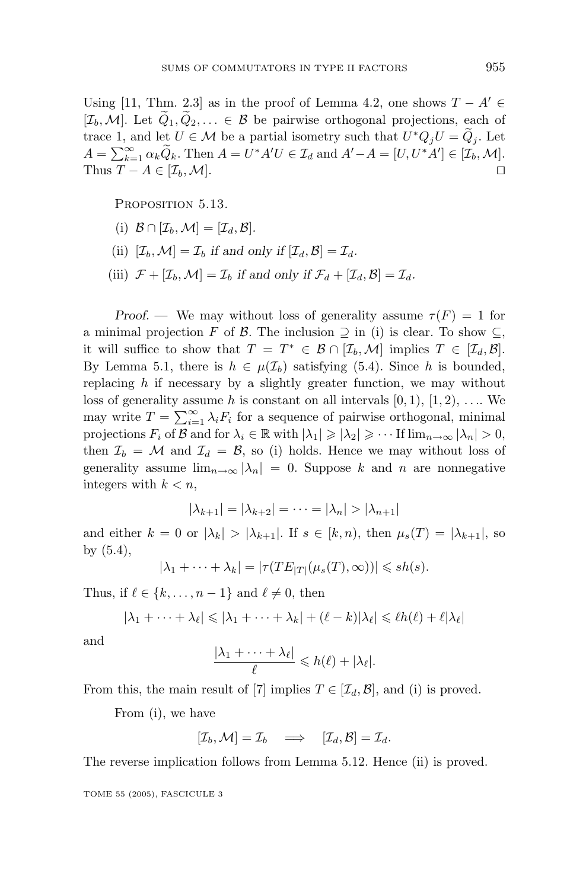Using [11, Thm. 2.3] as in the proof of Lemma 4.2, one shows $T - A' \in [\mathcal{I}_b, \mathcal{M}]$. Let $\widetilde{Q}_1, \widetilde{Q}_2, \ldots \in \mathcal{B}$ be pairwise orthogonal projections, each of trace 1, and let $U \in \mathcal{M}$ be a partial isometry such that $U^* Q_j U = \widetilde{Q}_j$. Let $A = \sum_{k=1}^\infty \alpha_k \widetilde{Q}_k$. Then $A = U^* A' U \in \mathcal{I}_d$ and $A' - A = [U, U^* A'] \in [\mathcal{I}_b, \mathcal{M}]$. Thus $T - A \in [\mathcal{I}_b, \mathcal{M}]$. □

Proposition 5.13.

(i) $\mathcal{B} \cap [\mathcal{I}_b, \mathcal{M}] = [\mathcal{I}_d, \mathcal{B}]$.

(ii) $[\mathcal{I}_b, \mathcal{M}] = \mathcal{I}_b$ *if and only if* $[\mathcal{I}_d, \mathcal{B}] = \mathcal{I}_d$.

(iii) $\mathcal{F} + [\mathcal{I}_b, \mathcal{M}] = \mathcal{I}_b$ *if and only if* $\mathcal{F}_d + [\mathcal{I}_d, \mathcal{B}] = \mathcal{I}_d$.

*Proof.* — We may without loss of generality assume $\tau(F) = 1$ for a minimal projection $F$ of $\mathcal{B}$. The inclusion $\supseteq$ in (i) is clear. To show $\subseteq$, it will suffice to show that $T = T^* \in \mathcal{B} \cap [\mathcal{I}_b, \mathcal{M}]$ implies $T \in [\mathcal{I}_d, \mathcal{B}]$. By Lemma 5.1, there is $h \in \mu(\mathcal{I}_b)$ satisfying (5.4). Since $h$ is bounded, replacing $h$ if necessary by a slightly greater function, we may without loss of generality assume $h$ is constant on all intervals $[0, 1)$, $[1, 2)$, .... We may write $T = \sum_{i=1}^\infty \lambda_i F_i$ for a sequence of pairwise orthogonal, minimal projections $F_i$ of $\mathcal{B}$ and for $\lambda_i \in \mathbb{R}$ with $|\lambda_1| \geqslant |\lambda_2| \geqslant \cdots$ If $\lim_{n\to\infty} |\lambda_n| > 0$, then $\mathcal{I}_b = \mathcal{M}$ and $\mathcal{I}_d = \mathcal{B}$, so (i) holds. Hence we may without loss of generality assume $\lim_{n\to\infty} |\lambda_n| = 0$. Suppose $k$ and $n$ are nonnegative integers with $k < n$,

$$|\lambda_{k+1}| = |\lambda_{k+2}| = \cdots = |\lambda_n| > |\lambda_{n+1}|$$

and either $k = 0$ or $|\lambda_k| > |\lambda_{k+1}|$. If $s \in [k, n)$, then $\mu_s(T) = |\lambda_{k+1}|$, so by (5.4),

$$|\lambda_1 + \cdots + \lambda_k| = |\tau(T E_{|T|}(\mu_s(T), \infty))| \leqslant s h(s).$$

Thus, if $\ell \in \{k, \ldots, n-1\}$ and $\ell \neq 0$, then

$$|\lambda_1 + \cdots + \lambda_\ell| \leqslant |\lambda_1 + \cdots + \lambda_k| + (\ell - k)|\lambda_\ell| \leqslant \ell h(\ell) + \ell |\lambda_\ell|$$

and

$$\frac{|\lambda_1 + \cdots + \lambda_\ell|}{\ell} \leqslant h(\ell) + |\lambda_\ell|.$$

From this, the main result of [7] implies $T \in [\mathcal{I}_d, \mathcal{B}]$, and (i) is proved.

From (i), we have

$$[\mathcal{I}_b, \mathcal{M}] = \mathcal{I}_b \quad \Longrightarrow \quad [\mathcal{I}_d, \mathcal{B}] = \mathcal{I}_d.$$

The reverse implication follows from Lemma 5.12. Hence (ii) is proved.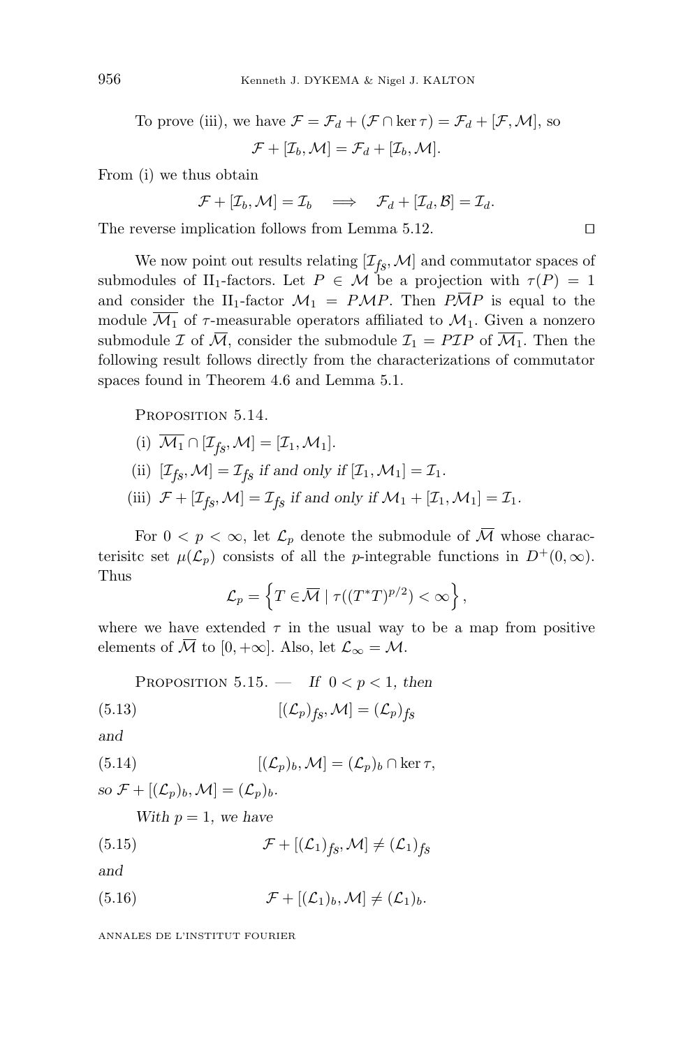To prove (iii), we have $\mathcal{F} = \mathcal{F}_d + (\mathcal{F} \cap \ker \tau) = \mathcal{F}_d + [\mathcal{F}, \mathcal{M}]$, so

$$\mathcal{F} + [\mathcal{I}_b, \mathcal{M}] = \mathcal{F}_d + [\mathcal{I}_b, \mathcal{M}].$$

From (i) we thus obtain

$$\mathcal{F} + [\mathcal{I}_b, \mathcal{M}] = \mathcal{I}_b \quad \Longrightarrow \quad \mathcal{F}_d + [\mathcal{I}_d, \mathcal{B}] = \mathcal{I}_d.$$

The reverse implication follows from Lemma 5.12. ◻

We now point out results relating $[\mathcal{I}_{fs}, \mathcal{M}]$ and commutator spaces of submodules of II$_1$-factors. Let $P \in \mathcal{M}$ be a projection with $\tau(P) = 1$ and consider the II$_1$-factor $\mathcal{M}_1 = P\mathcal{M}P$. Then $P\overline{\mathcal{M}}P$ is equal to the module $\overline{\mathcal{M}_1}$ of $\tau$-measurable operators affiliated to $\mathcal{M}_1$. Given a nonzero submodule $\mathcal{I}$ of $\overline{\mathcal{M}}$, consider the submodule $\mathcal{I}_1 = P\mathcal{I}P$ of $\overline{\mathcal{M}_1}$. Then the following result follows directly from the characterizations of commutator spaces found in Theorem 4.6 and Lemma 5.1.

Proposition 5.14.

(i) $\overline{\mathcal{M}_1} \cap [\mathcal{I}_{fs}, \mathcal{M}] = [\mathcal{I}_1, \mathcal{M}_1]$.

(ii) $[\mathcal{I}_{fs}, \mathcal{M}] = \mathcal{I}_{fs}$ *if and only if* $[\mathcal{I}_1, \mathcal{M}_1] = \mathcal{I}_1$.

(iii) $\mathcal{F} + [\mathcal{I}_{fs}, \mathcal{M}] = \mathcal{I}_{fs}$ *if and only if* $\mathcal{M}_1 + [\mathcal{I}_1, \mathcal{M}_1] = \mathcal{I}_1$.

For $0 < p < \infty$, let $\mathcal{L}_p$ denote the submodule of $\overline{\mathcal{M}}$ whose characterisitc set $\mu(\mathcal{L}_p)$ consists of all the $p$-integrable functions in $D^+(0,\infty)$. Thus

$$\mathcal{L}_p = \left\{ T \in \overline{\mathcal{M}} \mid \tau((T^*T)^{p/2}) < \infty \right\},$$

where we have extended $\tau$ in the usual way to be a map from positive elements of $\overline{\mathcal{M}}$ to $[0, +\infty]$. Also, let $\mathcal{L}_\infty = \mathcal{M}$.

Proposition 5.15. — *If* $0 < p < 1$, *then*

$$[(\mathcal{L}_p)_{fs}, \mathcal{M}] = (\mathcal{L}_p)_{fs} \tag{5.13}$$

*and*

$$[(\mathcal{L}_p)_b, \mathcal{M}] = (\mathcal{L}_p)_b \cap \ker \tau, \tag{5.14}$$

*so* $\mathcal{F} + [(\mathcal{L}_p)_b, \mathcal{M}] = (\mathcal{L}_p)_b$.

*With* $p = 1$, *we have*

$$\mathcal{F} + [(\mathcal{L}_1)_{fs}, \mathcal{M}] \neq (\mathcal{L}_1)_{fs} \tag{5.15}$$

*and*

$$\mathcal{F} + [(\mathcal{L}_1)_b, \mathcal{M}] \neq (\mathcal{L}_1)_b. \tag{5.16}$$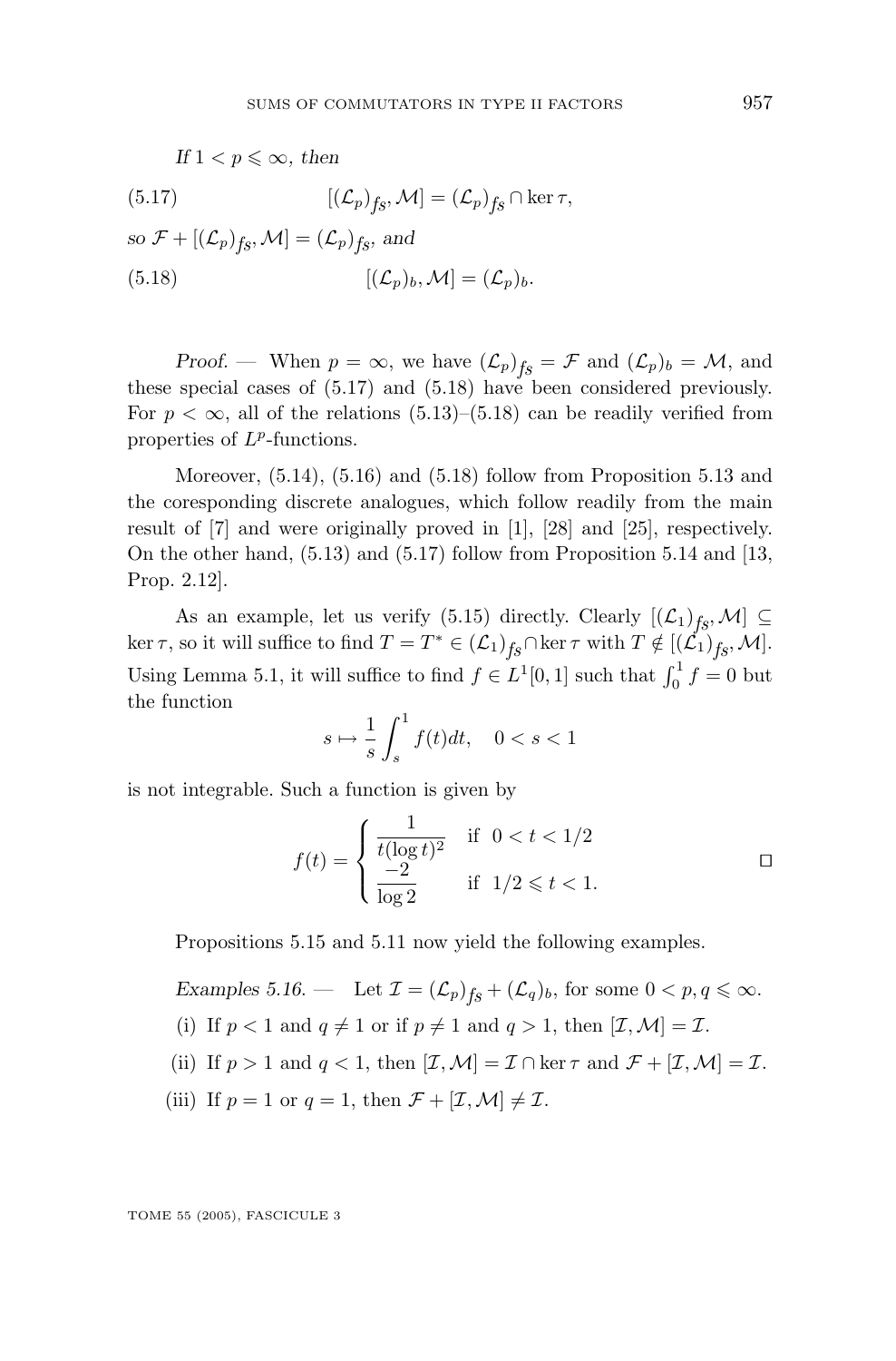*If $1 < p \leqslant \infty$, then*

$$[(\mathcal{L}_p)_{fs}, \mathcal{M}] = (\mathcal{L}_p)_{fs} \cap \ker \tau, \tag{5.17}$$

*so $\mathcal{F} + [(\mathcal{L}_p)_{fs}, \mathcal{M}] = (\mathcal{L}_p)_{fs}$, and*

$$[(\mathcal{L}_p)_b, \mathcal{M}] = (\mathcal{L}_p)_b. \tag{5.18}$$

*Proof.* — When $p = \infty$, we have $(\mathcal{L}_p)_{fs} = \mathcal{F}$ and $(\mathcal{L}_p)_b = \mathcal{M}$, and these special cases of (5.17) and (5.18) have been considered previously. For $p < \infty$, all of the relations (5.13)–(5.18) can be readily verified from properties of $L^p$-functions.

Moreover, (5.14), (5.16) and (5.18) follow from Proposition 5.13 and the coresponding discrete analogues, which follow readily from the main result of [7] and were originally proved in [1], [28] and [25], respectively. On the other hand, (5.13) and (5.17) follow from Proposition 5.14 and [13, Prop. 2.12].

As an example, let us verify (5.15) directly. Clearly $[(\mathcal{L}_1)_{fs}, \mathcal{M}] \subseteq \ker \tau$, so it will suffice to find $T = T^* \in (\mathcal{L}_1)_{fs} \cap \ker \tau$ with $T \notin [(\mathcal{L}_1)_{fs}, \mathcal{M}]$. Using Lemma 5.1, it will suffice to find $f \in L^1[0,1]$ such that $\int_0^1 f = 0$ but the function

$$s \mapsto \frac{1}{s} \int_s^1 f(t)dt, \quad 0 < s < 1$$

is not integrable. Such a function is given by

$$f(t) = \begin{cases} \dfrac{1}{t(\log t)^2} & \text{if } \ 0 < t < 1/2 \\ \dfrac{-2}{\log 2} & \text{if } \ 1/2 \leqslant t < 1. \end{cases}$$

□

Propositions 5.15 and 5.11 now yield the following examples.

*Examples 5.16.* — Let $\mathcal{I} = (\mathcal{L}_p)_{fs} + (\mathcal{L}_q)_b$, for some $0 < p, q \leqslant \infty$.

(i) If $p < 1$ and $q \neq 1$ or if $p \neq 1$ and $q > 1$, then $[\mathcal{I}, \mathcal{M}] = \mathcal{I}$.

(ii) If $p > 1$ and $q < 1$, then $[\mathcal{I}, \mathcal{M}] = \mathcal{I} \cap \ker \tau$ and $\mathcal{F} + [\mathcal{I}, \mathcal{M}] = \mathcal{I}$.

(iii) If $p = 1$ or $q = 1$, then $\mathcal{F} + [\mathcal{I}, \mathcal{M}] \neq \mathcal{I}$.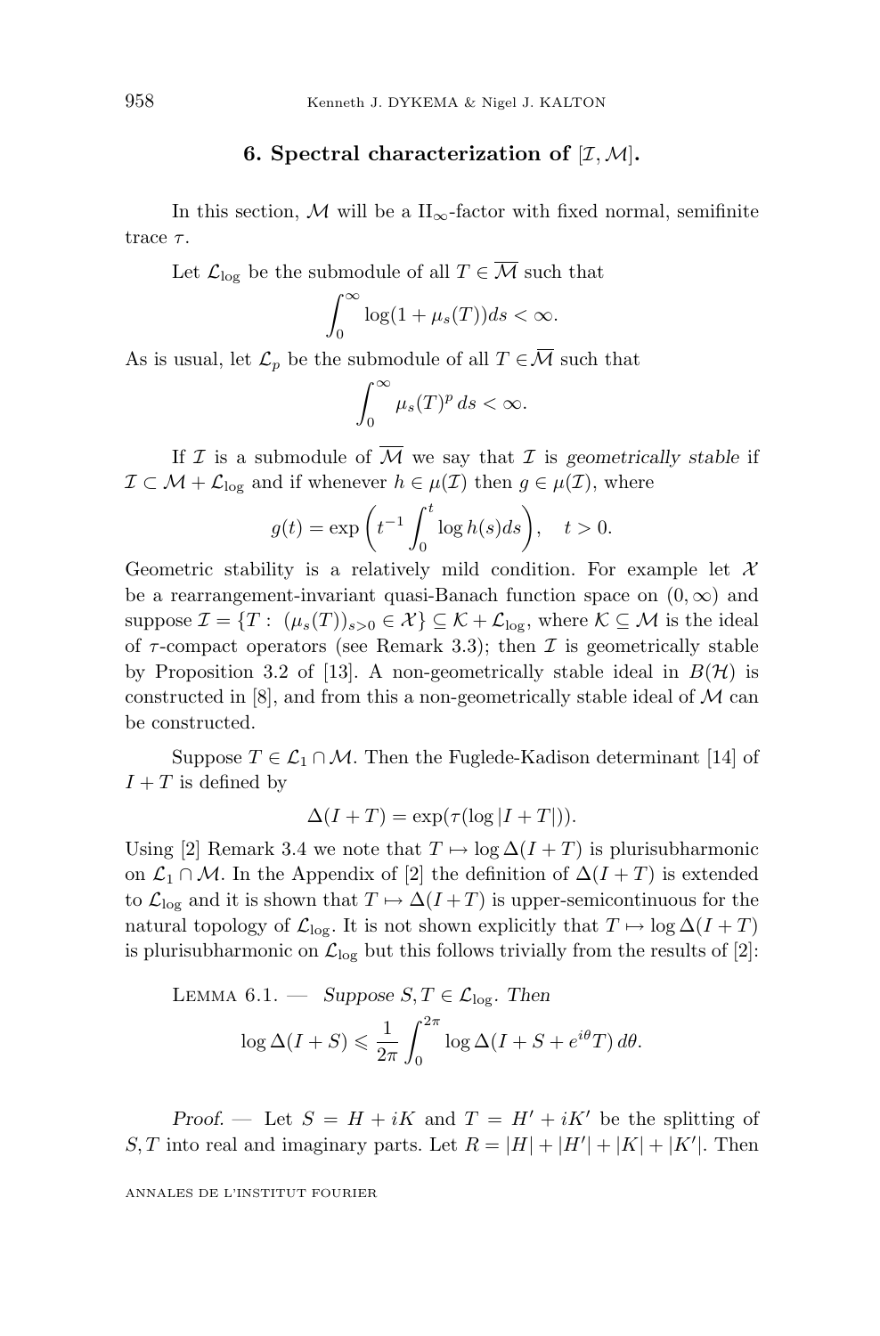## 6. Spectral characterization of $[\mathcal{I}, \mathcal{M}]$.

In this section, $\mathcal{M}$ will be a $\mathrm{II}_\infty$-factor with fixed normal, semifinite trace $\tau$.

Let $\mathcal{L}_{\log}$ be the submodule of all $T \in \overline{\mathcal{M}}$ such that

$$\int_0^\infty \log(1 + \mu_s(T)) ds < \infty.$$

As is usual, let $\mathcal{L}_p$ be the submodule of all $T \in \overline{\mathcal{M}}$ such that

$$\int_0^\infty \mu_s(T)^p \, ds < \infty.$$

If $\mathcal{I}$ is a submodule of $\overline{\mathcal{M}}$ we say that $\mathcal{I}$ is *geometrically stable* if $\mathcal{I} \subset \mathcal{M} + \mathcal{L}_{\log}$ and if whenever $h \in \mu(\mathcal{I})$ then $g \in \mu(\mathcal{I})$, where

$$g(t) = \exp\left(t^{-1} \int_0^t \log h(s) ds\right), \quad t > 0.$$

Geometric stability is a relatively mild condition. For example let $\mathcal{X}$ be a rearrangement-invariant quasi-Banach function space on $(0, \infty)$ and suppose $\mathcal{I} = \{T : (\mu_s(T))_{s>0} \in \mathcal{X}\} \subseteq \mathcal{K} + \mathcal{L}_{\log}$, where $\mathcal{K} \subseteq \mathcal{M}$ is the ideal of $\tau$-compact operators (see Remark 3.3); then $\mathcal{I}$ is geometrically stable by Proposition 3.2 of [13]. A non-geometrically stable ideal in $B(\mathcal{H})$ is constructed in [8], and from this a non-geometrically stable ideal of $\mathcal{M}$ can be constructed.

Suppose $T \in \mathcal{L}_1 \cap \mathcal{M}$. Then the Fuglede-Kadison determinant [14] of $I + T$ is defined by

$$\Delta(I + T) = \exp(\tau(\log |I + T|)).$$

Using [2] Remark 3.4 we note that $T \mapsto \log \Delta(I + T)$ is plurisubharmonic on $\mathcal{L}_1 \cap \mathcal{M}$. In the Appendix of [2] the definition of $\Delta(I + T)$ is extended to $\mathcal{L}_{\log}$ and it is shown that $T \mapsto \Delta(I + T)$ is upper-semicontinuous for the natural topology of $\mathcal{L}_{\log}$. It is not shown explicitly that $T \mapsto \log \Delta(I + T)$ is plurisubharmonic on $\mathcal{L}_{\log}$ but this follows trivially from the results of [2]:

LEMMA 6.1. — *Suppose $S, T \in \mathcal{L}_{\log}$. Then*

$$\log \Delta(I + S) \leqslant \frac{1}{2\pi} \int_0^{2\pi} \log \Delta(I + S + e^{i\theta} T) \, d\theta.$$

*Proof.* — Let $S = H + iK$ and $T = H' + iK'$ be the splitting of $S, T$ into real and imaginary parts. Let $R = |H| + |H'| + |K| + |K'|$. Then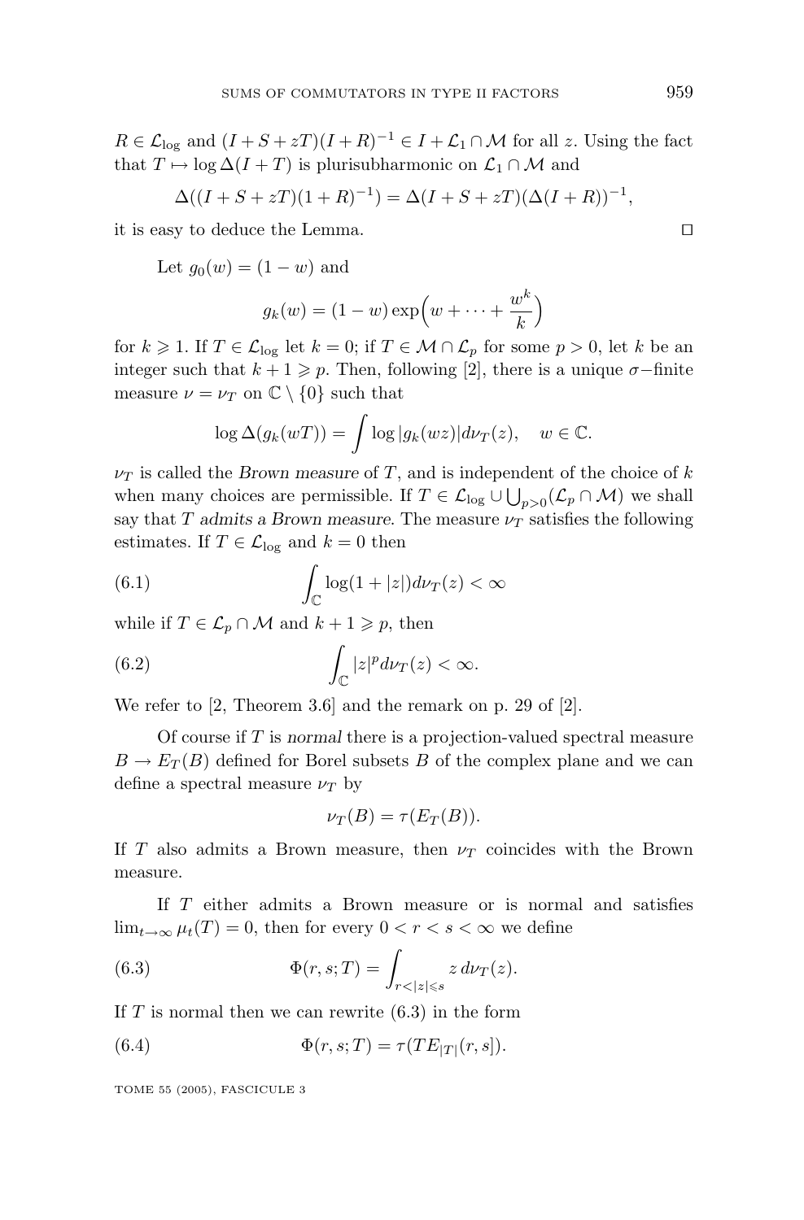$R \in \mathcal{L}_{\log}$ and $(I+S+zT)(I+R)^{-1} \in I + \mathcal{L}_1 \cap \mathcal{M}$ for all $z$. Using the fact that $T \mapsto \log \Delta(I+T)$ is plurisubharmonic on $\mathcal{L}_1 \cap \mathcal{M}$ and

$$\Delta((I+S+zT)(1+R)^{-1}) = \Delta(I+S+zT)(\Delta(I+R))^{-1},$$

it is easy to deduce the Lemma. $\square$

Let $g_0(w) = (1-w)$ and

$$g_k(w) = (1-w)\exp\Big(w + \cdots + \frac{w^k}{k}\Big)$$

for $k \geqslant 1$. If $T \in \mathcal{L}_{\log}$ let $k=0$; if $T \in \mathcal{M} \cap \mathcal{L}_p$ for some $p>0$, let $k$ be an integer such that $k+1 \geqslant p$. Then, following [2], there is a unique $\sigma-$finite measure $\nu = \nu_T$ on $\mathbb{C} \setminus \{0\}$ such that

$$\log \Delta(g_k(wT)) = \int \log |g_k(wz)| d\nu_T(z), \quad w \in \mathbb{C}.$$

$\nu_T$ is called the *Brown measure* of $T$, and is independent of the choice of $k$ when many choices are permissible. If $T \in \mathcal{L}_{\log} \cup \bigcup_{p>0}(\mathcal{L}_p \cap \mathcal{M})$ we shall say that $T$ *admits a Brown measure*. The measure $\nu_T$ satisfies the following estimates. If $T \in \mathcal{L}_{\log}$ and $k=0$ then

$$\int_{\mathbb{C}} \log(1+|z|) d\nu_T(z) < \infty \tag{6.1}$$

while if $T \in \mathcal{L}_p \cap \mathcal{M}$ and $k+1 \geqslant p$, then

$$\int_{\mathbb{C}} |z|^p d\nu_T(z) < \infty. \tag{6.2}$$

We refer to [2, Theorem 3.6] and the remark on p. 29 of [2].

Of course if $T$ is *normal* there is a projection-valued spectral measure $B \to E_T(B)$ defined for Borel subsets $B$ of the complex plane and we can define a spectral measure $\nu_T$ by

$$\nu_T(B) = \tau(E_T(B)).$$

If $T$ also admits a Brown measure, then $\nu_T$ coincides with the Brown measure.

If $T$ either admits a Brown measure or is normal and satisfies $\lim_{t\to\infty} \mu_t(T) = 0$, then for every $0 < r < s < \infty$ we define

$$\Phi(r,s;T) = \int_{r<|z|\leqslant s} z \, d\nu_T(z). \tag{6.3}$$

If $T$ is normal then we can rewrite (6.3) in the form

$$\Phi(r,s;T) = \tau(TE_{|T|}(r,s]). \tag{6.4}$$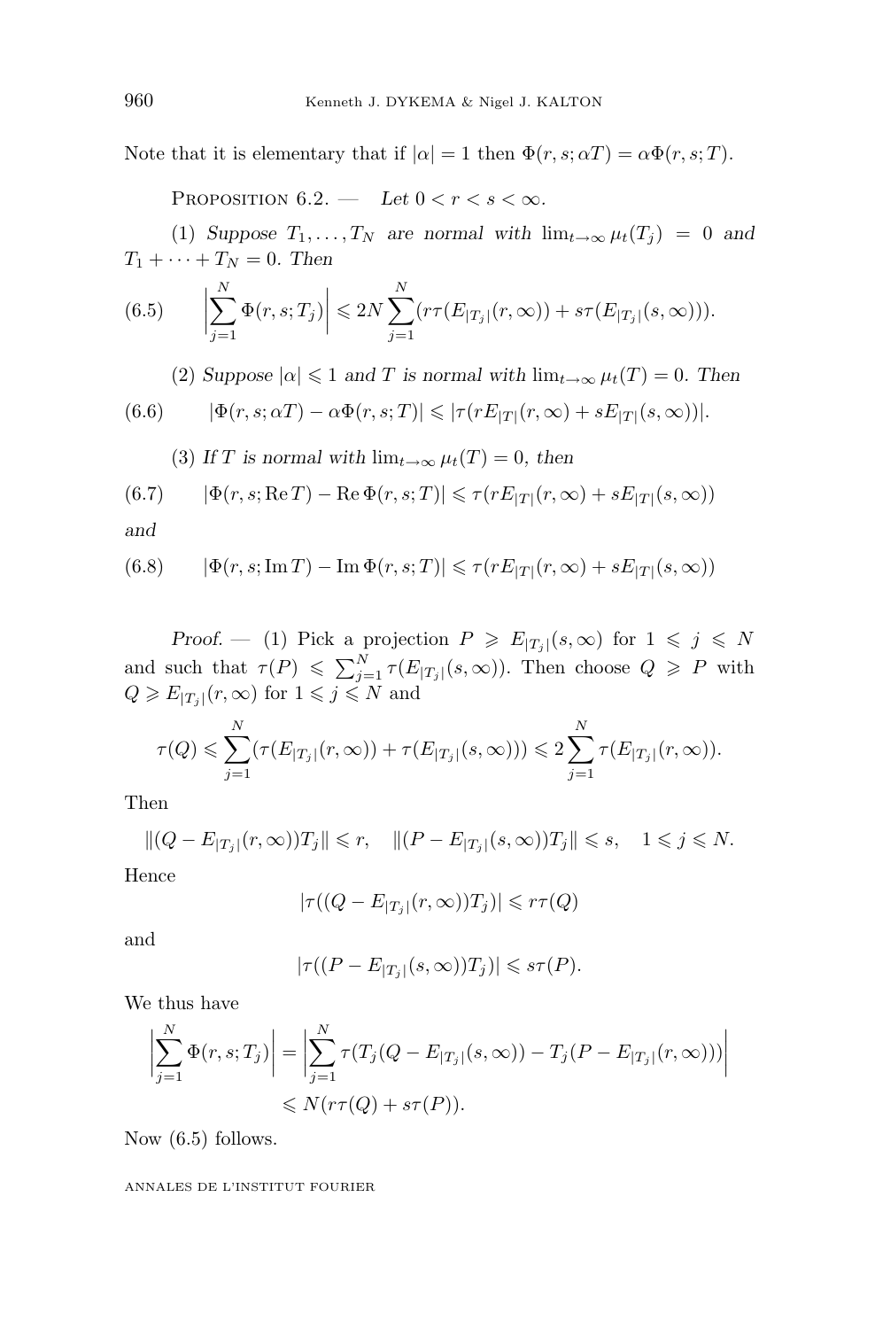Note that it is elementary that if $|\alpha| = 1$ then $\Phi(r, s; \alpha T) = \alpha\Phi(r, s; T)$.

Proposition 6.2. — *Let* $0 < r < s < \infty$.

(1) *Suppose* $T_1, \ldots, T_N$ *are normal with* $\lim_{t\to\infty} \mu_t(T_j) = 0$ *and* $T_1 + \cdots + T_N = 0$. *Then*

$$\left|\sum_{j=1}^{N} \Phi(r, s; T_j)\right| \leqslant 2N \sum_{j=1}^{N} (r\tau(E_{|T_j|}(r, \infty)) + s\tau(E_{|T_j|}(s, \infty))). \tag{6.5}$$

(2) *Suppose* $|\alpha| \leqslant 1$ *and* $T$ *is normal with* $\lim_{t\to\infty} \mu_t(T) = 0$. *Then*

$$|\Phi(r, s; \alpha T) - \alpha\Phi(r, s; T)| \leqslant |\tau(rE_{|T|}(r, \infty) + sE_{|T|}(s, \infty))|. \tag{6.6}$$

(3) *If* $T$ *is normal with* $\lim_{t\to\infty} \mu_t(T) = 0$, *then*

$$|\Phi(r, s; \operatorname{Re} T) - \operatorname{Re} \Phi(r, s; T)| \leqslant \tau(rE_{|T|}(r, \infty) + sE_{|T|}(s, \infty)) \tag{6.7}$$

*and*

$$|\Phi(r, s; \operatorname{Im} T) - \operatorname{Im} \Phi(r, s; T)| \leqslant \tau(rE_{|T|}(r, \infty) + sE_{|T|}(s, \infty)) \tag{6.8}$$

*Proof.* — (1) Pick a projection $P \geqslant E_{|T_j|}(s, \infty)$ for $1 \leqslant j \leqslant N$ and such that $\tau(P) \leqslant \sum_{j=1}^{N} \tau(E_{|T_j|}(s, \infty))$. Then choose $Q \geqslant P$ with $Q \geqslant E_{|T_j|}(r, \infty)$ for $1 \leqslant j \leqslant N$ and

$$\tau(Q) \leqslant \sum_{j=1}^{N} (\tau(E_{|T_j|}(r, \infty)) + \tau(E_{|T_j|}(s, \infty))) \leqslant 2\sum_{j=1}^{N} \tau(E_{|T_j|}(r, \infty)).$$

Then

$$\|(Q - E_{|T_j|}(r, \infty))T_j\| \leqslant r, \quad \|(P - E_{|T_j|}(s, \infty))T_j\| \leqslant s, \quad 1 \leqslant j \leqslant N.$$

Hence

$$|\tau((Q - E_{|T_j|}(r, \infty))T_j)| \leqslant r\tau(Q)$$

and

$$|\tau((P - E_{|T_j|}(s, \infty))T_j)| \leqslant s\tau(P).$$

We thus have

$$\begin{aligned}\left|\sum_{j=1}^{N} \Phi(r, s; T_j)\right| &= \left|\sum_{j=1}^{N} \tau(T_j(Q - E_{|T_j|}(s, \infty)) - T_j(P - E_{|T_j|}(r, \infty)))\right| \\ &\leqslant N(r\tau(Q) + s\tau(P)).\end{aligned}$$

Now (6.5) follows.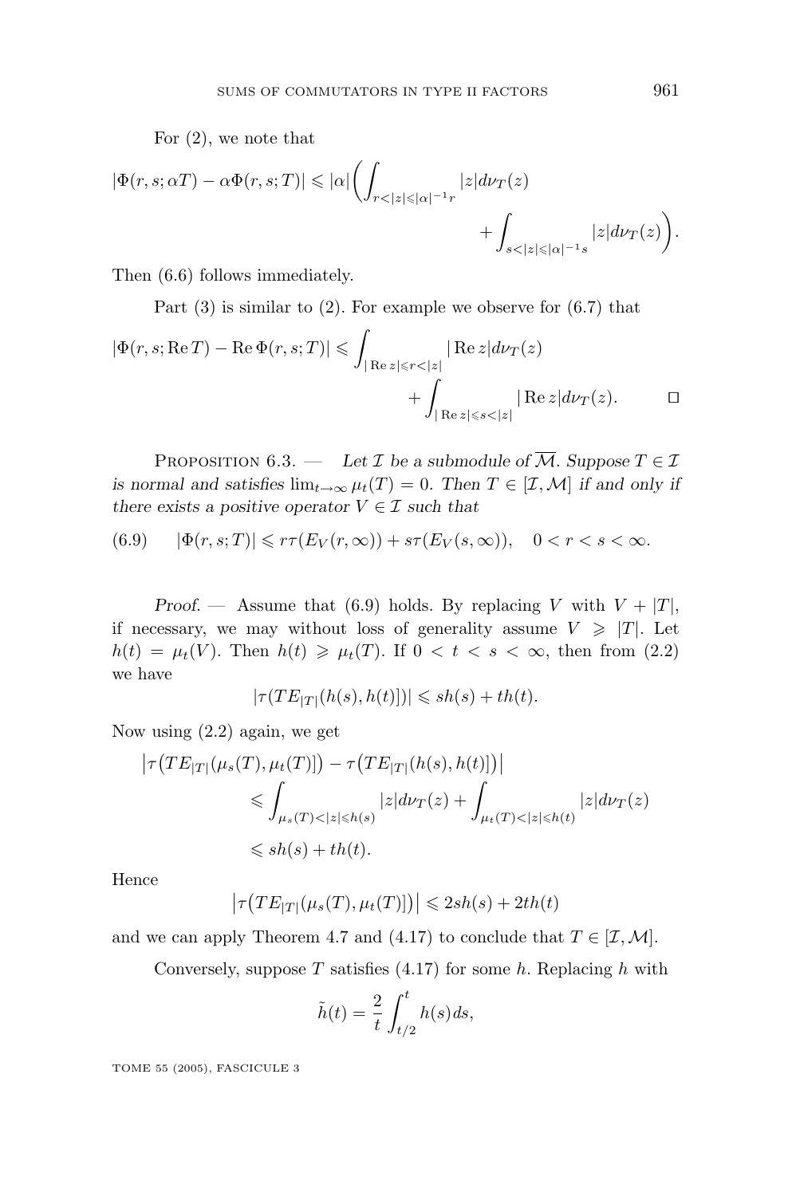For (2), we note that

$$|\Phi(r,s;\alpha T)-\alpha\Phi(r,s;T)|\leqslant|\alpha|\bigg(\int_{r<|z|\leqslant|\alpha|^{-1}r}|z|d\nu_T(z)+\int_{s<|z|\leqslant|\alpha|^{-1}s}|z|d\nu_T(z)\bigg).$$

Then (6.6) follows immediately.

Part (3) is similar to (2). For example we observe for (6.7) that

$$|\Phi(r,s;\operatorname{Re}T)-\operatorname{Re}\Phi(r,s;T)|\leqslant\int_{|\operatorname{Re}z|\leqslant r<|z|}|\operatorname{Re}z|d\nu_T(z)+\int_{|\operatorname{Re}z|\leqslant s<|z|}|\operatorname{Re}z|d\nu_T(z).\qquad\square$$

Proposition 6.3. — *Let $\mathcal{I}$ be a submodule of $\overline{\mathcal{M}}$. Suppose $T\in\mathcal{I}$ is normal and satisfies $\lim_{t\to\infty}\mu_t(T)=0$. Then $T\in[\mathcal{I},\mathcal{M}]$ if and only if there exists a positive operator $V\in\mathcal{I}$ such that*

$$|\Phi(r,s;T)|\leqslant r\tau(E_V(r,\infty))+s\tau(E_V(s,\infty)),\quad 0<r<s<\infty. \tag{6.9}$$

*Proof.* — Assume that (6.9) holds. By replacing $V$ with $V+|T|$, if necessary, we may without loss of generality assume $V\geqslant|T|$. Let $h(t)=\mu_t(V)$. Then $h(t)\geqslant\mu_t(T)$. If $0<t<s<\infty$, then from (2.2) we have

$$|\tau(TE_{|T|}(h(s),h(t)])|\leqslant sh(s)+th(t).$$

Now using (2.2) again, we get

$$\begin{aligned}\big|\tau\big(TE_{|T|}(\mu_s(T),\mu_t(T)]\big)-\tau\big(TE_{|T|}(h(s),h(t)]\big)\big|&\leqslant\int_{\mu_s(T)<|z|\leqslant h(s)}|z|d\nu_T(z)+\int_{\mu_t(T)<|z|\leqslant h(t)}|z|d\nu_T(z)\\&\leqslant sh(s)+th(t).\end{aligned}$$

Hence

$$\big|\tau\big(TE_{|T|}(\mu_s(T),\mu_t(T)]\big)\big|\leqslant 2sh(s)+2th(t)$$

and we can apply Theorem 4.7 and (4.17) to conclude that $T\in[\mathcal{I},\mathcal{M}]$.

Conversely, suppose $T$ satisfies (4.17) for some $h$. Replacing $h$ with

$$\tilde{h}(t)=\frac{2}{t}\int_{t/2}^{t}h(s)ds,$$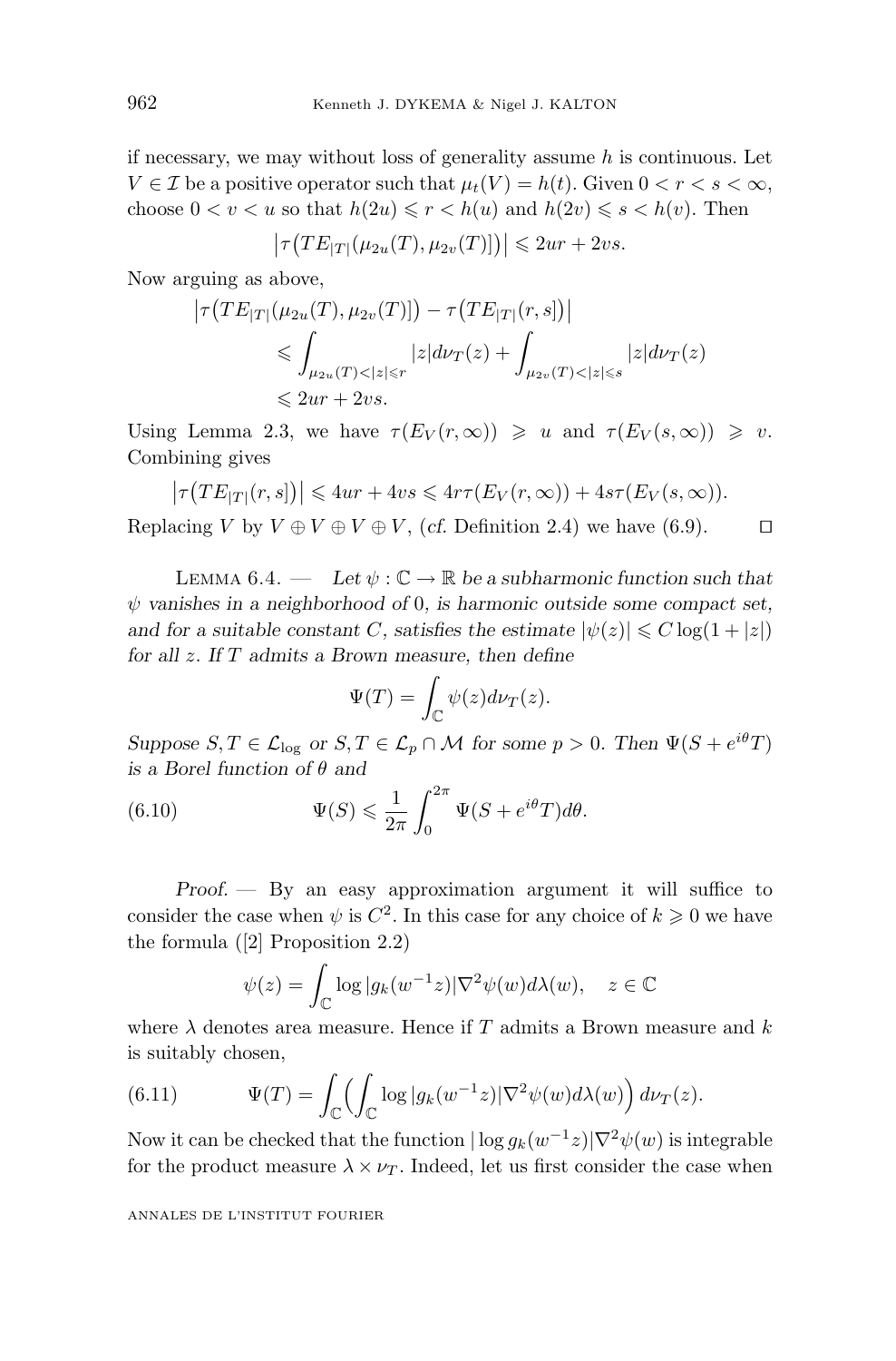if necessary, we may without loss of generality assume $h$ is continuous. Let $V \in \mathcal{I}$ be a positive operator such that $\mu_t(V) = h(t)$. Given $0 < r < s < \infty$, choose $0 < v < u$ so that $h(2u) \leqslant r < h(u)$ and $h(2v) \leqslant s < h(v)$. Then

$$\left|\tau\big(TE_{|T|}(\mu_{2u}(T), \mu_{2v}(T)]\big)\right| \leqslant 2ur + 2vs.$$

Now arguing as above,

$$\begin{aligned}
\big|\tau\big(TE_{|T|}(\mu_{2u}(T), \mu_{2v}(T)]\big) &- \tau\big(TE_{|T|}(r, s]\big)\big| \\
&\leqslant \int_{\mu_{2u}(T) < |z| \leqslant r} |z| d\nu_T(z) + \int_{\mu_{2v}(T) < |z| \leqslant s} |z| d\nu_T(z) \\
&\leqslant 2ur + 2vs.
\end{aligned}$$

Using Lemma 2.3, we have $\tau(E_V(r, \infty)) \geqslant u$ and $\tau(E_V(s, \infty)) \geqslant v$. Combining gives

$$\left|\tau\big(TE_{|T|}(r, s]\big)\right| \leqslant 4ur + 4vs \leqslant 4r\tau(E_V(r, \infty)) + 4s\tau(E_V(s, \infty)).$$

Replacing $V$ by $V \oplus V \oplus V \oplus V$, (*cf.* Definition 2.4) we have (6.9). ◻

Lemma 6.4. — *Let $\psi : \mathbb{C} \to \mathbb{R}$ be a subharmonic function such that $\psi$ vanishes in a neighborhood of $0$, is harmonic outside some compact set, and for a suitable constant $C$, satisfies the estimate $|\psi(z)| \leqslant C \log(1 + |z|)$ for all $z$. If $T$ admits a Brown measure, then define*

$$\Psi(T) = \int_{\mathbb{C}} \psi(z) d\nu_T(z).$$

*Suppose $S, T \in \mathcal{L}_{\log}$ or $S, T \in \mathcal{L}_p \cap \mathcal{M}$ for some $p > 0$. Then $\Psi(S + e^{i\theta}T)$ is a Borel function of $\theta$ and*

$$\Psi(S) \leqslant \frac{1}{2\pi} \int_0^{2\pi} \Psi(S + e^{i\theta}T) d\theta. \tag{6.10}$$

*Proof.* — By an easy approximation argument it will suffice to consider the case when $\psi$ is $C^2$. In this case for any choice of $k \geqslant 0$ we have the formula ([2] Proposition 2.2)

$$\psi(z) = \int_{\mathbb{C}} \log |g_k(w^{-1}z)| \nabla^2 \psi(w) d\lambda(w), \quad z \in \mathbb{C}$$

where $\lambda$ denotes area measure. Hence if $T$ admits a Brown measure and $k$ is suitably chosen,

$$\Psi(T) = \int_{\mathbb{C}} \Big( \int_{\mathbb{C}} \log |g_k(w^{-1}z)| \nabla^2 \psi(w) d\lambda(w) \Big) d\nu_T(z). \tag{6.11}$$

Now it can be checked that the function $|\log g_k(w^{-1}z)| \nabla^2 \psi(w)$ is integrable for the product measure $\lambda \times \nu_T$. Indeed, let us first consider the case when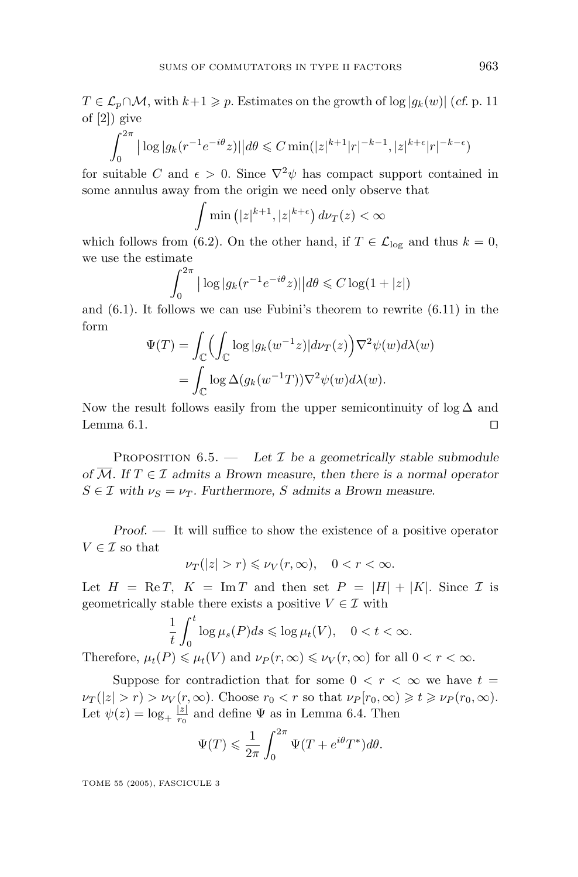$T \in \mathcal{L}_p \cap \mathcal{M}$, with $k+1 \geqslant p$. Estimates on the growth of $\log|g_k(w)|$ (*cf.* p. 11 of [2]) give

$$\int_0^{2\pi} \big|\log|g_k(r^{-1}e^{-i\theta}z)|\big| d\theta \leqslant C \min(|z|^{k+1}|r|^{-k-1}, |z|^{k+\epsilon}|r|^{-k-\epsilon})$$

for suitable $C$ and $\epsilon > 0$. Since $\nabla^2\psi$ has compact support contained in some annulus away from the origin we need only observe that

$$\int \min\left(|z|^{k+1}, |z|^{k+\epsilon}\right) d\nu_T(z) < \infty$$

which follows from (6.2). On the other hand, if $T \in \mathcal{L}_{\log}$ and thus $k = 0$, we use the estimate

$$\int_0^{2\pi} \big|\log|g_k(r^{-1}e^{-i\theta}z)|\big| d\theta \leqslant C \log(1+|z|)$$

and (6.1). It follows we can use Fubini's theorem to rewrite (6.11) in the form

$$\begin{aligned}\Psi(T) &= \int_{\mathbb{C}} \Big( \int_{\mathbb{C}} \log|g_k(w^{-1}z)| d\nu_T(z) \Big) \nabla^2\psi(w) d\lambda(w) \\ &= \int_{\mathbb{C}} \log \Delta(g_k(w^{-1}T)) \nabla^2\psi(w) d\lambda(w).\end{aligned}$$

Now the result follows easily from the upper semicontinuity of $\log \Delta$ and Lemma 6.1. $\square$

Proposition 6.5. — *Let $\mathcal{I}$ be a geometrically stable submodule of $\overline{\mathcal{M}}$. If $T \in \mathcal{I}$ admits a Brown measure, then there is a normal operator $S \in \mathcal{I}$ with $\nu_S = \nu_T$. Furthermore, $S$ admits a Brown measure.*

*Proof.* — It will suffice to show the existence of a positive operator $V \in \mathcal{I}$ so that

$$\nu_T(|z| > r) \leqslant \nu_V(r, \infty), \quad 0 < r < \infty.$$

Let $H = \operatorname{Re} T$, $K = \operatorname{Im} T$ and then set $P = |H| + |K|$. Since $\mathcal{I}$ is geometrically stable there exists a positive $V \in \mathcal{I}$ with

$$\frac{1}{t}\int_0^t \log \mu_s(P) ds \leqslant \log \mu_t(V), \quad 0 < t < \infty.$$

Therefore, $\mu_t(P) \leqslant \mu_t(V)$ and $\nu_P(r, \infty) \leqslant \nu_V(r, \infty)$ for all $0 < r < \infty$.

Suppose for contradiction that for some $0 < r < \infty$ we have $t = \nu_T(|z| > r) > \nu_V(r, \infty)$. Choose $r_0 < r$ so that $\nu_P[r_0, \infty) \geqslant t \geqslant \nu_P(r_0, \infty)$. Let $\psi(z) = \log_+ \frac{|z|}{r_0}$ and define $\Psi$ as in Lemma 6.4. Then

$$\Psi(T) \leqslant \frac{1}{2\pi}\int_0^{2\pi} \Psi(T + e^{i\theta}T^*) d\theta.$$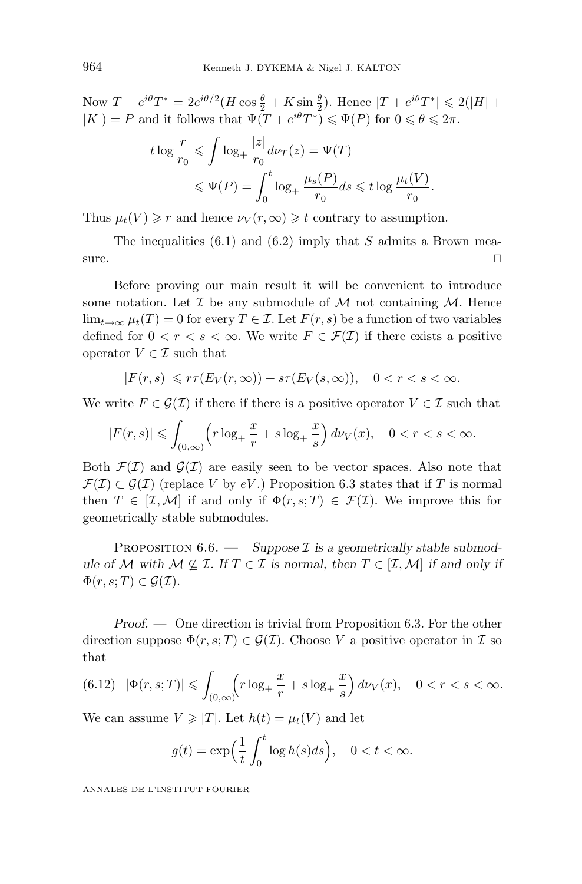Now $T + e^{i\theta}T^* = 2e^{i\theta/2}(H\cos\frac{\theta}{2} + K\sin\frac{\theta}{2})$. Hence $|T + e^{i\theta}T^*| \leqslant 2(|H| + |K|) = P$ and it follows that $\Psi(T + e^{i\theta}T^*) \leqslant \Psi(P)$ for $0 \leqslant \theta \leqslant 2\pi$.

$$
\begin{aligned}
t\log\frac{r}{r_0} &\leqslant \int \log_+\frac{|z|}{r_0}d\nu_T(z) = \Psi(T)\\
&\leqslant \Psi(P) = \int_0^t \log_+\frac{\mu_s(P)}{r_0}ds \leqslant t\log\frac{\mu_t(V)}{r_0}.
\end{aligned}
$$

Thus $\mu_t(V) \geqslant r$ and hence $\nu_V(r,\infty) \geqslant t$ contrary to assumption.

The inequalities (6.1) and (6.2) imply that $S$ admits a Brown measure. □

Before proving our main result it will be convenient to introduce some notation. Let $\mathcal{I}$ be any submodule of $\overline{\mathcal{M}}$ not containing $\mathcal{M}$. Hence $\lim_{t\to\infty}\mu_t(T) = 0$ for every $T \in \mathcal{I}$. Let $F(r,s)$ be a function of two variables defined for $0 < r < s < \infty$. We write $F \in \mathcal{F}(\mathcal{I})$ if there exists a positive operator $V \in \mathcal{I}$ such that

$$
|F(r,s)| \leqslant r\tau(E_V(r,\infty)) + s\tau(E_V(s,\infty)), \quad 0 < r < s < \infty.
$$

We write $F \in \mathcal{G}(\mathcal{I})$ if there if there is a positive operator $V \in \mathcal{I}$ such that

$$
|F(r,s)| \leqslant \int_{(0,\infty)}\Big(r\log_+\frac{x}{r} + s\log_+\frac{x}{s}\Big)\,d\nu_V(x), \quad 0 < r < s < \infty.
$$

Both $\mathcal{F}(\mathcal{I})$ and $\mathcal{G}(\mathcal{I})$ are easily seen to be vector spaces. Also note that $\mathcal{F}(\mathcal{I}) \subset \mathcal{G}(\mathcal{I})$ (replace $V$ by $eV$.) Proposition 6.3 states that if $T$ is normal then $T \in [\mathcal{I},\mathcal{M}]$ if and only if $\Phi(r,s;T) \in \mathcal{F}(\mathcal{I})$. We improve this for geometrically stable submodules.

Proposition 6.6. — *Suppose $\mathcal{I}$ is a geometrically stable submodule of $\overline{\mathcal{M}}$ with $\mathcal{M} \not\subseteq \mathcal{I}$. If $T \in \mathcal{I}$ is normal, then $T \in [\mathcal{I},\mathcal{M}]$ if and only if $\Phi(r,s;T) \in \mathcal{G}(\mathcal{I})$.*

*Proof.* — One direction is trivial from Proposition 6.3. For the other direction suppose $\Phi(r,s;T) \in \mathcal{G}(\mathcal{I})$. Choose $V$ a positive operator in $\mathcal{I}$ so that

$$
(6.12)\quad |\Phi(r,s;T)| \leqslant \int_{(0,\infty)}\Big(r\log_+\frac{x}{r} + s\log_+\frac{x}{s}\Big)\,d\nu_V(x), \quad 0 < r < s < \infty.
$$

We can assume $V \geqslant |T|$. Let $h(t) = \mu_t(V)$ and let

$$
g(t) = \exp\Big(\frac{1}{t}\int_0^t \log h(s)ds\Big), \quad 0 < t < \infty.
$$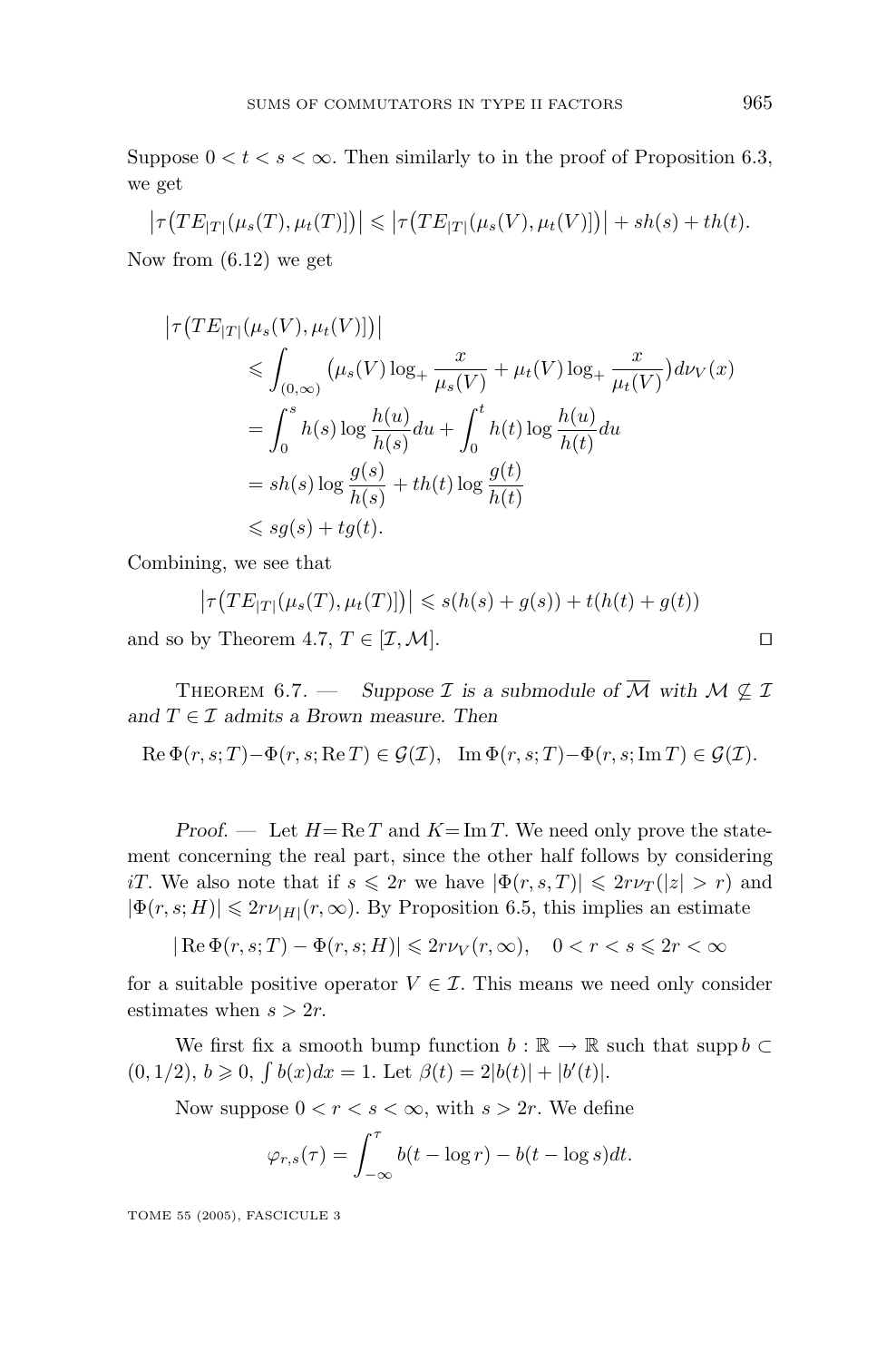Suppose $0 < t < s < \infty$. Then similarly to in the proof of Proposition 6.3, we get

$$\left|\tau\big(TE_{|T|}(\mu_s(T),\mu_t(T)]\big)\right| \leqslant \left|\tau\big(TE_{|T|}(\mu_s(V),\mu_t(V)]\big)\right| + sh(s) + th(t).$$

Now from (6.12) we get

$$\begin{aligned}
&\left|\tau\big(TE_{|T|}(\mu_s(V),\mu_t(V)]\big)\right| \\
&\qquad \leqslant \int_{(0,\infty)} \big(\mu_s(V)\log_+ \frac{x}{\mu_s(V)} + \mu_t(V)\log_+ \frac{x}{\mu_t(V)}\big) d\nu_V(x) \\
&\qquad = \int_0^s h(s)\log\frac{h(u)}{h(s)}du + \int_0^t h(t)\log\frac{h(u)}{h(t)}du \\
&\qquad = sh(s)\log\frac{g(s)}{h(s)} + th(t)\log\frac{g(t)}{h(t)} \\
&\qquad \leqslant sg(s) + tg(t).
\end{aligned}$$

Combining, we see that

$$\left|\tau\big(TE_{|T|}(\mu_s(T),\mu_t(T)]\big)\right| \leqslant s(h(s)+g(s)) + t(h(t)+g(t))$$

and so by Theorem 4.7, $T \in [\mathcal{I},\mathcal{M}]$. $\square$

Theorem 6.7. — *Suppose $\mathcal{I}$ is a submodule of $\overline{\mathcal{M}}$ with $\mathcal{M} \not\subseteq \mathcal{I}$ and $T \in \mathcal{I}$ admits a Brown measure. Then*

$$\operatorname{Re}\Phi(r,s;T) - \Phi(r,s;\operatorname{Re}T) \in \mathcal{G}(\mathcal{I}), \quad \operatorname{Im}\Phi(r,s;T) - \Phi(r,s;\operatorname{Im}T) \in \mathcal{G}(\mathcal{I}).$$

*Proof.* — Let $H = \operatorname{Re}T$ and $K = \operatorname{Im}T$. We need only prove the statement concerning the real part, since the other half follows by considering $iT$. We also note that if $s \leqslant 2r$ we have $|\Phi(r,s,T)| \leqslant 2r\nu_T(|z| > r)$ and $|\Phi(r,s;H)| \leqslant 2r\nu_{|H|}(r,\infty)$. By Proposition 6.5, this implies an estimate

$$|\operatorname{Re}\Phi(r,s;T) - \Phi(r,s;H)| \leqslant 2r\nu_V(r,\infty), \quad 0 < r < s \leqslant 2r < \infty$$

for a suitable positive operator $V \in \mathcal{I}$. This means we need only consider estimates when $s > 2r$.

We first fix a smooth bump function $b : \mathbb{R} \to \mathbb{R}$ such that $\operatorname{supp} b \subset (0,1/2)$, $b \geqslant 0$, $\int b(x)dx = 1$. Let $\beta(t) = 2|b(t)| + |b'(t)|$.

Now suppose $0 < r < s < \infty$, with $s > 2r$. We define

$$\varphi_{r,s}(\tau) = \int_{-\infty}^{\tau} b(t - \log r) - b(t - \log s)dt.$$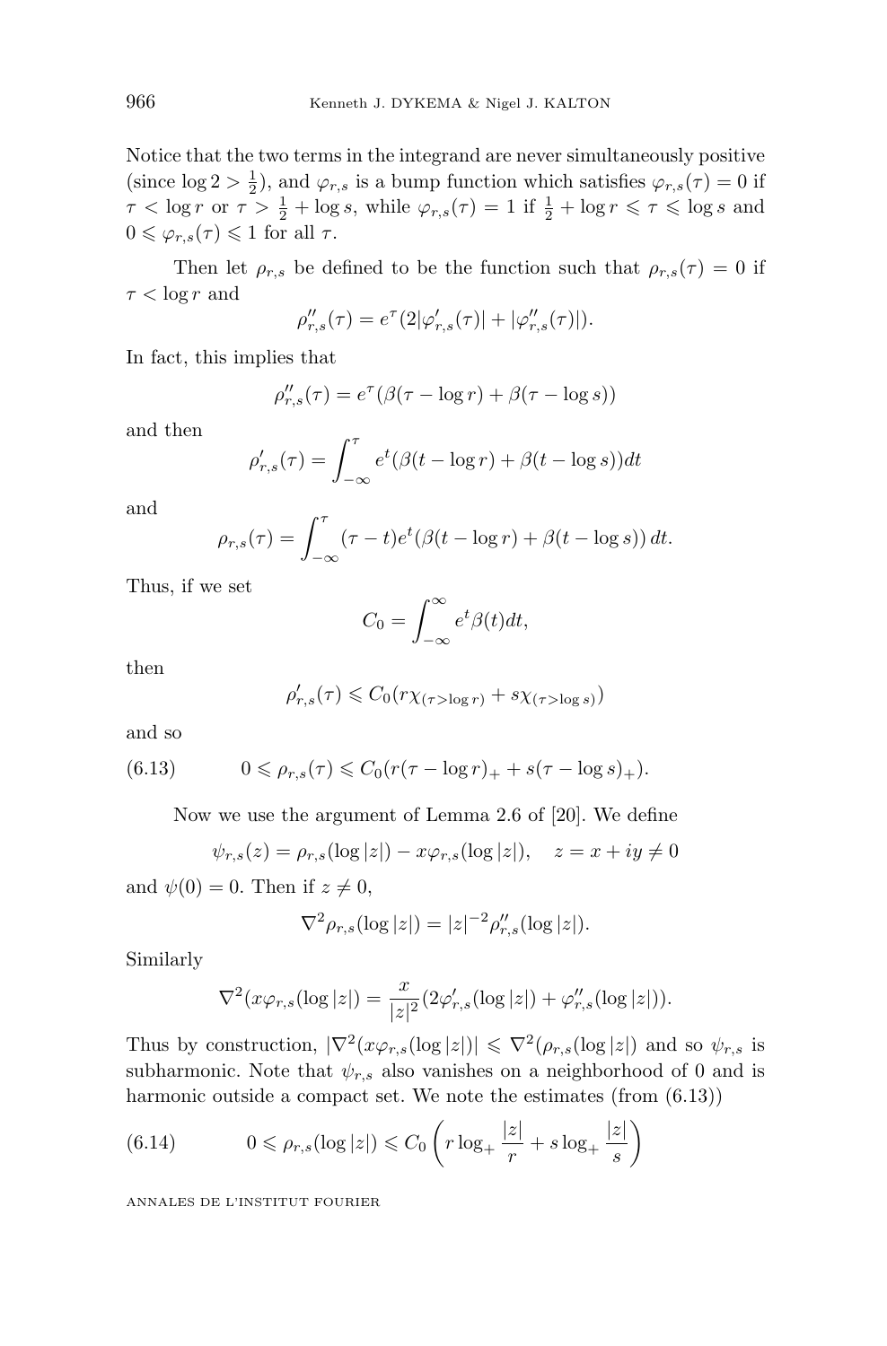Notice that the two terms in the integrand are never simultaneously positive (since $\log 2 > \frac{1}{2}$), and $\varphi_{r,s}$ is a bump function which satisfies $\varphi_{r,s}(\tau) = 0$ if $\tau < \log r$ or $\tau > \frac{1}{2} + \log s$, while $\varphi_{r,s}(\tau) = 1$ if $\frac{1}{2} + \log r \leqslant \tau \leqslant \log s$ and $0 \leqslant \varphi_{r,s}(\tau) \leqslant 1$ for all $\tau$.

Then let $\rho_{r,s}$ be defined to be the function such that $\rho_{r,s}(\tau) = 0$ if $\tau < \log r$ and

$$\rho''_{r,s}(\tau) = e^{\tau}(2|\varphi'_{r,s}(\tau)| + |\varphi''_{r,s}(\tau)|).$$

In fact, this implies that

$$\rho''_{r,s}(\tau) = e^{\tau}(\beta(\tau - \log r) + \beta(\tau - \log s))$$

and then

$$\rho'_{r,s}(\tau) = \int_{-\infty}^{\tau} e^{t}(\beta(t - \log r) + \beta(t - \log s))dt$$

and

$$\rho_{r,s}(\tau) = \int_{-\infty}^{\tau} (\tau - t)e^{t}(\beta(t - \log r) + \beta(t - \log s))\, dt.$$

Thus, if we set

$$C_0 = \int_{-\infty}^{\infty} e^{t}\beta(t)dt,$$

then

$$\rho'_{r,s}(\tau) \leqslant C_0(r\chi_{(\tau > \log r)} + s\chi_{(\tau > \log s)})$$

and so

$$0 \leqslant \rho_{r,s}(\tau) \leqslant C_0(r(\tau - \log r)_+ + s(\tau - \log s)_+). \tag{6.13}$$

Now we use the argument of Lemma 2.6 of [20]. We define

$$\psi_{r,s}(z) = \rho_{r,s}(\log|z|) - x\varphi_{r,s}(\log|z|), \quad z = x + iy \neq 0$$

and $\psi(0) = 0$. Then if $z \neq 0$,

$$\nabla^2 \rho_{r,s}(\log|z|) = |z|^{-2}\rho''_{r,s}(\log|z|).$$

Similarly

$$\nabla^2(x\varphi_{r,s}(\log|z|) = \frac{x}{|z|^2}(2\varphi'_{r,s}(\log|z|) + \varphi''_{r,s}(\log|z|)).$$

Thus by construction, $|\nabla^2(x\varphi_{r,s}(\log|z|)| \leqslant \nabla^2(\rho_{r,s}(\log|z|)$ and so $\psi_{r,s}$ is subharmonic. Note that $\psi_{r,s}$ also vanishes on a neighborhood of 0 and is harmonic outside a compact set. We note the estimates (from (6.13))

$$0 \leqslant \rho_{r,s}(\log|z|) \leqslant C_0\left(r\log_+\frac{|z|}{r} + s\log_+\frac{|z|}{s}\right) \tag{6.14}$$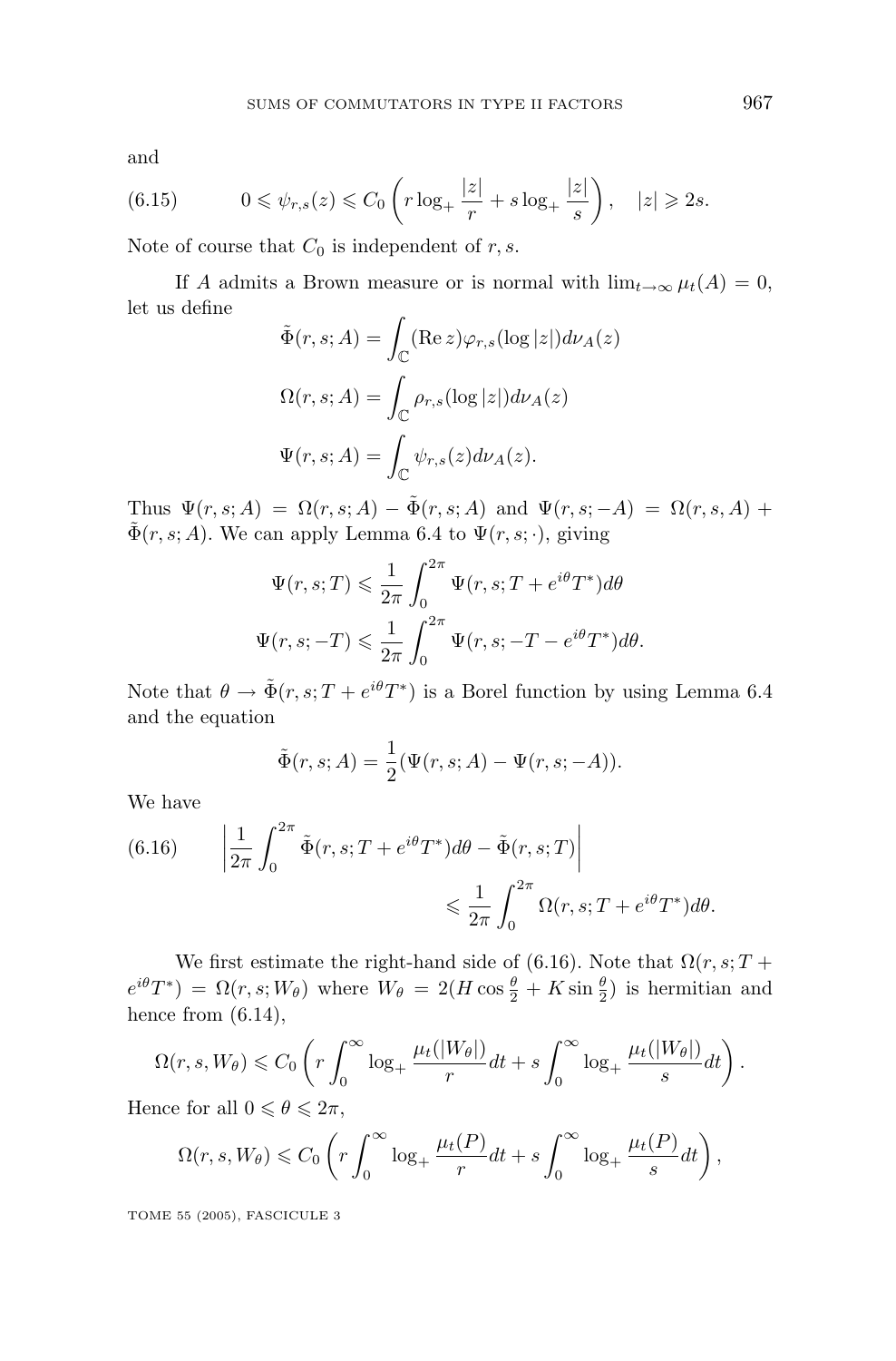and

$$0 \leqslant \psi_{r,s}(z) \leqslant C_0 \left( r \log_+ \frac{|z|}{r} + s \log_+ \frac{|z|}{s} \right), \quad |z| \geqslant 2s. \tag{6.15}$$

Note of course that $C_0$ is independent of $r, s$.

If $A$ admits a Brown measure or is normal with $\lim_{t\to\infty} \mu_t(A) = 0$, let us define

$$\tilde{\Phi}(r,s;A) = \int_{\mathbb{C}} (\operatorname{Re} z) \varphi_{r,s}(\log |z|) d\nu_A(z)$$

$$\Omega(r,s;A) = \int_{\mathbb{C}} \rho_{r,s}(\log |z|) d\nu_A(z)$$

$$\Psi(r,s;A) = \int_{\mathbb{C}} \psi_{r,s}(z) d\nu_A(z).$$

Thus $\Psi(r,s;A) = \Omega(r,s;A) - \tilde{\Phi}(r,s;A)$ and $\Psi(r,s;-A) = \Omega(r,s,A) + \tilde{\Phi}(r,s;A)$. We can apply Lemma 6.4 to $\Psi(r,s;\cdot)$, giving

$$\Psi(r,s;T) \leqslant \frac{1}{2\pi} \int_0^{2\pi} \Psi(r,s;T + e^{i\theta}T^*) d\theta$$

$$\Psi(r,s;-T) \leqslant \frac{1}{2\pi} \int_0^{2\pi} \Psi(r,s;-T - e^{i\theta}T^*) d\theta.$$

Note that $\theta \to \tilde{\Phi}(r,s;T + e^{i\theta}T^*)$ is a Borel function by using Lemma 6.4 and the equation

$$\tilde{\Phi}(r,s;A) = \frac{1}{2}(\Psi(r,s;A) - \Psi(r,s;-A)).$$

We have

$$\left| \frac{1}{2\pi} \int_0^{2\pi} \tilde{\Phi}(r,s;T + e^{i\theta}T^*) d\theta - \tilde{\Phi}(r,s;T) \right| \leqslant \frac{1}{2\pi} \int_0^{2\pi} \Omega(r,s;T + e^{i\theta}T^*) d\theta. \tag{6.16}$$

We first estimate the right-hand side of (6.16). Note that $\Omega(r,s;T + e^{i\theta}T^*) = \Omega(r,s;W_\theta)$ where $W_\theta = 2(H \cos\frac{\theta}{2} + K \sin\frac{\theta}{2})$ is hermitian and hence from (6.14),

$$\Omega(r,s,W_\theta) \leqslant C_0 \left( r \int_0^\infty \log_+ \frac{\mu_t(|W_\theta|)}{r} dt + s \int_0^\infty \log_+ \frac{\mu_t(|W_\theta|)}{s} dt \right).$$

Hence for all $0 \leqslant \theta \leqslant 2\pi$,

$$\Omega(r,s,W_\theta) \leqslant C_0 \left( r \int_0^\infty \log_+ \frac{\mu_t(P)}{r} dt + s \int_0^\infty \log_+ \frac{\mu_t(P)}{s} dt \right),$$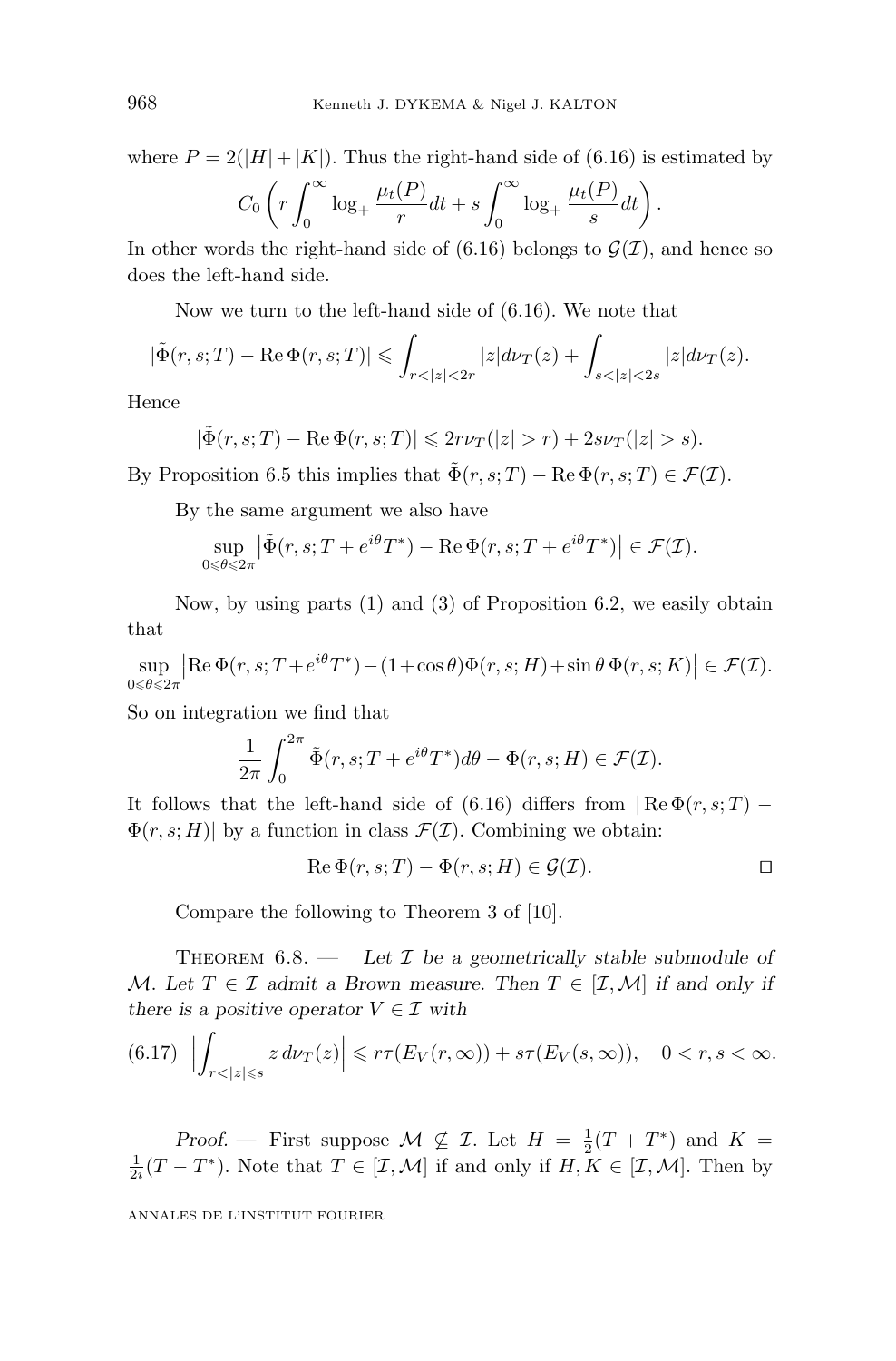where $P = 2(|H| + |K|)$. Thus the right-hand side of (6.16) is estimated by

$$C_0 \left( r \int_0^\infty \log_+ \frac{\mu_t(P)}{r} dt + s \int_0^\infty \log_+ \frac{\mu_t(P)}{s} dt \right).$$

In other words the right-hand side of (6.16) belongs to $\mathcal{G}(\mathcal{I})$, and hence so does the left-hand side.

Now we turn to the left-hand side of (6.16). We note that

$$|\tilde{\Phi}(r, s; T) - \operatorname{Re} \Phi(r, s; T)| \leqslant \int_{r<|z|<2r} |z| d\nu_T(z) + \int_{s<|z|<2s} |z| d\nu_T(z).$$

Hence

$$|\tilde{\Phi}(r, s; T) - \operatorname{Re} \Phi(r, s; T)| \leqslant 2r\nu_T(|z| > r) + 2s\nu_T(|z| > s).$$

By Proposition 6.5 this implies that $\tilde{\Phi}(r, s; T) - \operatorname{Re} \Phi(r, s; T) \in \mathcal{F}(\mathcal{I})$.

By the same argument we also have

$$\sup_{0 \leqslant \theta \leqslant 2\pi} \left| \tilde{\Phi}(r, s; T + e^{i\theta} T^*) - \operatorname{Re} \Phi(r, s; T + e^{i\theta} T^*) \right| \in \mathcal{F}(\mathcal{I}).$$

Now, by using parts (1) and (3) of Proposition 6.2, we easily obtain that

$$\sup_{0 \leqslant \theta \leqslant 2\pi} \left| \operatorname{Re} \Phi(r, s; T + e^{i\theta} T^*) - (1 + \cos\theta) \Phi(r, s; H) + \sin\theta \, \Phi(r, s; K) \right| \in \mathcal{F}(\mathcal{I}).$$

So on integration we find that

$$\frac{1}{2\pi} \int_0^{2\pi} \tilde{\Phi}(r, s; T + e^{i\theta} T^*) d\theta - \Phi(r, s; H) \in \mathcal{F}(\mathcal{I}).$$

It follows that the left-hand side of (6.16) differs from $|\operatorname{Re} \Phi(r, s; T) - \Phi(r, s; H)|$ by a function in class $\mathcal{F}(\mathcal{I})$. Combining we obtain:

$$\operatorname{Re} \Phi(r, s; T) - \Phi(r, s; H) \in \mathcal{G}(\mathcal{I}). \qquad \square$$

Compare the following to Theorem 3 of [10].

Theorem 6.8. — *Let $\mathcal{I}$ be a geometrically stable submodule of $\overline{\mathcal{M}}$. Let $T \in \mathcal{I}$ admit a Brown measure. Then $T \in [\mathcal{I}, \mathcal{M}]$ if and only if there is a positive operator $V \in \mathcal{I}$ with*

$$\left| \int_{r<|z|\leqslant s} z \, d\nu_T(z) \right| \leqslant r\tau(E_V(r, \infty)) + s\tau(E_V(s, \infty)), \quad 0 < r, s < \infty. \tag{6.17}$$

*Proof.* — First suppose $\mathcal{M} \not\subseteq \mathcal{I}$. Let $H = \frac{1}{2}(T + T^*)$ and $K = \frac{1}{2i}(T - T^*)$. Note that $T \in [\mathcal{I}, \mathcal{M}]$ if and only if $H, K \in [\mathcal{I}, \mathcal{M}]$. Then by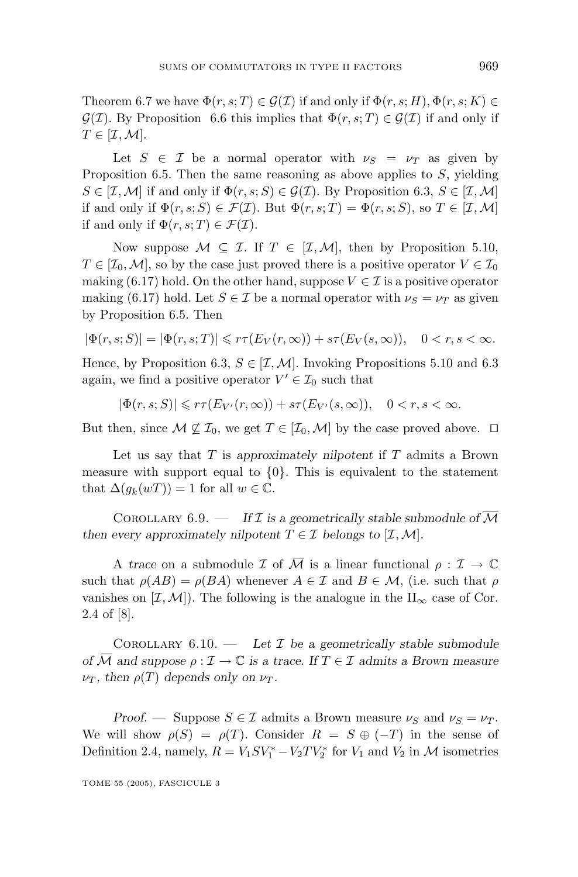Theorem 6.7 we have $\Phi(r,s;T) \in \mathcal{G}(\mathcal{I})$ if and only if $\Phi(r,s;H), \Phi(r,s;K) \in \mathcal{G}(\mathcal{I})$. By Proposition 6.6 this implies that $\Phi(r,s;T) \in \mathcal{G}(\mathcal{I})$ if and only if $T \in [\mathcal{I},\mathcal{M}]$.

Let $S \in \mathcal{I}$ be a normal operator with $\nu_S = \nu_T$ as given by Proposition 6.5. Then the same reasoning as above applies to $S$, yielding $S \in [\mathcal{I},\mathcal{M}]$ if and only if $\Phi(r,s;S) \in \mathcal{G}(\mathcal{I})$. By Proposition 6.3, $S \in [\mathcal{I},\mathcal{M}]$ if and only if $\Phi(r,s;S) \in \mathcal{F}(\mathcal{I})$. But $\Phi(r,s;T) = \Phi(r,s;S)$, so $T \in [\mathcal{I},\mathcal{M}]$ if and only if $\Phi(r,s;T) \in \mathcal{F}(\mathcal{I})$.

Now suppose $\mathcal{M} \subseteq \mathcal{I}$. If $T \in [\mathcal{I},\mathcal{M}]$, then by Proposition 5.10, $T \in [\mathcal{I}_0,\mathcal{M}]$, so by the case just proved there is a positive operator $V \in \mathcal{I}_0$ making (6.17) hold. On the other hand, suppose $V \in \mathcal{I}$ is a positive operator making (6.17) hold. Let $S \in \mathcal{I}$ be a normal operator with $\nu_S = \nu_T$ as given by Proposition 6.5. Then

$$|\Phi(r,s;S)| = |\Phi(r,s;T)| \leqslant r\tau(E_V(r,\infty)) + s\tau(E_V(s,\infty)), \quad 0 < r,s < \infty.$$

Hence, by Proposition 6.3, $S \in [\mathcal{I},\mathcal{M}]$. Invoking Propositions 5.10 and 6.3 again, we find a positive operator $V' \in \mathcal{I}_0$ such that

$$|\Phi(r,s;S)| \leqslant r\tau(E_{V'}(r,\infty)) + s\tau(E_{V'}(s,\infty)), \quad 0 < r,s < \infty.$$

But then, since $\mathcal{M} \not\subseteq \mathcal{I}_0$, we get $T \in [\mathcal{I}_0,\mathcal{M}]$ by the case proved above. $\square$

Let us say that $T$ is *approximately nilpotent* if $T$ admits a Brown measure with support equal to $\{0\}$. This is equivalent to the statement that $\Delta(g_k(wT)) = 1$ for all $w \in \mathbb{C}$.

Corollary 6.9. — *If $\mathcal{I}$ is a geometrically stable submodule of $\overline{\mathcal{M}}$ then every approximately nilpotent $T \in \mathcal{I}$ belongs to $[\mathcal{I},\mathcal{M}]$.*

A *trace* on a submodule $\mathcal{I}$ of $\overline{\mathcal{M}}$ is a linear functional $\rho : \mathcal{I} \to \mathbb{C}$ such that $\rho(AB) = \rho(BA)$ whenever $A \in \mathcal{I}$ and $B \in \mathcal{M}$, (i.e. such that $\rho$ vanishes on $[\mathcal{I},\mathcal{M}]$). The following is the analogue in the $\mathrm{II}_\infty$ case of Cor. 2.4 of [8].

Corollary 6.10. — *Let $\mathcal{I}$ be a geometrically stable submodule of $\overline{\mathcal{M}}$ and suppose $\rho : \mathcal{I} \to \mathbb{C}$ is a trace. If $T \in \mathcal{I}$ admits a Brown measure $\nu_T$, then $\rho(T)$ depends only on $\nu_T$.*

*Proof.* — Suppose $S \in \mathcal{I}$ admits a Brown measure $\nu_S$ and $\nu_S = \nu_T$. We will show $\rho(S) = \rho(T)$. Consider $R = S \oplus (-T)$ in the sense of Definition 2.4, namely, $R = V_1 S V_1^* - V_2 T V_2^*$ for $V_1$ and $V_2$ in $\mathcal{M}$ isometries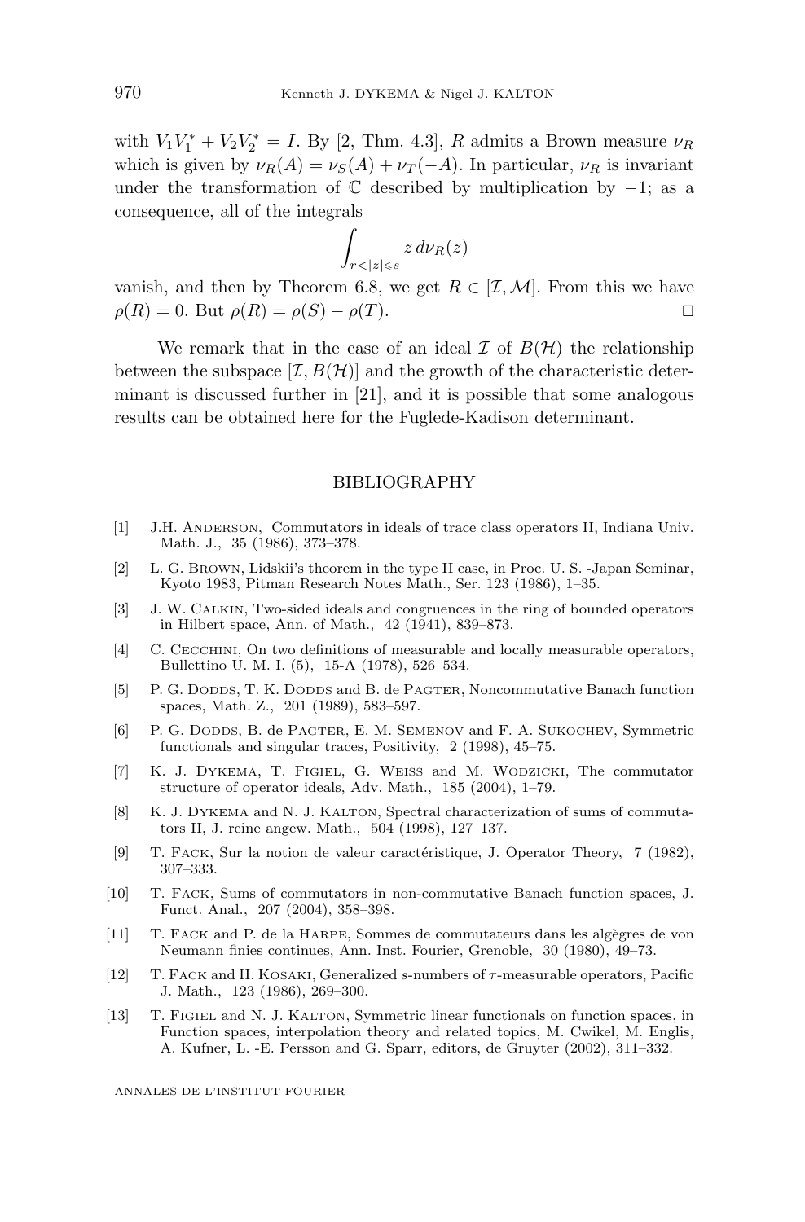with $V_1V_1^* + V_2V_2^* = I$. By [2, Thm. 4.3], $R$ admits a Brown measure $\nu_R$ which is given by $\nu_R(A) = \nu_S(A) + \nu_T(-A)$. In particular, $\nu_R$ is invariant under the transformation of $\mathbb{C}$ described by multiplication by $-1$; as a consequence, all of the integrals

$$\int_{r<|z|\leqslant s} z\, d\nu_R(z)$$

vanish, and then by Theorem 6.8, we get $R \in [\mathcal{I}, \mathcal{M}]$. From this we have $\rho(R) = 0$. But $\rho(R) = \rho(S) - \rho(T)$. □

We remark that in the case of an ideal $\mathcal{I}$ of $B(\mathcal{H})$ the relationship between the subspace $[\mathcal{I}, B(\mathcal{H})]$ and the growth of the characteristic determinant is discussed further in [21], and it is possible that some analogous results can be obtained here for the Fuglede-Kadison determinant.

## BIBLIOGRAPHY

[1] J.H. Anderson, Commutators in ideals of trace class operators II, Indiana Univ. Math. J., 35 (1986), 373–378.

[2] L. G. Brown, Lidskii's theorem in the type II case, in Proc. U. S. -Japan Seminar, Kyoto 1983, Pitman Research Notes Math., Ser. 123 (1986), 1–35.

[3] J. W. Calkin, Two-sided ideals and congruences in the ring of bounded operators in Hilbert space, Ann. of Math., 42 (1941), 839–873.

[4] C. Cecchini, On two definitions of measurable and locally measurable operators, Bullettino U. M. I. (5), 15-A (1978), 526–534.

[5] P. G. Dodds, T. K. Dodds and B. de Pagter, Noncommutative Banach function spaces, Math. Z., 201 (1989), 583–597.

[6] P. G. Dodds, B. de Pagter, E. M. Semenov and F. A. Sukochev, Symmetric functionals and singular traces, Positivity, 2 (1998), 45–75.

[7] K. J. Dykema, T. Figiel, G. Weiss and M. Wodzicki, The commutator structure of operator ideals, Adv. Math., 185 (2004), 1–79.

[8] K. J. Dykema and N. J. Kalton, Spectral characterization of sums of commutators II, J. reine angew. Math., 504 (1998), 127–137.

[9] T. Fack, Sur la notion de valeur caractéristique, J. Operator Theory, 7 (1982), 307–333.

[10] T. Fack, Sums of commutators in non-commutative Banach function spaces, J. Funct. Anal., 207 (2004), 358–398.

[11] T. Fack and P. de la Harpe, Sommes de commutateurs dans les algègres de von Neumann finies continues, Ann. Inst. Fourier, Grenoble, 30 (1980), 49–73.

[12] T. Fack and H. Kosaki, Generalized $s$-numbers of $\tau$-measurable operators, Pacific J. Math., 123 (1986), 269–300.

[13] T. Figiel and N. J. Kalton, Symmetric linear functionals on function spaces, in Function spaces, interpolation theory and related topics, M. Cwikel, M. Englis, A. Kufner, L. -E. Persson and G. Sparr, editors, de Gruyter (2002), 311–332.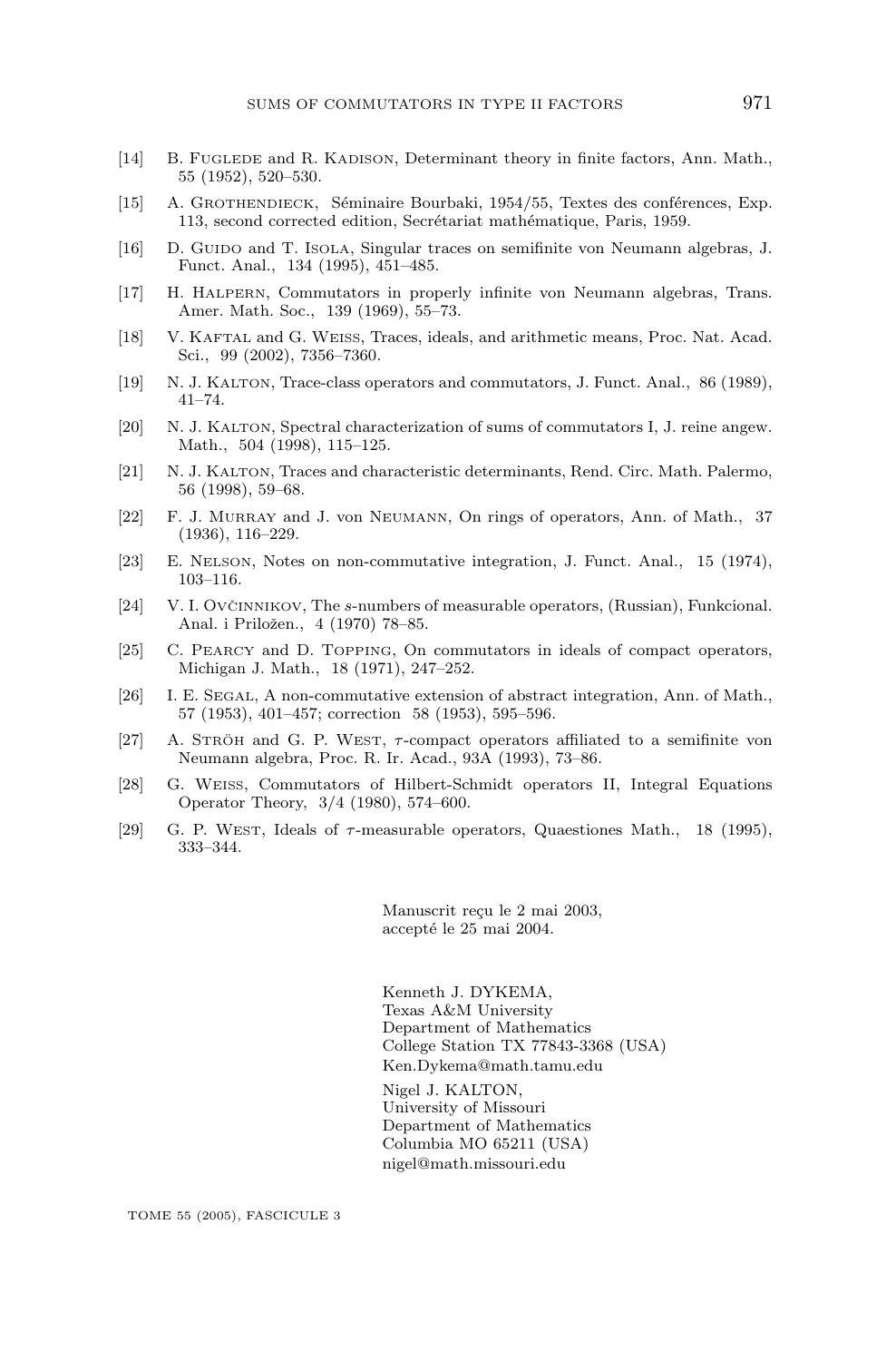[14] B. Fuglede and R. Kadison, Determinant theory in finite factors, Ann. Math., 55 (1952), 520–530.

[15] A. Grothendieck, Séminaire Bourbaki, 1954/55, Textes des conférences, Exp. 113, second corrected edition, Secrétariat mathématique, Paris, 1959.

[16] D. Guido and T. Isola, Singular traces on semifinite von Neumann algebras, J. Funct. Anal., 134 (1995), 451–485.

[17] H. Halpern, Commutators in properly infinite von Neumann algebras, Trans. Amer. Math. Soc., 139 (1969), 55–73.

[18] V. Kaftal and G. Weiss, Traces, ideals, and arithmetic means, Proc. Nat. Acad. Sci., 99 (2002), 7356–7360.

[19] N. J. Kalton, Trace-class operators and commutators, J. Funct. Anal., 86 (1989), 41–74.

[20] N. J. Kalton, Spectral characterization of sums of commutators I, J. reine angew. Math., 504 (1998), 115–125.

[21] N. J. Kalton, Traces and characteristic determinants, Rend. Circ. Math. Palermo, 56 (1998), 59–68.

[22] F. J. Murray and J. von Neumann, On rings of operators, Ann. of Math., 37 (1936), 116–229.

[23] E. Nelson, Notes on non-commutative integration, J. Funct. Anal., 15 (1974), 103–116.

[24] V. I. Ovčinnikov, The $s$-numbers of measurable operators, (Russian), Funkcional. Anal. i Priložen., 4 (1970) 78–85.

[25] C. Pearcy and D. Topping, On commutators in ideals of compact operators, Michigan J. Math., 18 (1971), 247–252.

[26] I. E. Segal, A non-commutative extension of abstract integration, Ann. of Math., 57 (1953), 401–457; correction 58 (1953), 595–596.

[27] A. Ströh and G. P. West, $\tau$-compact operators affiliated to a semifinite von Neumann algebra, Proc. R. Ir. Acad., 93A (1993), 73–86.

[28] G. Weiss, Commutators of Hilbert-Schmidt operators II, Integral Equations Operator Theory, 3/4 (1980), 574–600.

[29] G. P. West, Ideals of $\tau$-measurable operators, Quaestiones Math., 18 (1995), 333–344.

Manuscrit reçu le 2 mai 2003,
accepté le 25 mai 2004.

Kenneth J. DYKEMA,
Texas A&M University
Department of Mathematics
College Station TX 77843-3368 (USA)
Ken.Dykema@math.tamu.edu

Nigel J. KALTON,
University of Missouri
Department of Mathematics
Columbia MO 65211 (USA)
nigel@math.missouri.edu